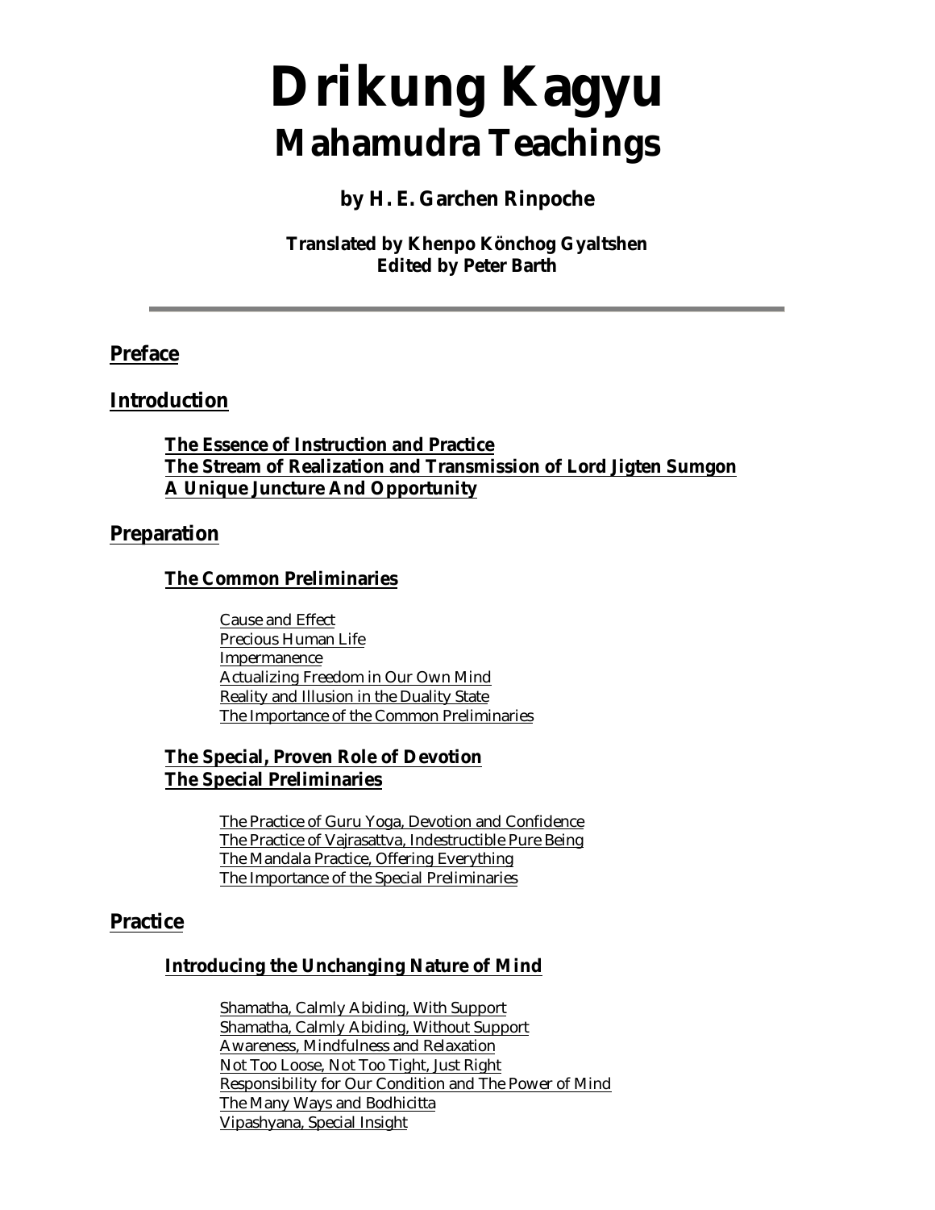# Drikung Kagyu
## Mahamudra Teachings

**by H. E. Garchen Rinpoche**

**Translated by Khenpo Könchog Gyaltshen**
**Edited by Peter Barth**

---

## Preface

## Introduction

### The Essence of Instruction and Practice
### The Stream of Realization and Transmission of Lord Jigten Sumgon
### A Unique Juncture And Opportunity

## Preparation

### The Common Preliminaries

- Cause and Effect
- Precious Human Life
- Impermanence
- Actualizing Freedom in Our Own Mind
- Reality and Illusion in the Duality State
- The Importance of the Common Preliminaries

### The Special, Proven Role of Devotion
### The Special Preliminaries

- The Practice of Guru Yoga, Devotion and Confidence
- The Practice of Vajrasattva, Indestructible Pure Being
- The Mandala Practice, Offering Everything
- The Importance of the Special Preliminaries

## Practice

### Introducing the Unchanging Nature of Mind

- Shamatha, Calmly Abiding, With Support
- Shamatha, Calmly Abiding, Without Support
- Awareness, Mindfulness and Relaxation
- Not Too Loose, Not Too Tight, Just Right
- Responsibility for Our Condition and The Power of Mind
- The Many Ways and Bodhicitta
- Vipashyana, Special Insight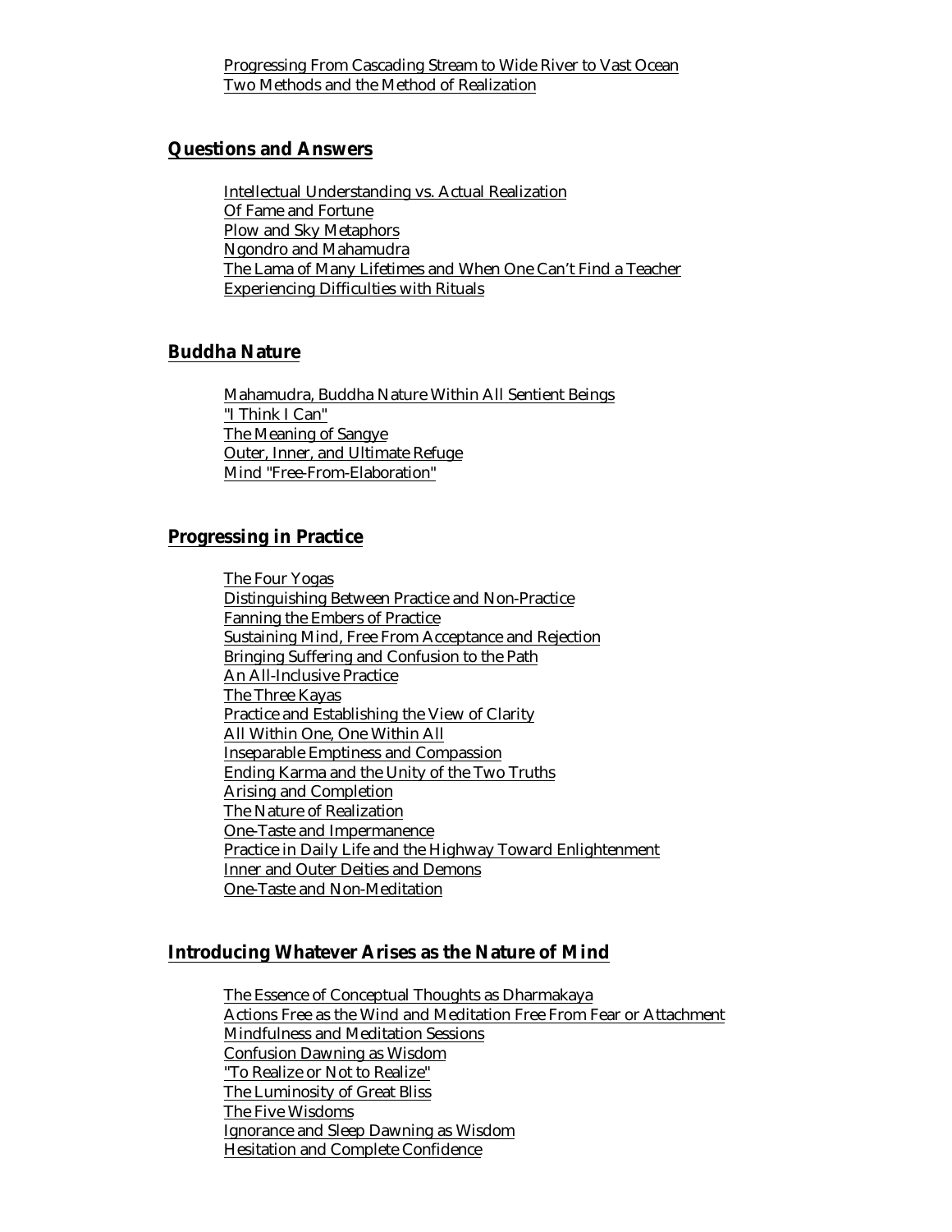Progressing From Cascading Stream to Wide River to Vast Ocean
Two Methods and the Method of Realization

## Questions and Answers

Intellectual Understanding vs. Actual Realization
Of Fame and Fortune
Plow and Sky Metaphors
Ngondro and Mahamudra
The Lama of Many Lifetimes and When One Can't Find a Teacher
Experiencing Difficulties with Rituals

## Buddha Nature

Mahamudra, Buddha Nature Within All Sentient Beings
"I Think I Can"
The Meaning of Sangye
Outer, Inner, and Ultimate Refuge
Mind "Free-From-Elaboration"

## Progressing in Practice

The Four Yogas
Distinguishing Between Practice and Non-Practice
Fanning the Embers of Practice
Sustaining Mind, Free From Acceptance and Rejection
Bringing Suffering and Confusion to the Path
An All-Inclusive Practice
The Three Kayas
Practice and Establishing the View of Clarity
All Within One, One Within All
Inseparable Emptiness and Compassion
Ending Karma and the Unity of the Two Truths
Arising and Completion
The Nature of Realization
One-Taste and Impermanence
Practice in Daily Life and the Highway Toward Enlightenment
Inner and Outer Deities and Demons
One-Taste and Non-Meditation

## Introducing Whatever Arises as the Nature of Mind

The Essence of Conceptual Thoughts as Dharmakaya
Actions Free as the Wind and Meditation Free From Fear or Attachment
Mindfulness and Meditation Sessions
Confusion Dawning as Wisdom
"To Realize or Not to Realize"
The Luminosity of Great Bliss
The Five Wisdoms
Ignorance and Sleep Dawning as Wisdom
Hesitation and Complete Confidence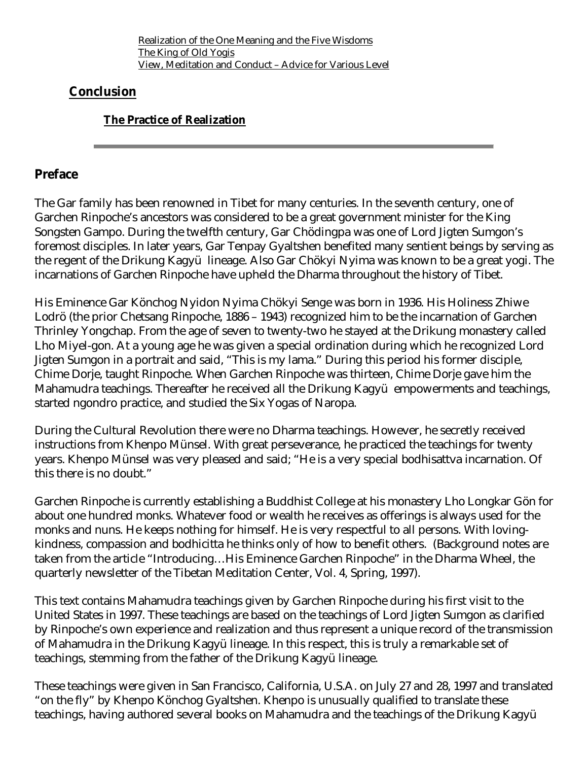Realization of the One Meaning and the Five Wisdoms
The King of Old Yogis
View, Meditation and Conduct – Advice for Various Level

## Conclusion

### The Practice of Realization

---

## Preface

The Gar family has been renowned in Tibet for many centuries. In the seventh century, one of Garchen Rinpoche's ancestors was considered to be a great government minister for the King Songsten Gampo. During the twelfth century, Gar Chödingpa was one of Lord Jigten Sumgon's foremost disciples. In later years, Gar Tenpay Gyaltshen benefited many sentient beings by serving as the regent of the Drikung Kagyü lineage. Also Gar Chökyi Nyima was known to be a great yogi. The incarnations of Garchen Rinpoche have upheld the Dharma throughout the history of Tibet.

His Eminence Gar Könchog Nyidon Nyima Chökyi Senge was born in 1936. His Holiness Zhiwe Lodrö (the prior Chetsang Rinpoche, 1886 – 1943) recognized him to be the incarnation of Garchen Thrinley Yongchap. From the age of seven to twenty-two he stayed at the Drikung monastery called Lho Miyel-gon. At a young age he was given a special ordination during which he recognized Lord Jigten Sumgon in a portrait and said, "This is my lama." During this period his former disciple, Chime Dorje, taught Rinpoche. When Garchen Rinpoche was thirteen, Chime Dorje gave him the Mahamudra teachings. Thereafter he received all the Drikung Kagyü empowerments and teachings, started ngondro practice, and studied the Six Yogas of Naropa.

During the Cultural Revolution there were no Dharma teachings. However, he secretly received instructions from Khenpo Münsel. With great perseverance, he practiced the teachings for twenty years. Khenpo Münsel was very pleased and said; "He is a very special bodhisattva incarnation. Of this there is no doubt."

Garchen Rinpoche is currently establishing a Buddhist College at his monastery Lho Longkar Gön for about one hundred monks. Whatever food or wealth he receives as offerings is always used for the monks and nuns. He keeps nothing for himself. He is very respectful to all persons. With loving-kindness, compassion and bodhicitta he thinks only of how to benefit others. (Background notes are taken from the article "Introducing…His Eminence Garchen Rinpoche" in the Dharma Wheel, the quarterly newsletter of the Tibetan Meditation Center, Vol. 4, Spring, 1997).

This text contains Mahamudra teachings given by Garchen Rinpoche during his first visit to the United States in 1997. These teachings are based on the teachings of Lord Jigten Sumgon as clarified by Rinpoche's own experience and realization and thus represent a unique record of the transmission of Mahamudra in the Drikung Kagyü lineage. In this respect, this is truly a remarkable set of teachings, stemming from the father of the Drikung Kagyü lineage.

These teachings were given in San Francisco, California, U.S.A. on July 27 and 28, 1997 and translated "on the fly" by Khenpo Könchog Gyaltshen. Khenpo is unusually qualified to translate these teachings, having authored several books on Mahamudra and the teachings of the Drikung Kagyü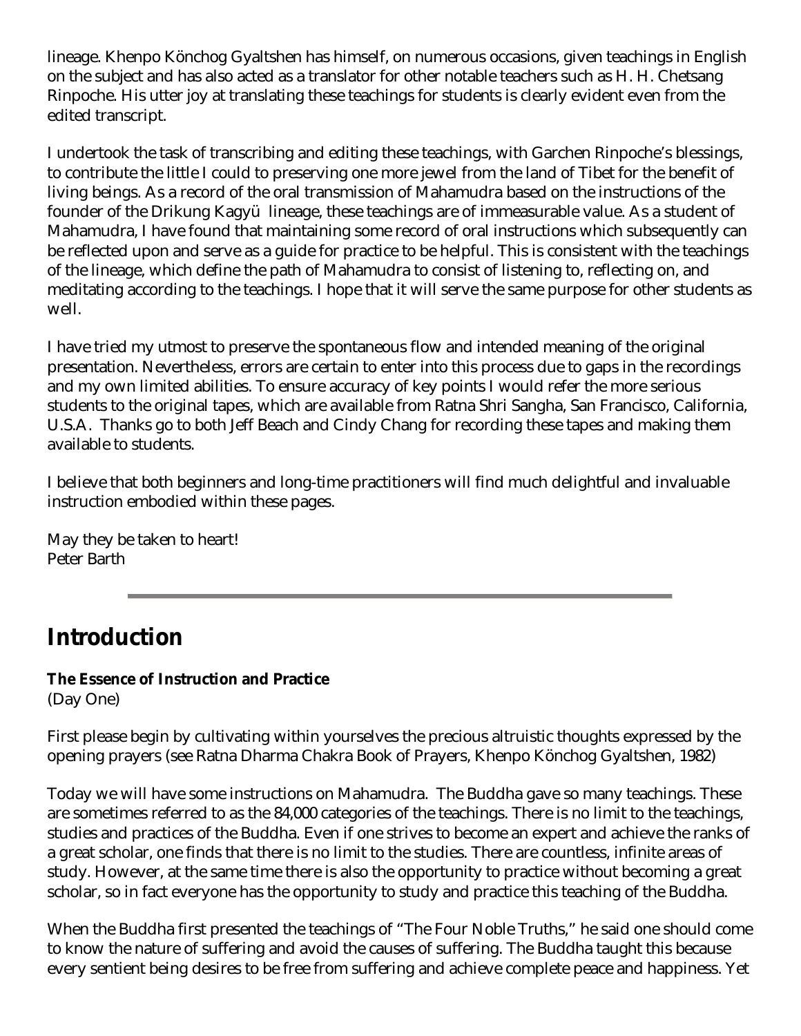lineage. Khenpo Könchog Gyaltshen has himself, on numerous occasions, given teachings in English on the subject and has also acted as a translator for other notable teachers such as H. H. Chetsang Rinpoche. His utter joy at translating these teachings for students is clearly evident even from the edited transcript.

I undertook the task of transcribing and editing these teachings, with Garchen Rinpoche's blessings, to contribute the little I could to preserving one more jewel from the land of Tibet for the benefit of living beings. As a record of the oral transmission of Mahamudra based on the instructions of the founder of the Drikung Kagyü lineage, these teachings are of immeasurable value. As a student of Mahamudra, I have found that maintaining some record of oral instructions which subsequently can be reflected upon and serve as a guide for practice to be helpful. This is consistent with the teachings of the lineage, which define the path of Mahamudra to consist of listening to, reflecting on, and meditating according to the teachings. I hope that it will serve the same purpose for other students as well.

I have tried my utmost to preserve the spontaneous flow and intended meaning of the original presentation. Nevertheless, errors are certain to enter into this process due to gaps in the recordings and my own limited abilities. To ensure accuracy of key points I would refer the more serious students to the original tapes, which are available from Ratna Shri Sangha, San Francisco, California, U.S.A. Thanks go to both Jeff Beach and Cindy Chang for recording these tapes and making them available to students.

I believe that both beginners and long-time practitioners will find much delightful and invaluable instruction embodied within these pages.

May they be taken to heart!
Peter Barth

---

# Introduction

**The Essence of Instruction and Practice**
(Day One)

First please begin by cultivating within yourselves the precious altruistic thoughts expressed by the opening prayers (see Ratna Dharma Chakra Book of Prayers, Khenpo Könchog Gyaltshen, 1982)

Today we will have some instructions on Mahamudra. The Buddha gave so many teachings. These are sometimes referred to as the 84,000 categories of the teachings. There is no limit to the teachings, studies and practices of the Buddha. Even if one strives to become an expert and achieve the ranks of a great scholar, one finds that there is no limit to the studies. There are countless, infinite areas of study. However, at the same time there is also the opportunity to practice without becoming a great scholar, so in fact everyone has the opportunity to study and practice this teaching of the Buddha.

When the Buddha first presented the teachings of "The Four Noble Truths," he said one should come to know the nature of suffering and avoid the causes of suffering. The Buddha taught this because every sentient being desires to be free from suffering and achieve complete peace and happiness. Yet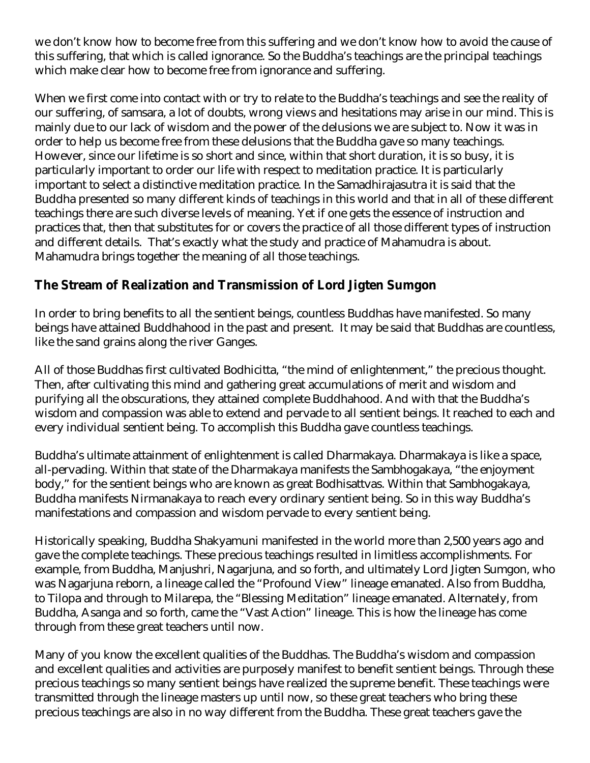we don't know how to become free from this suffering and we don't know how to avoid the cause of this suffering, that which is called ignorance. So the Buddha's teachings are the principal teachings which make clear how to become free from ignorance and suffering.

When we first come into contact with or try to relate to the Buddha's teachings and see the reality of our suffering, of samsara, a lot of doubts, wrong views and hesitations may arise in our mind. This is mainly due to our lack of wisdom and the power of the delusions we are subject to. Now it was in order to help us become free from these delusions that the Buddha gave so many teachings. However, since our lifetime is so short and since, within that short duration, it is so busy, it is particularly important to order our life with respect to meditation practice. It is particularly important to select a distinctive meditation practice. In the Samadhirajasutra it is said that the Buddha presented so many different kinds of teachings in this world and that in all of these different teachings there are such diverse levels of meaning. Yet if one gets the essence of instruction and practices that, then that substitutes for or covers the practice of all those different types of instruction and different details. That's exactly what the study and practice of Mahamudra is about. Mahamudra brings together the meaning of all those teachings.

## The Stream of Realization and Transmission of Lord Jigten Sumgon

In order to bring benefits to all the sentient beings, countless Buddhas have manifested. So many beings have attained Buddhahood in the past and present. It may be said that Buddhas are countless, like the sand grains along the river Ganges.

All of those Buddhas first cultivated Bodhicitta, "the mind of enlightenment," the precious thought. Then, after cultivating this mind and gathering great accumulations of merit and wisdom and purifying all the obscurations, they attained complete Buddhahood. And with that the Buddha's wisdom and compassion was able to extend and pervade to all sentient beings. It reached to each and every individual sentient being. To accomplish this Buddha gave countless teachings.

Buddha's ultimate attainment of enlightenment is called Dharmakaya. Dharmakaya is like a space, all-pervading. Within that state of the Dharmakaya manifests the Sambhogakaya, "the enjoyment body," for the sentient beings who are known as great Bodhisattvas. Within that Sambhogakaya, Buddha manifests Nirmanakaya to reach every ordinary sentient being. So in this way Buddha's manifestations and compassion and wisdom pervade to every sentient being.

Historically speaking, Buddha Shakyamuni manifested in the world more than 2,500 years ago and gave the complete teachings. These precious teachings resulted in limitless accomplishments. For example, from Buddha, Manjushri, Nagarjuna, and so forth, and ultimately Lord Jigten Sumgon, who was Nagarjuna reborn, a lineage called the "Profound View" lineage emanated. Also from Buddha, to Tilopa and through to Milarepa, the "Blessing Meditation" lineage emanated. Alternately, from Buddha, Asanga and so forth, came the "Vast Action" lineage. This is how the lineage has come through from these great teachers until now.

Many of you know the excellent qualities of the Buddhas. The Buddha's wisdom and compassion and excellent qualities and activities are purposely manifest to benefit sentient beings. Through these precious teachings so many sentient beings have realized the supreme benefit. These teachings were transmitted through the lineage masters up until now, so these great teachers who bring these precious teachings are also in no way different from the Buddha. These great teachers gave the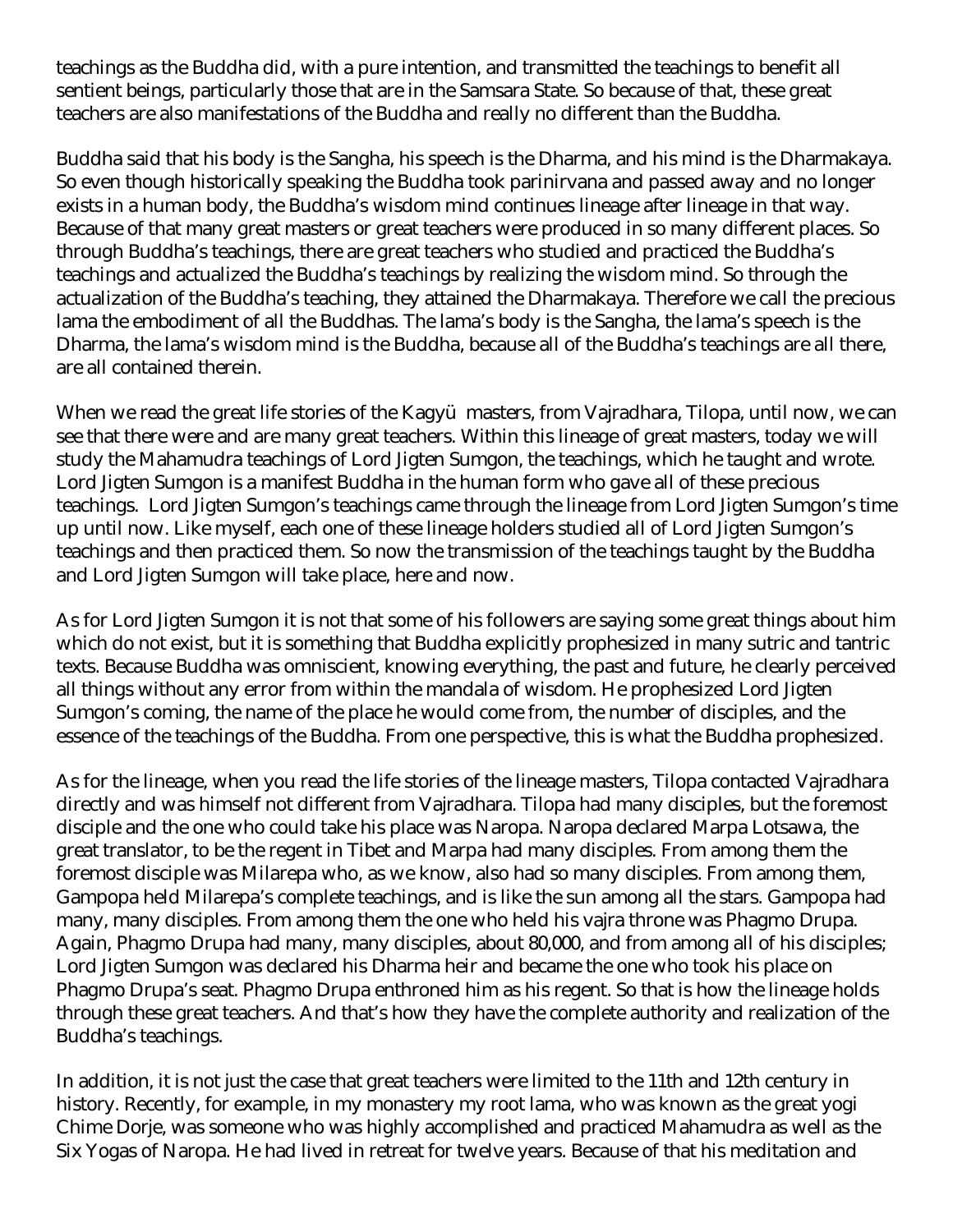teachings as the Buddha did, with a pure intention, and transmitted the teachings to benefit all sentient beings, particularly those that are in the Samsara State. So because of that, these great teachers are also manifestations of the Buddha and really no different than the Buddha.

Buddha said that his body is the Sangha, his speech is the Dharma, and his mind is the Dharmakaya. So even though historically speaking the Buddha took parinirvana and passed away and no longer exists in a human body, the Buddha's wisdom mind continues lineage after lineage in that way. Because of that many great masters or great teachers were produced in so many different places. So through Buddha's teachings, there are great teachers who studied and practiced the Buddha's teachings and actualized the Buddha's teachings by realizing the wisdom mind. So through the actualization of the Buddha's teaching, they attained the Dharmakaya. Therefore we call the precious lama the embodiment of all the Buddhas. The lama's body is the Sangha, the lama's speech is the Dharma, the lama's wisdom mind is the Buddha, because all of the Buddha's teachings are all there, are all contained therein.

When we read the great life stories of the Kagyü masters, from Vajradhara, Tilopa, until now, we can see that there were and are many great teachers. Within this lineage of great masters, today we will study the Mahamudra teachings of Lord Jigten Sumgon, the teachings, which he taught and wrote. Lord Jigten Sumgon is a manifest Buddha in the human form who gave all of these precious teachings. Lord Jigten Sumgon's teachings came through the lineage from Lord Jigten Sumgon's time up until now. Like myself, each one of these lineage holders studied all of Lord Jigten Sumgon's teachings and then practiced them. So now the transmission of the teachings taught by the Buddha and Lord Jigten Sumgon will take place, here and now.

As for Lord Jigten Sumgon it is not that some of his followers are saying some great things about him which do not exist, but it is something that Buddha explicitly prophesized in many sutric and tantric texts. Because Buddha was omniscient, knowing everything, the past and future, he clearly perceived all things without any error from within the mandala of wisdom. He prophesized Lord Jigten Sumgon's coming, the name of the place he would come from, the number of disciples, and the essence of the teachings of the Buddha. From one perspective, this is what the Buddha prophesized.

As for the lineage, when you read the life stories of the lineage masters, Tilopa contacted Vajradhara directly and was himself not different from Vajradhara. Tilopa had many disciples, but the foremost disciple and the one who could take his place was Naropa. Naropa declared Marpa Lotsawa, the great translator, to be the regent in Tibet and Marpa had many disciples. From among them the foremost disciple was Milarepa who, as we know, also had so many disciples. From among them, Gampopa held Milarepa's complete teachings, and is like the sun among all the stars. Gampopa had many, many disciples. From among them the one who held his vajra throne was Phagmo Drupa. Again, Phagmo Drupa had many, many disciples, about 80,000, and from among all of his disciples; Lord Jigten Sumgon was declared his Dharma heir and became the one who took his place on Phagmo Drupa's seat. Phagmo Drupa enthroned him as his regent. So that is how the lineage holds through these great teachers. And that's how they have the complete authority and realization of the Buddha's teachings.

In addition, it is not just the case that great teachers were limited to the 11th and 12th century in history. Recently, for example, in my monastery my root lama, who was known as the great yogi Chime Dorje, was someone who was highly accomplished and practiced Mahamudra as well as the Six Yogas of Naropa. He had lived in retreat for twelve years. Because of that his meditation and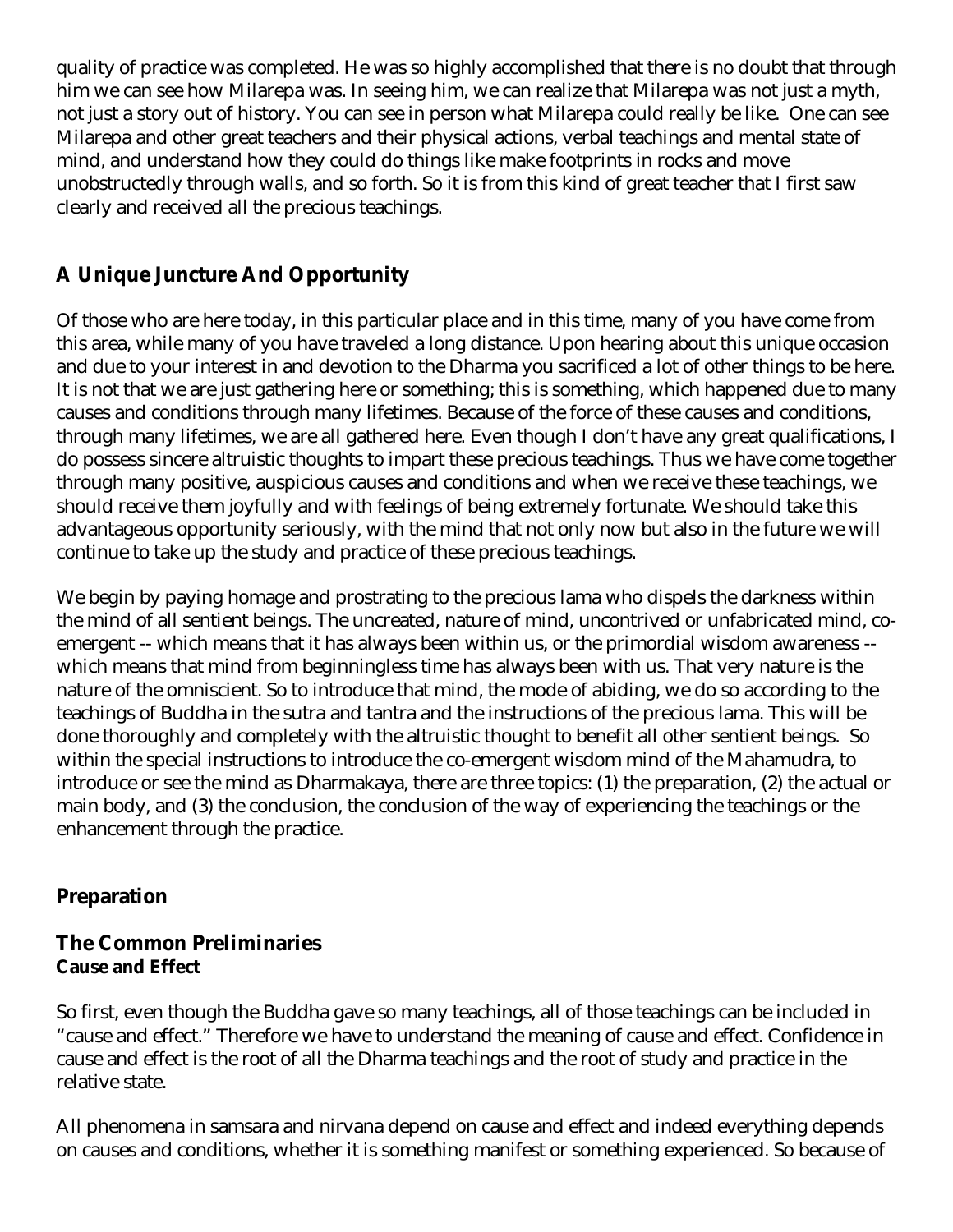quality of practice was completed. He was so highly accomplished that there is no doubt that through him we can see how Milarepa was. In seeing him, we can realize that Milarepa was not just a myth, not just a story out of history. You can see in person what Milarepa could really be like. One can see Milarepa and other great teachers and their physical actions, verbal teachings and mental state of mind, and understand how they could do things like make footprints in rocks and move unobstructedly through walls, and so forth. So it is from this kind of great teacher that I first saw clearly and received all the precious teachings.

## A Unique Juncture And Opportunity

Of those who are here today, in this particular place and in this time, many of you have come from this area, while many of you have traveled a long distance. Upon hearing about this unique occasion and due to your interest in and devotion to the Dharma you sacrificed a lot of other things to be here. It is not that we are just gathering here or something; this is something, which happened due to many causes and conditions through many lifetimes. Because of the force of these causes and conditions, through many lifetimes, we are all gathered here. Even though I don't have any great qualifications, I do possess sincere altruistic thoughts to impart these precious teachings. Thus we have come together through many positive, auspicious causes and conditions and when we receive these teachings, we should receive them joyfully and with feelings of being extremely fortunate. We should take this advantageous opportunity seriously, with the mind that not only now but also in the future we will continue to take up the study and practice of these precious teachings.

We begin by paying homage and prostrating to the precious lama who dispels the darkness within the mind of all sentient beings. The uncreated, nature of mind, uncontrived or unfabricated mind, co-emergent -- which means that it has always been within us, or the primordial wisdom awareness -- which means that mind from beginningless time has always been with us. That very nature is the nature of the omniscient. So to introduce that mind, the mode of abiding, we do so according to the teachings of Buddha in the sutra and tantra and the instructions of the precious lama. This will be done thoroughly and completely with the altruistic thought to benefit all other sentient beings. So within the special instructions to introduce the co-emergent wisdom mind of the Mahamudra, to introduce or see the mind as Dharmakaya, there are three topics: (1) the preparation, (2) the actual or main body, and (3) the conclusion, the conclusion of the way of experiencing the teachings or the enhancement through the practice.

## Preparation

### The Common Preliminaries

#### Cause and Effect

So first, even though the Buddha gave so many teachings, all of those teachings can be included in "cause and effect." Therefore we have to understand the meaning of cause and effect. Confidence in cause and effect is the root of all the Dharma teachings and the root of study and practice in the relative state.

All phenomena in samsara and nirvana depend on cause and effect and indeed everything depends on causes and conditions, whether it is something manifest or something experienced. So because of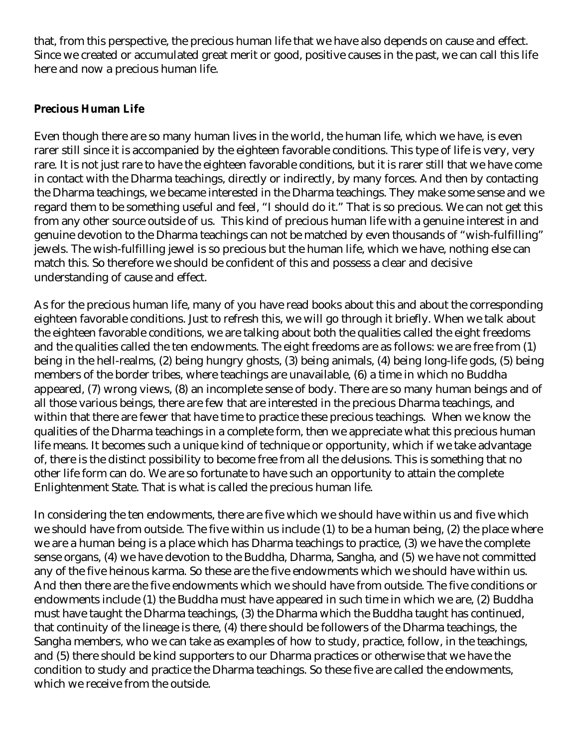that, from this perspective, the precious human life that we have also depends on cause and effect. Since we created or accumulated great merit or good, positive causes in the past, we can call this life here and now a precious human life.

**Precious Human Life**

Even though there are so many human lives in the world, the human life, which we have, is even rarer still since it is accompanied by the eighteen favorable conditions. This type of life is very, very rare. It is not just rare to have the eighteen favorable conditions, but it is rarer still that we have come in contact with the Dharma teachings, directly or indirectly, by many forces. And then by contacting the Dharma teachings, we became interested in the Dharma teachings. They make some sense and we regard them to be something useful and feel, "I should do it." That is so precious. We can not get this from any other source outside of us. This kind of precious human life with a genuine interest in and genuine devotion to the Dharma teachings can not be matched by even thousands of "wish-fulfilling" jewels. The wish-fulfilling jewel is so precious but the human life, which we have, nothing else can match this. So therefore we should be confident of this and possess a clear and decisive understanding of cause and effect.

As for the precious human life, many of you have read books about this and about the corresponding eighteen favorable conditions. Just to refresh this, we will go through it briefly. When we talk about the eighteen favorable conditions, we are talking about both the qualities called the eight freedoms and the qualities called the ten endowments. The eight freedoms are as follows: we are free from (1) being in the hell-realms, (2) being hungry ghosts, (3) being animals, (4) being long-life gods, (5) being members of the border tribes, where teachings are unavailable, (6) a time in which no Buddha appeared, (7) wrong views, (8) an incomplete sense of body. There are so many human beings and of all those various beings, there are few that are interested in the precious Dharma teachings, and within that there are fewer that have time to practice these precious teachings. When we know the qualities of the Dharma teachings in a complete form, then we appreciate what this precious human life means. It becomes such a unique kind of technique or opportunity, which if we take advantage of, there is the distinct possibility to become free from all the delusions. This is something that no other life form can do. We are so fortunate to have such an opportunity to attain the complete Enlightenment State. That is what is called the precious human life.

In considering the ten endowments, there are five which we should have within us and five which we should have from outside. The five within us include (1) to be a human being, (2) the place where we are a human being is a place which has Dharma teachings to practice, (3) we have the complete sense organs, (4) we have devotion to the Buddha, Dharma, Sangha, and (5) we have not committed any of the five heinous karma. So these are the five endowments which we should have within us. And then there are the five endowments which we should have from outside. The five conditions or endowments include (1) the Buddha must have appeared in such time in which we are, (2) Buddha must have taught the Dharma teachings, (3) the Dharma which the Buddha taught has continued, that continuity of the lineage is there, (4) there should be followers of the Dharma teachings, the Sangha members, who we can take as examples of how to study, practice, follow, in the teachings, and (5) there should be kind supporters to our Dharma practices or otherwise that we have the condition to study and practice the Dharma teachings. So these five are called the endowments, which we receive from the outside.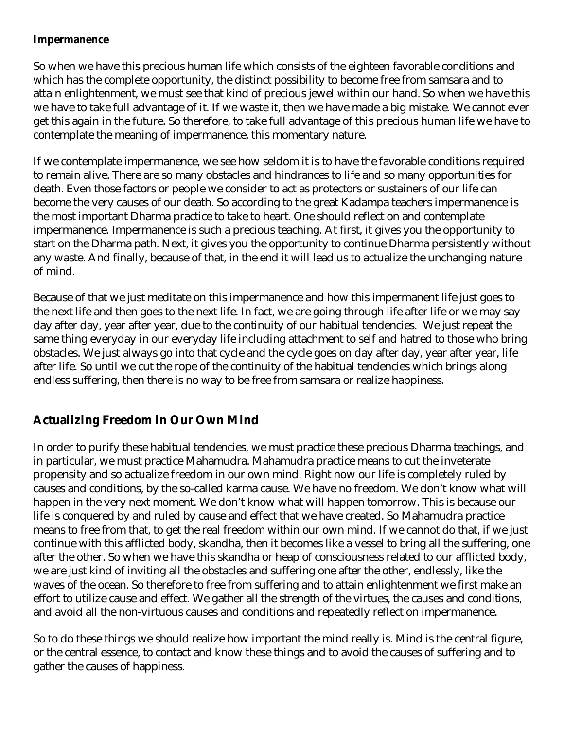**Impermanence**

So when we have this precious human life which consists of the eighteen favorable conditions and which has the complete opportunity, the distinct possibility to become free from samsara and to attain enlightenment, we must see that kind of precious jewel within our hand. So when we have this we have to take full advantage of it. If we waste it, then we have made a big mistake. We cannot ever get this again in the future. So therefore, to take full advantage of this precious human life we have to contemplate the meaning of impermanence, this momentary nature.

If we contemplate impermanence, we see how seldom it is to have the favorable conditions required to remain alive. There are so many obstacles and hindrances to life and so many opportunities for death. Even those factors or people we consider to act as protectors or sustainers of our life can become the very causes of our death. So according to the great Kadampa teachers impermanence is the most important Dharma practice to take to heart. One should reflect on and contemplate impermanence. Impermanence is such a precious teaching. At first, it gives you the opportunity to start on the Dharma path. Next, it gives you the opportunity to continue Dharma persistently without any waste. And finally, because of that, in the end it will lead us to actualize the unchanging nature of mind.

Because of that we just meditate on this impermanence and how this impermanent life just goes to the next life and then goes to the next life. In fact, we are going through life after life or we may say day after day, year after year, due to the continuity of our habitual tendencies. We just repeat the same thing everyday in our everyday life including attachment to self and hatred to those who bring obstacles. We just always go into that cycle and the cycle goes on day after day, year after year, life after life. So until we cut the rope of the continuity of the habitual tendencies which brings along endless suffering, then there is no way to be free from samsara or realize happiness.

## Actualizing Freedom in Our Own Mind

In order to purify these habitual tendencies, we must practice these precious Dharma teachings, and in particular, we must practice Mahamudra. Mahamudra practice means to cut the inveterate propensity and so actualize freedom in our own mind. Right now our life is completely ruled by causes and conditions, by the so-called karma cause. We have no freedom. We don't know what will happen in the very next moment. We don't know what will happen tomorrow. This is because our life is conquered by and ruled by cause and effect that we have created. So Mahamudra practice means to free from that, to get the real freedom within our own mind. If we cannot do that, if we just continue with this afflicted body, skandha, then it becomes like a vessel to bring all the suffering, one after the other. So when we have this skandha or heap of consciousness related to our afflicted body, we are just kind of inviting all the obstacles and suffering one after the other, endlessly, like the waves of the ocean. So therefore to free from suffering and to attain enlightenment we first make an effort to utilize cause and effect. We gather all the strength of the virtues, the causes and conditions, and avoid all the non-virtuous causes and conditions and repeatedly reflect on impermanence.

So to do these things we should realize how important the mind really is. Mind is the central figure, or the central essence, to contact and know these things and to avoid the causes of suffering and to gather the causes of happiness.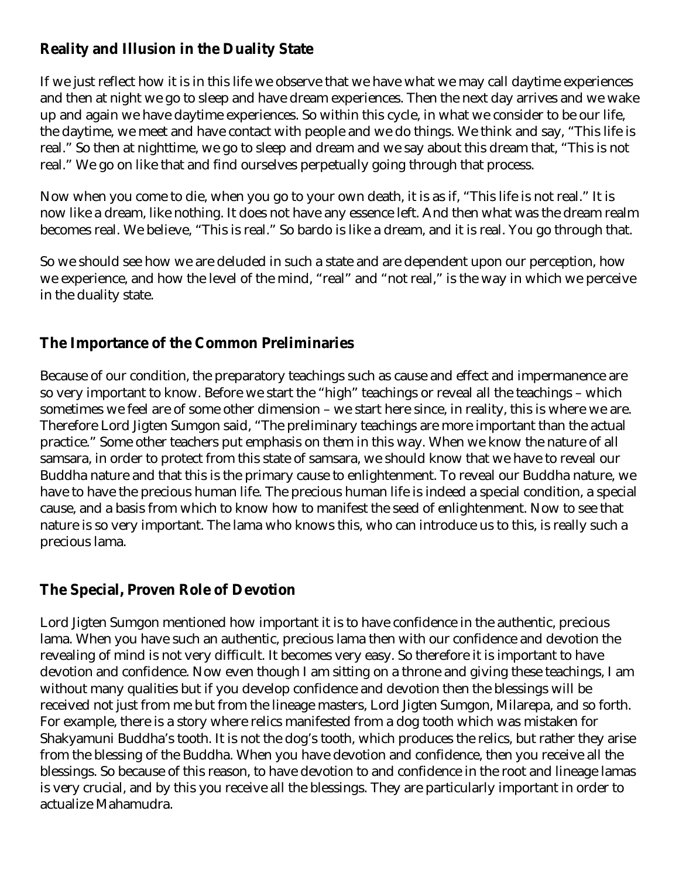## Reality and Illusion in the Duality State

If we just reflect how it is in this life we observe that we have what we may call daytime experiences and then at night we go to sleep and have dream experiences. Then the next day arrives and we wake up and again we have daytime experiences. So within this cycle, in what we consider to be our life, the daytime, we meet and have contact with people and we do things. We think and say, "This life is real." So then at nighttime, we go to sleep and dream and we say about this dream that, "This is not real." We go on like that and find ourselves perpetually going through that process.

Now when you come to die, when you go to your own death, it is as if, "This life is not real." It is now like a dream, like nothing. It does not have any essence left. And then what was the dream realm becomes real. We believe, "This is real." So bardo is like a dream, and it is real. You go through that.

So we should see how we are deluded in such a state and are dependent upon our perception, how we experience, and how the level of the mind, "real" and "not real," is the way in which we perceive in the duality state.

## The Importance of the Common Preliminaries

Because of our condition, the preparatory teachings such as cause and effect and impermanence are so very important to know. Before we start the "high" teachings or reveal all the teachings – which sometimes we feel are of some other dimension – we start here since, in reality, this is where we are. Therefore Lord Jigten Sumgon said, "The preliminary teachings are more important than the actual practice." Some other teachers put emphasis on them in this way. When we know the nature of all samsara, in order to protect from this state of samsara, we should know that we have to reveal our Buddha nature and that this is the primary cause to enlightenment. To reveal our Buddha nature, we have to have the precious human life. The precious human life is indeed a special condition, a special cause, and a basis from which to know how to manifest the seed of enlightenment. Now to see that nature is so very important. The lama who knows this, who can introduce us to this, is really such a precious lama.

## The Special, Proven Role of Devotion

Lord Jigten Sumgon mentioned how important it is to have confidence in the authentic, precious lama. When you have such an authentic, precious lama then with our confidence and devotion the revealing of mind is not very difficult. It becomes very easy. So therefore it is important to have devotion and confidence. Now even though I am sitting on a throne and giving these teachings, I am without many qualities but if you develop confidence and devotion then the blessings will be received not just from me but from the lineage masters, Lord Jigten Sumgon, Milarepa, and so forth. For example, there is a story where relics manifested from a dog tooth which was mistaken for Shakyamuni Buddha's tooth. It is not the dog's tooth, which produces the relics, but rather they arise from the blessing of the Buddha. When you have devotion and confidence, then you receive all the blessings. So because of this reason, to have devotion to and confidence in the root and lineage lamas is very crucial, and by this you receive all the blessings. They are particularly important in order to actualize Mahamudra.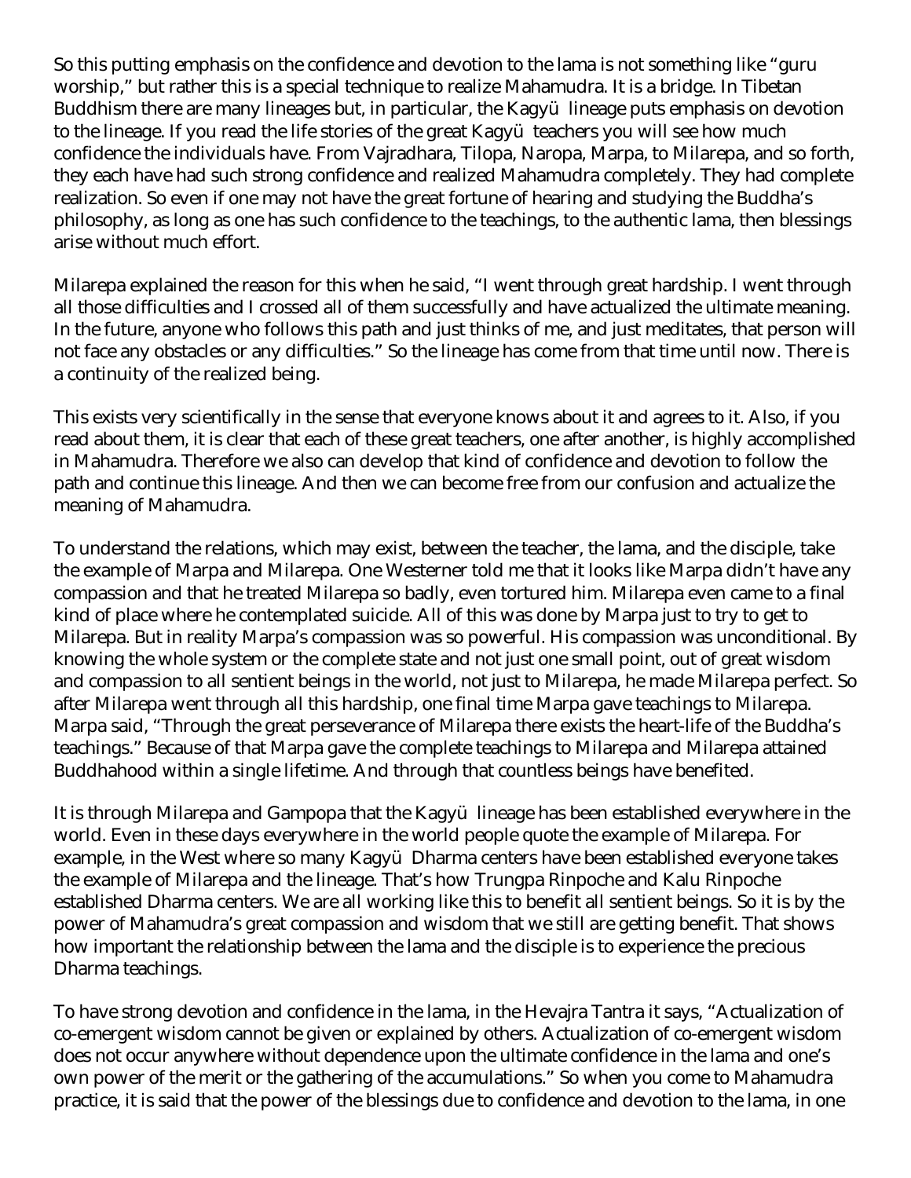So this putting emphasis on the confidence and devotion to the lama is not something like "guru worship," but rather this is a special technique to realize Mahamudra. It is a bridge. In Tibetan Buddhism there are many lineages but, in particular, the Kagyü lineage puts emphasis on devotion to the lineage. If you read the life stories of the great Kagyü teachers you will see how much confidence the individuals have. From Vajradhara, Tilopa, Naropa, Marpa, to Milarepa, and so forth, they each have had such strong confidence and realized Mahamudra completely. They had complete realization. So even if one may not have the great fortune of hearing and studying the Buddha's philosophy, as long as one has such confidence to the teachings, to the authentic lama, then blessings arise without much effort.

Milarepa explained the reason for this when he said, "I went through great hardship. I went through all those difficulties and I crossed all of them successfully and have actualized the ultimate meaning. In the future, anyone who follows this path and just thinks of me, and just meditates, that person will not face any obstacles or any difficulties." So the lineage has come from that time until now. There is a continuity of the realized being.

This exists very scientifically in the sense that everyone knows about it and agrees to it. Also, if you read about them, it is clear that each of these great teachers, one after another, is highly accomplished in Mahamudra. Therefore we also can develop that kind of confidence and devotion to follow the path and continue this lineage. And then we can become free from our confusion and actualize the meaning of Mahamudra.

To understand the relations, which may exist, between the teacher, the lama, and the disciple, take the example of Marpa and Milarepa. One Westerner told me that it looks like Marpa didn't have any compassion and that he treated Milarepa so badly, even tortured him. Milarepa even came to a final kind of place where he contemplated suicide. All of this was done by Marpa just to try to get to Milarepa. But in reality Marpa's compassion was so powerful. His compassion was unconditional. By knowing the whole system or the complete state and not just one small point, out of great wisdom and compassion to all sentient beings in the world, not just to Milarepa, he made Milarepa perfect. So after Milarepa went through all this hardship, one final time Marpa gave teachings to Milarepa. Marpa said, "Through the great perseverance of Milarepa there exists the heart-life of the Buddha's teachings." Because of that Marpa gave the complete teachings to Milarepa and Milarepa attained Buddhahood within a single lifetime. And through that countless beings have benefited.

It is through Milarepa and Gampopa that the Kagyü lineage has been established everywhere in the world. Even in these days everywhere in the world people quote the example of Milarepa. For example, in the West where so many Kagyü Dharma centers have been established everyone takes the example of Milarepa and the lineage. That's how Trungpa Rinpoche and Kalu Rinpoche established Dharma centers. We are all working like this to benefit all sentient beings. So it is by the power of Mahamudra's great compassion and wisdom that we still are getting benefit. That shows how important the relationship between the lama and the disciple is to experience the precious Dharma teachings.

To have strong devotion and confidence in the lama, in the Hevajra Tantra it says, "Actualization of co-emergent wisdom cannot be given or explained by others. Actualization of co-emergent wisdom does not occur anywhere without dependence upon the ultimate confidence in the lama and one's own power of the merit or the gathering of the accumulations." So when you come to Mahamudra practice, it is said that the power of the blessings due to confidence and devotion to the lama, in one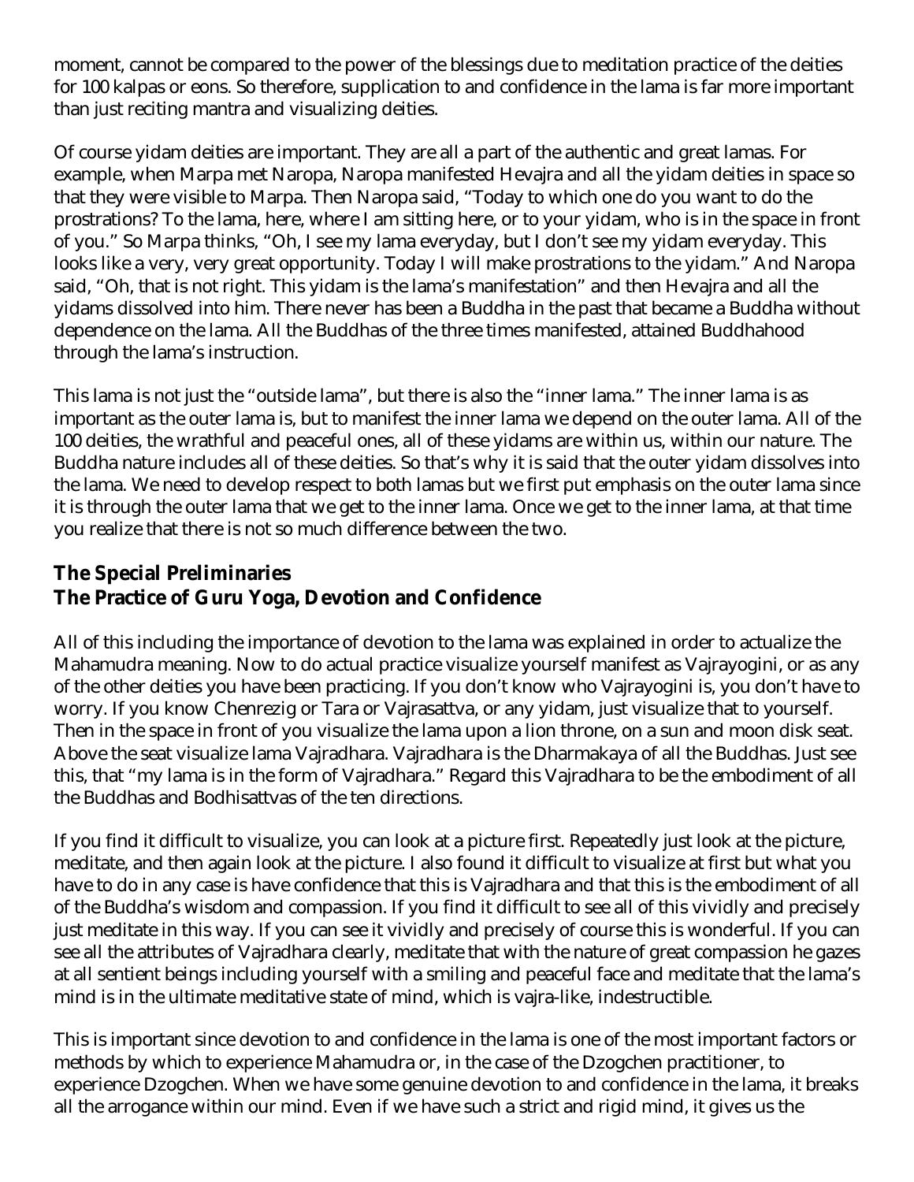moment, cannot be compared to the power of the blessings due to meditation practice of the deities for 100 kalpas or eons. So therefore, supplication to and confidence in the lama is far more important than just reciting mantra and visualizing deities.

Of course yidam deities are important. They are all a part of the authentic and great lamas. For example, when Marpa met Naropa, Naropa manifested Hevajra and all the yidam deities in space so that they were visible to Marpa. Then Naropa said, "Today to which one do you want to do the prostrations? To the lama, here, where I am sitting here, or to your yidam, who is in the space in front of you." So Marpa thinks, "Oh, I see my lama everyday, but I don't see my yidam everyday. This looks like a very, very great opportunity. Today I will make prostrations to the yidam." And Naropa said, "Oh, that is not right. This yidam is the lama's manifestation" and then Hevajra and all the yidams dissolved into him. There never has been a Buddha in the past that became a Buddha without dependence on the lama. All the Buddhas of the three times manifested, attained Buddhahood through the lama's instruction.

This lama is not just the "outside lama", but there is also the "inner lama." The inner lama is as important as the outer lama is, but to manifest the inner lama we depend on the outer lama. All of the 100 deities, the wrathful and peaceful ones, all of these yidams are within us, within our nature. The Buddha nature includes all of these deities. So that's why it is said that the outer yidam dissolves into the lama. We need to develop respect to both lamas but we first put emphasis on the outer lama since it is through the outer lama that we get to the inner lama. Once we get to the inner lama, at that time you realize that there is not so much difference between the two.

## The Special Preliminaries
## The Practice of Guru Yoga, Devotion and Confidence

All of this including the importance of devotion to the lama was explained in order to actualize the Mahamudra meaning. Now to do actual practice visualize yourself manifest as Vajrayogini, or as any of the other deities you have been practicing. If you don't know who Vajrayogini is, you don't have to worry. If you know Chenrezig or Tara or Vajrasattva, or any yidam, just visualize that to yourself. Then in the space in front of you visualize the lama upon a lion throne, on a sun and moon disk seat. Above the seat visualize lama Vajradhara. Vajradhara is the Dharmakaya of all the Buddhas. Just see this, that "my lama is in the form of Vajradhara." Regard this Vajradhara to be the embodiment of all the Buddhas and Bodhisattvas of the ten directions.

If you find it difficult to visualize, you can look at a picture first. Repeatedly just look at the picture, meditate, and then again look at the picture. I also found it difficult to visualize at first but what you have to do in any case is have confidence that this is Vajradhara and that this is the embodiment of all of the Buddha's wisdom and compassion. If you find it difficult to see all of this vividly and precisely just meditate in this way. If you can see it vividly and precisely of course this is wonderful. If you can see all the attributes of Vajradhara clearly, meditate that with the nature of great compassion he gazes at all sentient beings including yourself with a smiling and peaceful face and meditate that the lama's mind is in the ultimate meditative state of mind, which is vajra-like, indestructible.

This is important since devotion to and confidence in the lama is one of the most important factors or methods by which to experience Mahamudra or, in the case of the Dzogchen practitioner, to experience Dzogchen. When we have some genuine devotion to and confidence in the lama, it breaks all the arrogance within our mind. Even if we have such a strict and rigid mind, it gives us the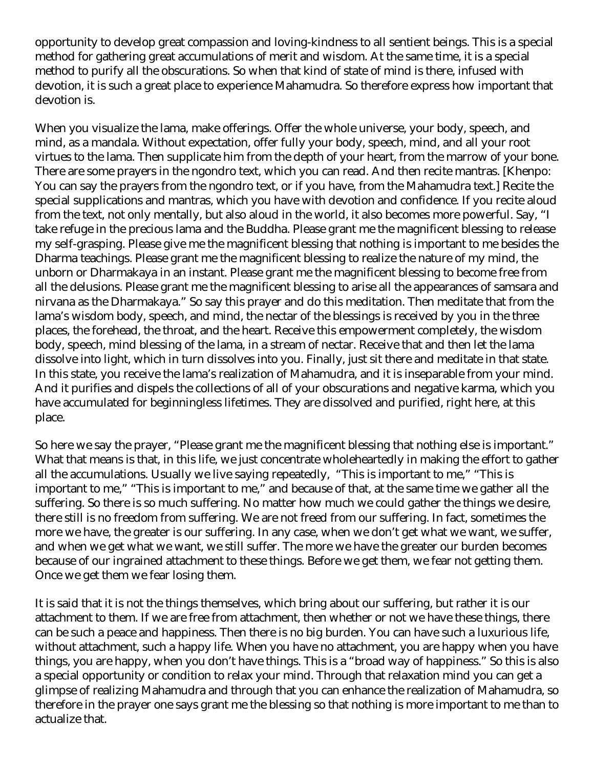opportunity to develop great compassion and loving-kindness to all sentient beings. This is a special method for gathering great accumulations of merit and wisdom. At the same time, it is a special method to purify all the obscurations. So when that kind of state of mind is there, infused with devotion, it is such a great place to experience Mahamudra. So therefore express how important that devotion is.

When you visualize the lama, make offerings. Offer the whole universe, your body, speech, and mind, as a mandala. Without expectation, offer fully your body, speech, mind, and all your root virtues to the lama. Then supplicate him from the depth of your heart, from the marrow of your bone. There are some prayers in the ngondro text, which you can read. And then recite mantras. [Khenpo: You can say the prayers from the ngondro text, or if you have, from the Mahamudra text.] Recite the special supplications and mantras, which you have with devotion and confidence. If you recite aloud from the text, not only mentally, but also aloud in the world, it also becomes more powerful. Say, "I take refuge in the precious lama and the Buddha. Please grant me the magnificent blessing to release my self-grasping. Please give me the magnificent blessing that nothing is important to me besides the Dharma teachings. Please grant me the magnificent blessing to realize the nature of my mind, the unborn or Dharmakaya in an instant. Please grant me the magnificent blessing to become free from all the delusions. Please grant me the magnificent blessing to arise all the appearances of samsara and nirvana as the Dharmakaya." So say this prayer and do this meditation. Then meditate that from the lama's wisdom body, speech, and mind, the nectar of the blessings is received by you in the three places, the forehead, the throat, and the heart. Receive this empowerment completely, the wisdom body, speech, mind blessing of the lama, in a stream of nectar. Receive that and then let the lama dissolve into light, which in turn dissolves into you. Finally, just sit there and meditate in that state. In this state, you receive the lama's realization of Mahamudra, and it is inseparable from your mind. And it purifies and dispels the collections of all of your obscurations and negative karma, which you have accumulated for beginningless lifetimes. They are dissolved and purified, right here, at this place.

So here we say the prayer, "Please grant me the magnificent blessing that nothing else is important." What that means is that, in this life, we just concentrate wholeheartedly in making the effort to gather all the accumulations. Usually we live saying repeatedly, "This is important to me," "This is important to me," "This is important to me," and because of that, at the same time we gather all the suffering. So there is so much suffering. No matter how much we could gather the things we desire, there still is no freedom from suffering. We are not freed from our suffering. In fact, sometimes the more we have, the greater is our suffering. In any case, when we don't get what we want, we suffer, and when we get what we want, we still suffer. The more we have the greater our burden becomes because of our ingrained attachment to these things. Before we get them, we fear not getting them. Once we get them we fear losing them.

It is said that it is not the things themselves, which bring about our suffering, but rather it is our attachment to them. If we are free from attachment, then whether or not we have these things, there can be such a peace and happiness. Then there is no big burden. You can have such a luxurious life, without attachment, such a happy life. When you have no attachment, you are happy when you have things, you are happy, when you don't have things. This is a "broad way of happiness." So this is also a special opportunity or condition to relax your mind. Through that relaxation mind you can get a glimpse of realizing Mahamudra and through that you can enhance the realization of Mahamudra, so therefore in the prayer one says grant me the blessing so that nothing is more important to me than to actualize that.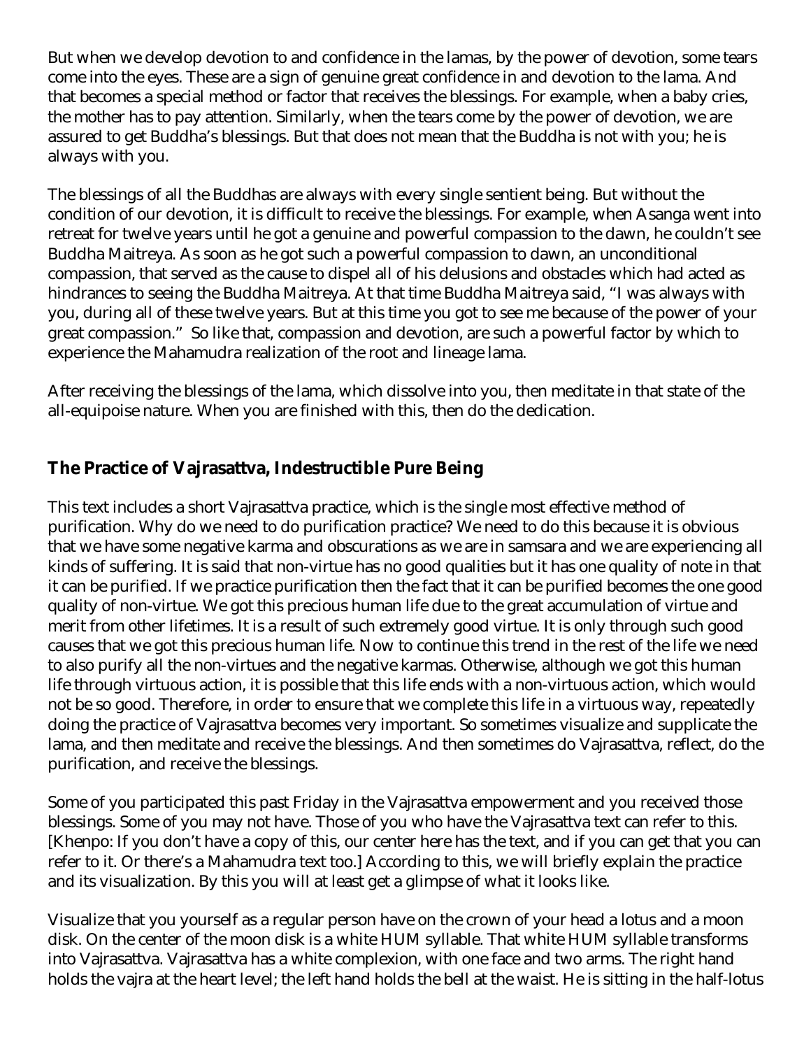But when we develop devotion to and confidence in the lamas, by the power of devotion, some tears come into the eyes. These are a sign of genuine great confidence in and devotion to the lama. And that becomes a special method or factor that receives the blessings. For example, when a baby cries, the mother has to pay attention. Similarly, when the tears come by the power of devotion, we are assured to get Buddha's blessings. But that does not mean that the Buddha is not with you; he is always with you.

The blessings of all the Buddhas are always with every single sentient being. But without the condition of our devotion, it is difficult to receive the blessings. For example, when Asanga went into retreat for twelve years until he got a genuine and powerful compassion to the dawn, he couldn't see Buddha Maitreya. As soon as he got such a powerful compassion to dawn, an unconditional compassion, that served as the cause to dispel all of his delusions and obstacles which had acted as hindrances to seeing the Buddha Maitreya. At that time Buddha Maitreya said, "I was always with you, during all of these twelve years. But at this time you got to see me because of the power of your great compassion." So like that, compassion and devotion, are such a powerful factor by which to experience the Mahamudra realization of the root and lineage lama.

After receiving the blessings of the lama, which dissolve into you, then meditate in that state of the all-equipoise nature. When you are finished with this, then do the dedication.

## The Practice of Vajrasattva, Indestructible Pure Being

This text includes a short Vajrasattva practice, which is the single most effective method of purification. Why do we need to do purification practice? We need to do this because it is obvious that we have some negative karma and obscurations as we are in samsara and we are experiencing all kinds of suffering. It is said that non-virtue has no good qualities but it has one quality of note in that it can be purified. If we practice purification then the fact that it can be purified becomes the one good quality of non-virtue. We got this precious human life due to the great accumulation of virtue and merit from other lifetimes. It is a result of such extremely good virtue. It is only through such good causes that we got this precious human life. Now to continue this trend in the rest of the life we need to also purify all the non-virtues and the negative karmas. Otherwise, although we got this human life through virtuous action, it is possible that this life ends with a non-virtuous action, which would not be so good. Therefore, in order to ensure that we complete this life in a virtuous way, repeatedly doing the practice of Vajrasattva becomes very important. So sometimes visualize and supplicate the lama, and then meditate and receive the blessings. And then sometimes do Vajrasattva, reflect, do the purification, and receive the blessings.

Some of you participated this past Friday in the Vajrasattva empowerment and you received those blessings. Some of you may not have. Those of you who have the Vajrasattva text can refer to this. [Khenpo: If you don't have a copy of this, our center here has the text, and if you can get that you can refer to it. Or there's a Mahamudra text too.] According to this, we will briefly explain the practice and its visualization. By this you will at least get a glimpse of what it looks like.

Visualize that you yourself as a regular person have on the crown of your head a lotus and a moon disk. On the center of the moon disk is a white HUM syllable. That white HUM syllable transforms into Vajrasattva. Vajrasattva has a white complexion, with one face and two arms. The right hand holds the vajra at the heart level; the left hand holds the bell at the waist. He is sitting in the half-lotus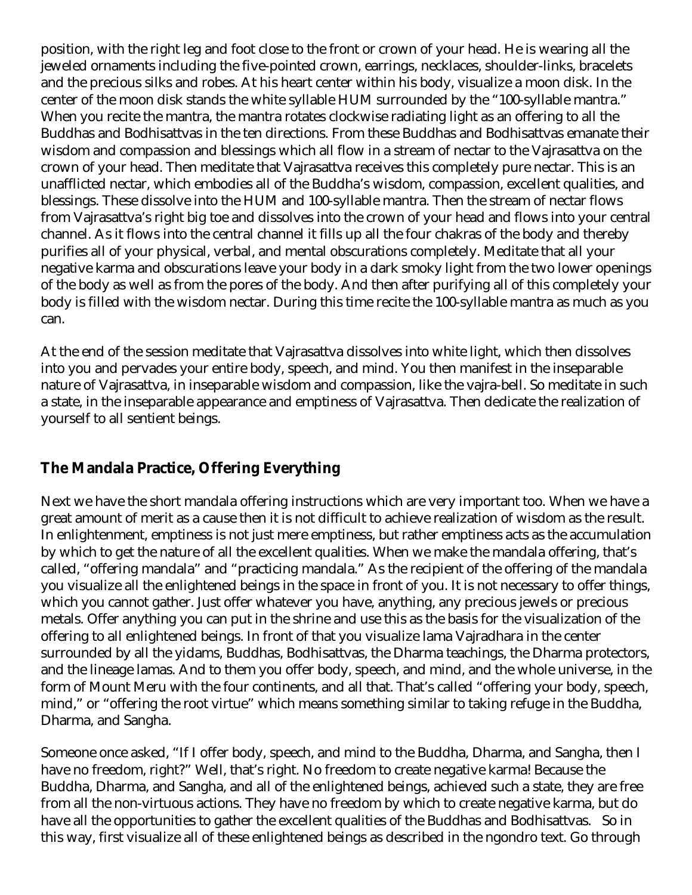position, with the right leg and foot close to the front or crown of your head. He is wearing all the jeweled ornaments including the five-pointed crown, earrings, necklaces, shoulder-links, bracelets and the precious silks and robes. At his heart center within his body, visualize a moon disk. In the center of the moon disk stands the white syllable HUM surrounded by the "100-syllable mantra." When you recite the mantra, the mantra rotates clockwise radiating light as an offering to all the Buddhas and Bodhisattvas in the ten directions. From these Buddhas and Bodhisattvas emanate their wisdom and compassion and blessings which all flow in a stream of nectar to the Vajrasattva on the crown of your head. Then meditate that Vajrasattva receives this completely pure nectar. This is an unafflicted nectar, which embodies all of the Buddha's wisdom, compassion, excellent qualities, and blessings. These dissolve into the HUM and 100-syllable mantra. Then the stream of nectar flows from Vajrasattva's right big toe and dissolves into the crown of your head and flows into your central channel. As it flows into the central channel it fills up all the four chakras of the body and thereby purifies all of your physical, verbal, and mental obscurations completely. Meditate that all your negative karma and obscurations leave your body in a dark smoky light from the two lower openings of the body as well as from the pores of the body. And then after purifying all of this completely your body is filled with the wisdom nectar. During this time recite the 100-syllable mantra as much as you can.

At the end of the session meditate that Vajrasattva dissolves into white light, which then dissolves into you and pervades your entire body, speech, and mind. You then manifest in the inseparable nature of Vajrasattva, in inseparable wisdom and compassion, like the vajra-bell. So meditate in such a state, in the inseparable appearance and emptiness of Vajrasattva. Then dedicate the realization of yourself to all sentient beings.

## The Mandala Practice, Offering Everything

Next we have the short mandala offering instructions which are very important too. When we have a great amount of merit as a cause then it is not difficult to achieve realization of wisdom as the result. In enlightenment, emptiness is not just mere emptiness, but rather emptiness acts as the accumulation by which to get the nature of all the excellent qualities. When we make the mandala offering, that's called, "offering mandala" and "practicing mandala." As the recipient of the offering of the mandala you visualize all the enlightened beings in the space in front of you. It is not necessary to offer things, which you cannot gather. Just offer whatever you have, anything, any precious jewels or precious metals. Offer anything you can put in the shrine and use this as the basis for the visualization of the offering to all enlightened beings. In front of that you visualize lama Vajradhara in the center surrounded by all the yidams, Buddhas, Bodhisattvas, the Dharma teachings, the Dharma protectors, and the lineage lamas. And to them you offer body, speech, and mind, and the whole universe, in the form of Mount Meru with the four continents, and all that. That's called "offering your body, speech, mind," or "offering the root virtue" which means something similar to taking refuge in the Buddha, Dharma, and Sangha.

Someone once asked, "If I offer body, speech, and mind to the Buddha, Dharma, and Sangha, then I have no freedom, right?" Well, that's right. No freedom to create negative karma! Because the Buddha, Dharma, and Sangha, and all of the enlightened beings, achieved such a state, they are free from all the non-virtuous actions. They have no freedom by which to create negative karma, but do have all the opportunities to gather the excellent qualities of the Buddhas and Bodhisattvas. So in this way, first visualize all of these enlightened beings as described in the ngondro text. Go through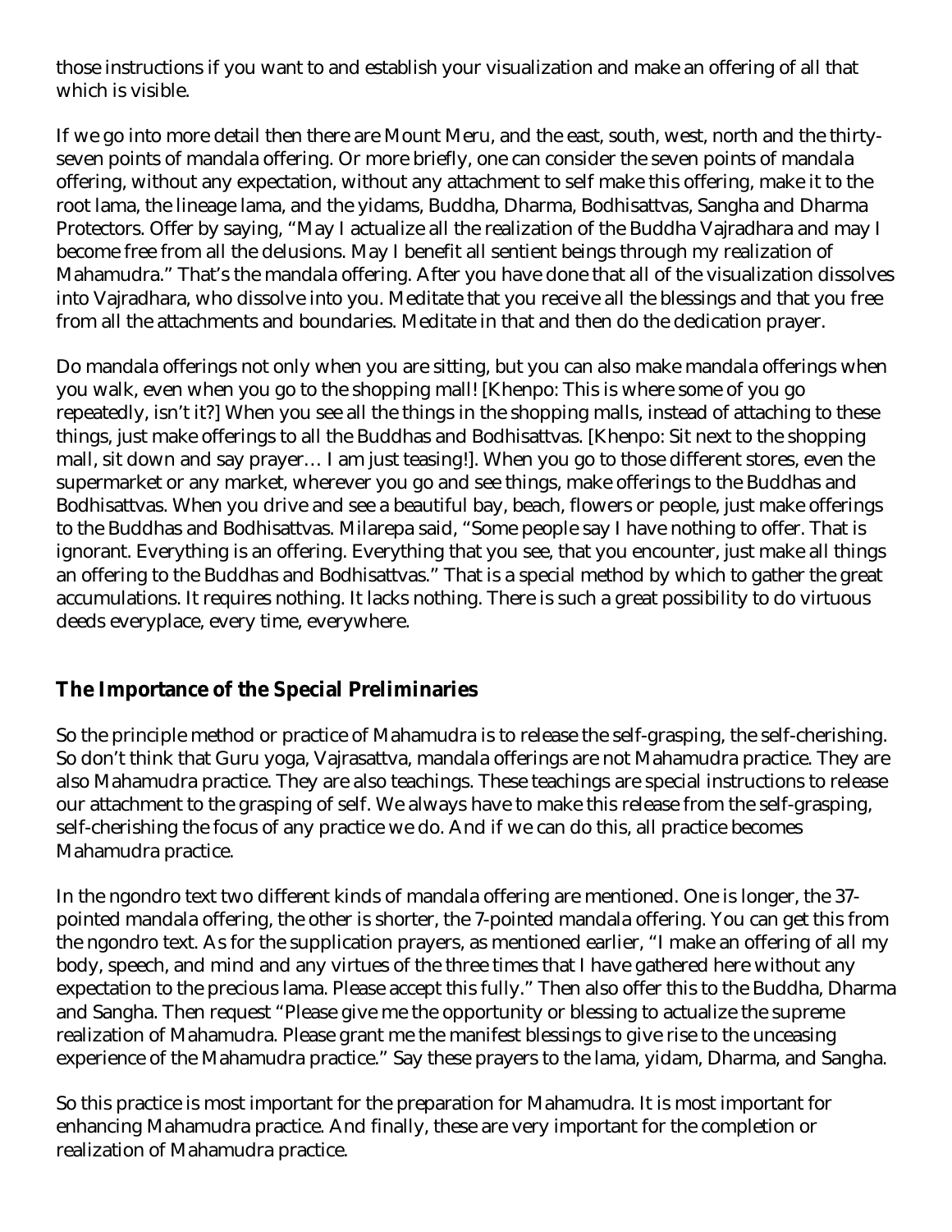those instructions if you want to and establish your visualization and make an offering of all that which is visible.

If we go into more detail then there are Mount Meru, and the east, south, west, north and the thirty-seven points of mandala offering. Or more briefly, one can consider the seven points of mandala offering, without any expectation, without any attachment to self make this offering, make it to the root lama, the lineage lama, and the yidams, Buddha, Dharma, Bodhisattvas, Sangha and Dharma Protectors. Offer by saying, "May I actualize all the realization of the Buddha Vajradhara and may I become free from all the delusions. May I benefit all sentient beings through my realization of Mahamudra." That's the mandala offering. After you have done that all of the visualization dissolves into Vajradhara, who dissolve into you. Meditate that you receive all the blessings and that you free from all the attachments and boundaries. Meditate in that and then do the dedication prayer.

Do mandala offerings not only when you are sitting, but you can also make mandala offerings when you walk, even when you go to the shopping mall! [Khenpo: This is where some of you go repeatedly, isn't it?] When you see all the things in the shopping malls, instead of attaching to these things, just make offerings to all the Buddhas and Bodhisattvas. [Khenpo: Sit next to the shopping mall, sit down and say prayer… I am just teasing!]. When you go to those different stores, even the supermarket or any market, wherever you go and see things, make offerings to the Buddhas and Bodhisattvas. When you drive and see a beautiful bay, beach, flowers or people, just make offerings to the Buddhas and Bodhisattvas. Milarepa said, "Some people say I have nothing to offer. That is ignorant. Everything is an offering. Everything that you see, that you encounter, just make all things an offering to the Buddhas and Bodhisattvas." That is a special method by which to gather the great accumulations. It requires nothing. It lacks nothing. There is such a great possibility to do virtuous deeds everyplace, every time, everywhere.

## The Importance of the Special Preliminaries

So the principle method or practice of Mahamudra is to release the self-grasping, the self-cherishing. So don't think that Guru yoga, Vajrasattva, mandala offerings are not Mahamudra practice. They are also Mahamudra practice. They are also teachings. These teachings are special instructions to release our attachment to the grasping of self. We always have to make this release from the self-grasping, self-cherishing the focus of any practice we do. And if we can do this, all practice becomes Mahamudra practice.

In the ngondro text two different kinds of mandala offering are mentioned. One is longer, the 37-pointed mandala offering, the other is shorter, the 7-pointed mandala offering. You can get this from the ngondro text. As for the supplication prayers, as mentioned earlier, "I make an offering of all my body, speech, and mind and any virtues of the three times that I have gathered here without any expectation to the precious lama. Please accept this fully." Then also offer this to the Buddha, Dharma and Sangha. Then request "Please give me the opportunity or blessing to actualize the supreme realization of Mahamudra. Please grant me the manifest blessings to give rise to the unceasing experience of the Mahamudra practice." Say these prayers to the lama, yidam, Dharma, and Sangha.

So this practice is most important for the preparation for Mahamudra. It is most important for enhancing Mahamudra practice. And finally, these are very important for the completion or realization of Mahamudra practice.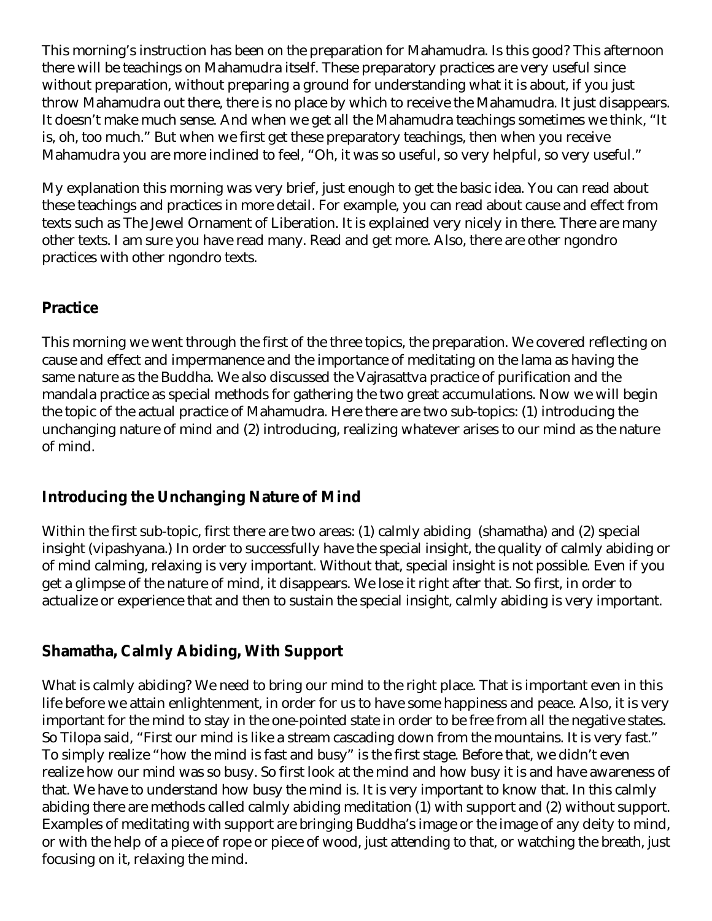This morning's instruction has been on the preparation for Mahamudra. Is this good? This afternoon there will be teachings on Mahamudra itself. These preparatory practices are very useful since without preparation, without preparing a ground for understanding what it is about, if you just throw Mahamudra out there, there is no place by which to receive the Mahamudra. It just disappears. It doesn't make much sense. And when we get all the Mahamudra teachings sometimes we think, "It is, oh, too much." But when we first get these preparatory teachings, then when you receive Mahamudra you are more inclined to feel, "Oh, it was so useful, so very helpful, so very useful."

My explanation this morning was very brief, just enough to get the basic idea. You can read about these teachings and practices in more detail. For example, you can read about cause and effect from texts such as The Jewel Ornament of Liberation. It is explained very nicely in there. There are many other texts. I am sure you have read many. Read and get more. Also, there are other ngondro practices with other ngondro texts.

## Practice

This morning we went through the first of the three topics, the preparation. We covered reflecting on cause and effect and impermanence and the importance of meditating on the lama as having the same nature as the Buddha. We also discussed the Vajrasattva practice of purification and the mandala practice as special methods for gathering the two great accumulations. Now we will begin the topic of the actual practice of Mahamudra. Here there are two sub-topics: (1) introducing the unchanging nature of mind and (2) introducing, realizing whatever arises to our mind as the nature of mind.

## Introducing the Unchanging Nature of Mind

Within the first sub-topic, first there are two areas: (1) calmly abiding (shamatha) and (2) special insight (vipashyana.) In order to successfully have the special insight, the quality of calmly abiding or of mind calming, relaxing is very important. Without that, special insight is not possible. Even if you get a glimpse of the nature of mind, it disappears. We lose it right after that. So first, in order to actualize or experience that and then to sustain the special insight, calmly abiding is very important.

## Shamatha, Calmly Abiding, With Support

What is calmly abiding? We need to bring our mind to the right place. That is important even in this life before we attain enlightenment, in order for us to have some happiness and peace. Also, it is very important for the mind to stay in the one-pointed state in order to be free from all the negative states. So Tilopa said, "First our mind is like a stream cascading down from the mountains. It is very fast." To simply realize "how the mind is fast and busy" is the first stage. Before that, we didn't even realize how our mind was so busy. So first look at the mind and how busy it is and have awareness of that. We have to understand how busy the mind is. It is very important to know that. In this calmly abiding there are methods called calmly abiding meditation (1) with support and (2) without support. Examples of meditating with support are bringing Buddha's image or the image of any deity to mind, or with the help of a piece of rope or piece of wood, just attending to that, or watching the breath, just focusing on it, relaxing the mind.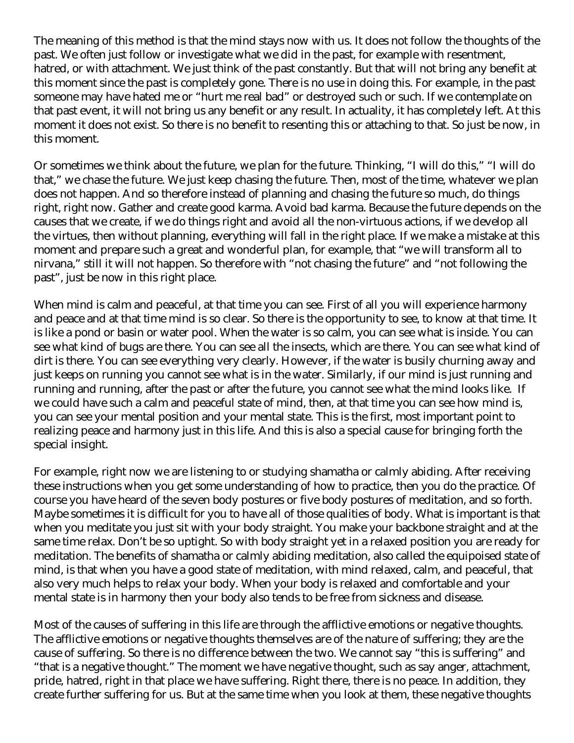The meaning of this method is that the mind stays now with us. It does not follow the thoughts of the past. We often just follow or investigate what we did in the past, for example with resentment, hatred, or with attachment. We just think of the past constantly. But that will not bring any benefit at this moment since the past is completely gone. There is no use in doing this. For example, in the past someone may have hated me or "hurt me real bad" or destroyed such or such. If we contemplate on that past event, it will not bring us any benefit or any result. In actuality, it has completely left. At this moment it does not exist. So there is no benefit to resenting this or attaching to that. So just be now, in this moment.

Or sometimes we think about the future, we plan for the future. Thinking, "I will do this," "I will do that," we chase the future. We just keep chasing the future. Then, most of the time, whatever we plan does not happen. And so therefore instead of planning and chasing the future so much, do things right, right now. Gather and create good karma. Avoid bad karma. Because the future depends on the causes that we create, if we do things right and avoid all the non-virtuous actions, if we develop all the virtues, then without planning, everything will fall in the right place. If we make a mistake at this moment and prepare such a great and wonderful plan, for example, that "we will transform all to nirvana," still it will not happen. So therefore with "not chasing the future" and "not following the past", just be now in this right place.

When mind is calm and peaceful, at that time you can see. First of all you will experience harmony and peace and at that time mind is so clear. So there is the opportunity to see, to know at that time. It is like a pond or basin or water pool. When the water is so calm, you can see what is inside. You can see what kind of bugs are there. You can see all the insects, which are there. You can see what kind of dirt is there. You can see everything very clearly. However, if the water is busily churning away and just keeps on running you cannot see what is in the water. Similarly, if our mind is just running and running and running, after the past or after the future, you cannot see what the mind looks like. If we could have such a calm and peaceful state of mind, then, at that time you can see how mind is, you can see your mental position and your mental state. This is the first, most important point to realizing peace and harmony just in this life. And this is also a special cause for bringing forth the special insight.

For example, right now we are listening to or studying shamatha or calmly abiding. After receiving these instructions when you get some understanding of how to practice, then you do the practice. Of course you have heard of the seven body postures or five body postures of meditation, and so forth. Maybe sometimes it is difficult for you to have all of those qualities of body. What is important is that when you meditate you just sit with your body straight. You make your backbone straight and at the same time relax. Don't be so uptight. So with body straight yet in a relaxed position you are ready for meditation. The benefits of shamatha or calmly abiding meditation, also called the equipoised state of mind, is that when you have a good state of meditation, with mind relaxed, calm, and peaceful, that also very much helps to relax your body. When your body is relaxed and comfortable and your mental state is in harmony then your body also tends to be free from sickness and disease.

Most of the causes of suffering in this life are through the afflictive emotions or negative thoughts. The afflictive emotions or negative thoughts themselves are of the nature of suffering; they are the cause of suffering. So there is no difference between the two. We cannot say "this is suffering" and "that is a negative thought." The moment we have negative thought, such as say anger, attachment, pride, hatred, right in that place we have suffering. Right there, there is no peace. In addition, they create further suffering for us. But at the same time when you look at them, these negative thoughts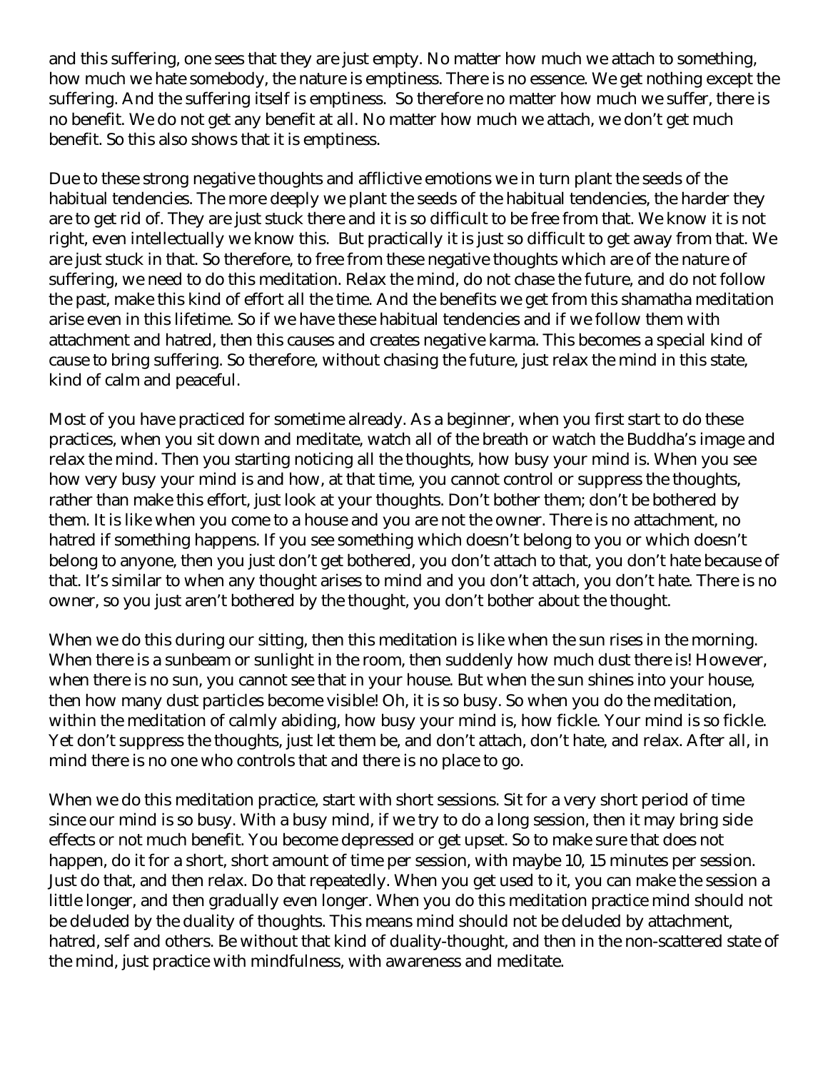and this suffering, one sees that they are just empty. No matter how much we attach to something, how much we hate somebody, the nature is emptiness. There is no essence. We get nothing except the suffering. And the suffering itself is emptiness. So therefore no matter how much we suffer, there is no benefit. We do not get any benefit at all. No matter how much we attach, we don't get much benefit. So this also shows that it is emptiness.

Due to these strong negative thoughts and afflictive emotions we in turn plant the seeds of the habitual tendencies. The more deeply we plant the seeds of the habitual tendencies, the harder they are to get rid of. They are just stuck there and it is so difficult to be free from that. We know it is not right, even intellectually we know this. But practically it is just so difficult to get away from that. We are just stuck in that. So therefore, to free from these negative thoughts which are of the nature of suffering, we need to do this meditation. Relax the mind, do not chase the future, and do not follow the past, make this kind of effort all the time. And the benefits we get from this shamatha meditation arise even in this lifetime. So if we have these habitual tendencies and if we follow them with attachment and hatred, then this causes and creates negative karma. This becomes a special kind of cause to bring suffering. So therefore, without chasing the future, just relax the mind in this state, kind of calm and peaceful.

Most of you have practiced for sometime already. As a beginner, when you first start to do these practices, when you sit down and meditate, watch all of the breath or watch the Buddha's image and relax the mind. Then you starting noticing all the thoughts, how busy your mind is. When you see how very busy your mind is and how, at that time, you cannot control or suppress the thoughts, rather than make this effort, just look at your thoughts. Don't bother them; don't be bothered by them. It is like when you come to a house and you are not the owner. There is no attachment, no hatred if something happens. If you see something which doesn't belong to you or which doesn't belong to anyone, then you just don't get bothered, you don't attach to that, you don't hate because of that. It's similar to when any thought arises to mind and you don't attach, you don't hate. There is no owner, so you just aren't bothered by the thought, you don't bother about the thought.

When we do this during our sitting, then this meditation is like when the sun rises in the morning. When there is a sunbeam or sunlight in the room, then suddenly how much dust there is! However, when there is no sun, you cannot see that in your house. But when the sun shines into your house, then how many dust particles become visible! Oh, it is so busy. So when you do the meditation, within the meditation of calmly abiding, how busy your mind is, how fickle. Your mind is so fickle. Yet don't suppress the thoughts, just let them be, and don't attach, don't hate, and relax. After all, in mind there is no one who controls that and there is no place to go.

When we do this meditation practice, start with short sessions. Sit for a very short period of time since our mind is so busy. With a busy mind, if we try to do a long session, then it may bring side effects or not much benefit. You become depressed or get upset. So to make sure that does not happen, do it for a short, short amount of time per session, with maybe 10, 15 minutes per session. Just do that, and then relax. Do that repeatedly. When you get used to it, you can make the session a little longer, and then gradually even longer. When you do this meditation practice mind should not be deluded by the duality of thoughts. This means mind should not be deluded by attachment, hatred, self and others. Be without that kind of duality-thought, and then in the non-scattered state of the mind, just practice with mindfulness, with awareness and meditate.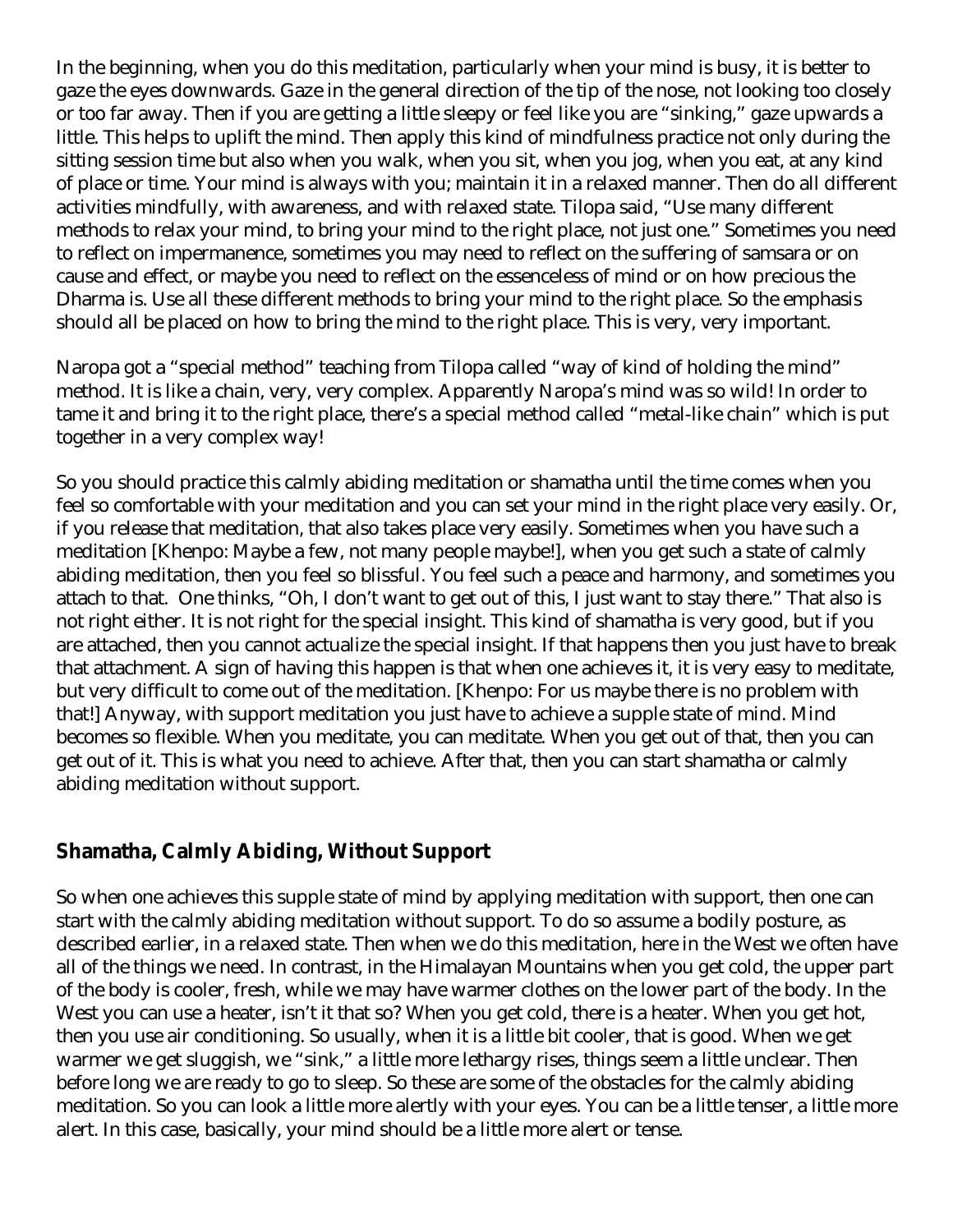In the beginning, when you do this meditation, particularly when your mind is busy, it is better to gaze the eyes downwards. Gaze in the general direction of the tip of the nose, not looking too closely or too far away. Then if you are getting a little sleepy or feel like you are "sinking," gaze upwards a little. This helps to uplift the mind. Then apply this kind of mindfulness practice not only during the sitting session time but also when you walk, when you sit, when you jog, when you eat, at any kind of place or time. Your mind is always with you; maintain it in a relaxed manner. Then do all different activities mindfully, with awareness, and with relaxed state. Tilopa said, "Use many different methods to relax your mind, to bring your mind to the right place, not just one." Sometimes you need to reflect on impermanence, sometimes you may need to reflect on the suffering of samsara or on cause and effect, or maybe you need to reflect on the essenceless of mind or on how precious the Dharma is. Use all these different methods to bring your mind to the right place. So the emphasis should all be placed on how to bring the mind to the right place. This is very, very important.

Naropa got a "special method" teaching from Tilopa called "way of kind of holding the mind" method. It is like a chain, very, very complex. Apparently Naropa's mind was so wild! In order to tame it and bring it to the right place, there's a special method called "metal-like chain" which is put together in a very complex way!

So you should practice this calmly abiding meditation or shamatha until the time comes when you feel so comfortable with your meditation and you can set your mind in the right place very easily. Or, if you release that meditation, that also takes place very easily. Sometimes when you have such a meditation [Khenpo: Maybe a few, not many people maybe!], when you get such a state of calmly abiding meditation, then you feel so blissful. You feel such a peace and harmony, and sometimes you attach to that. One thinks, "Oh, I don't want to get out of this, I just want to stay there." That also is not right either. It is not right for the special insight. This kind of shamatha is very good, but if you are attached, then you cannot actualize the special insight. If that happens then you just have to break that attachment. A sign of having this happen is that when one achieves it, it is very easy to meditate, but very difficult to come out of the meditation. [Khenpo: For us maybe there is no problem with that!] Anyway, with support meditation you just have to achieve a supple state of mind. Mind becomes so flexible. When you meditate, you can meditate. When you get out of that, then you can get out of it. This is what you need to achieve. After that, then you can start shamatha or calmly abiding meditation without support.

## Shamatha, Calmly Abiding, Without Support

So when one achieves this supple state of mind by applying meditation with support, then one can start with the calmly abiding meditation without support. To do so assume a bodily posture, as described earlier, in a relaxed state. Then when we do this meditation, here in the West we often have all of the things we need. In contrast, in the Himalayan Mountains when you get cold, the upper part of the body is cooler, fresh, while we may have warmer clothes on the lower part of the body. In the West you can use a heater, isn't it that so? When you get cold, there is a heater. When you get hot, then you use air conditioning. So usually, when it is a little bit cooler, that is good. When we get warmer we get sluggish, we "sink," a little more lethargy rises, things seem a little unclear. Then before long we are ready to go to sleep. So these are some of the obstacles for the calmly abiding meditation. So you can look a little more alertly with your eyes. You can be a little tenser, a little more alert. In this case, basically, your mind should be a little more alert or tense.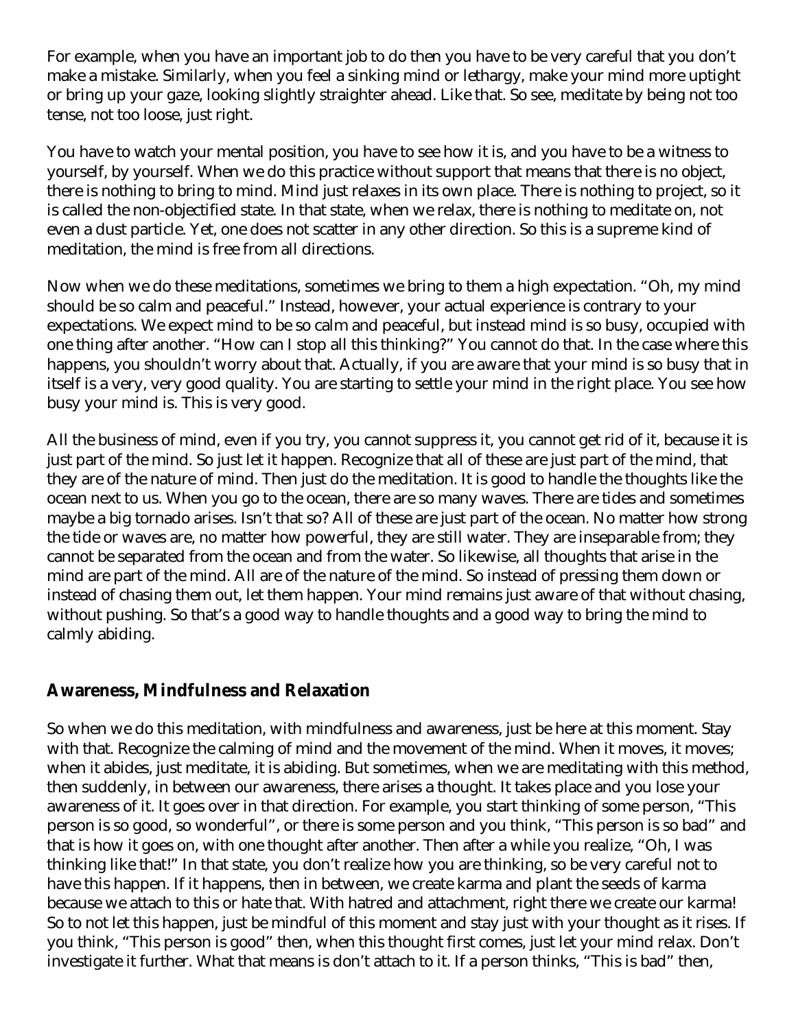For example, when you have an important job to do then you have to be very careful that you don't make a mistake. Similarly, when you feel a sinking mind or lethargy, make your mind more uptight or bring up your gaze, looking slightly straighter ahead. Like that. So see, meditate by being not too tense, not too loose, just right.

You have to watch your mental position, you have to see how it is, and you have to be a witness to yourself, by yourself. When we do this practice without support that means that there is no object, there is nothing to bring to mind. Mind just relaxes in its own place. There is nothing to project, so it is called the non-objectified state. In that state, when we relax, there is nothing to meditate on, not even a dust particle. Yet, one does not scatter in any other direction. So this is a supreme kind of meditation, the mind is free from all directions.

Now when we do these meditations, sometimes we bring to them a high expectation. "Oh, my mind should be so calm and peaceful." Instead, however, your actual experience is contrary to your expectations. We expect mind to be so calm and peaceful, but instead mind is so busy, occupied with one thing after another. "How can I stop all this thinking?" You cannot do that. In the case where this happens, you shouldn't worry about that. Actually, if you are aware that your mind is so busy that in itself is a very, very good quality. You are starting to settle your mind in the right place. You see how busy your mind is. This is very good.

All the business of mind, even if you try, you cannot suppress it, you cannot get rid of it, because it is just part of the mind. So just let it happen. Recognize that all of these are just part of the mind, that they are of the nature of mind. Then just do the meditation. It is good to handle the thoughts like the ocean next to us. When you go to the ocean, there are so many waves. There are tides and sometimes maybe a big tornado arises. Isn't that so? All of these are just part of the ocean. No matter how strong the tide or waves are, no matter how powerful, they are still water. They are inseparable from; they cannot be separated from the ocean and from the water. So likewise, all thoughts that arise in the mind are part of the mind. All are of the nature of the mind. So instead of pressing them down or instead of chasing them out, let them happen. Your mind remains just aware of that without chasing, without pushing. So that's a good way to handle thoughts and a good way to bring the mind to calmly abiding.

## Awareness, Mindfulness and Relaxation

So when we do this meditation, with mindfulness and awareness, just be here at this moment. Stay with that. Recognize the calming of mind and the movement of the mind. When it moves, it moves; when it abides, just meditate, it is abiding. But sometimes, when we are meditating with this method, then suddenly, in between our awareness, there arises a thought. It takes place and you lose your awareness of it. It goes over in that direction. For example, you start thinking of some person, "This person is so good, so wonderful", or there is some person and you think, "This person is so bad" and that is how it goes on, with one thought after another. Then after a while you realize, "Oh, I was thinking like that!" In that state, you don't realize how you are thinking, so be very careful not to have this happen. If it happens, then in between, we create karma and plant the seeds of karma because we attach to this or hate that. With hatred and attachment, right there we create our karma! So to not let this happen, just be mindful of this moment and stay just with your thought as it rises. If you think, "This person is good" then, when this thought first comes, just let your mind relax. Don't investigate it further. What that means is don't attach to it. If a person thinks, "This is bad" then,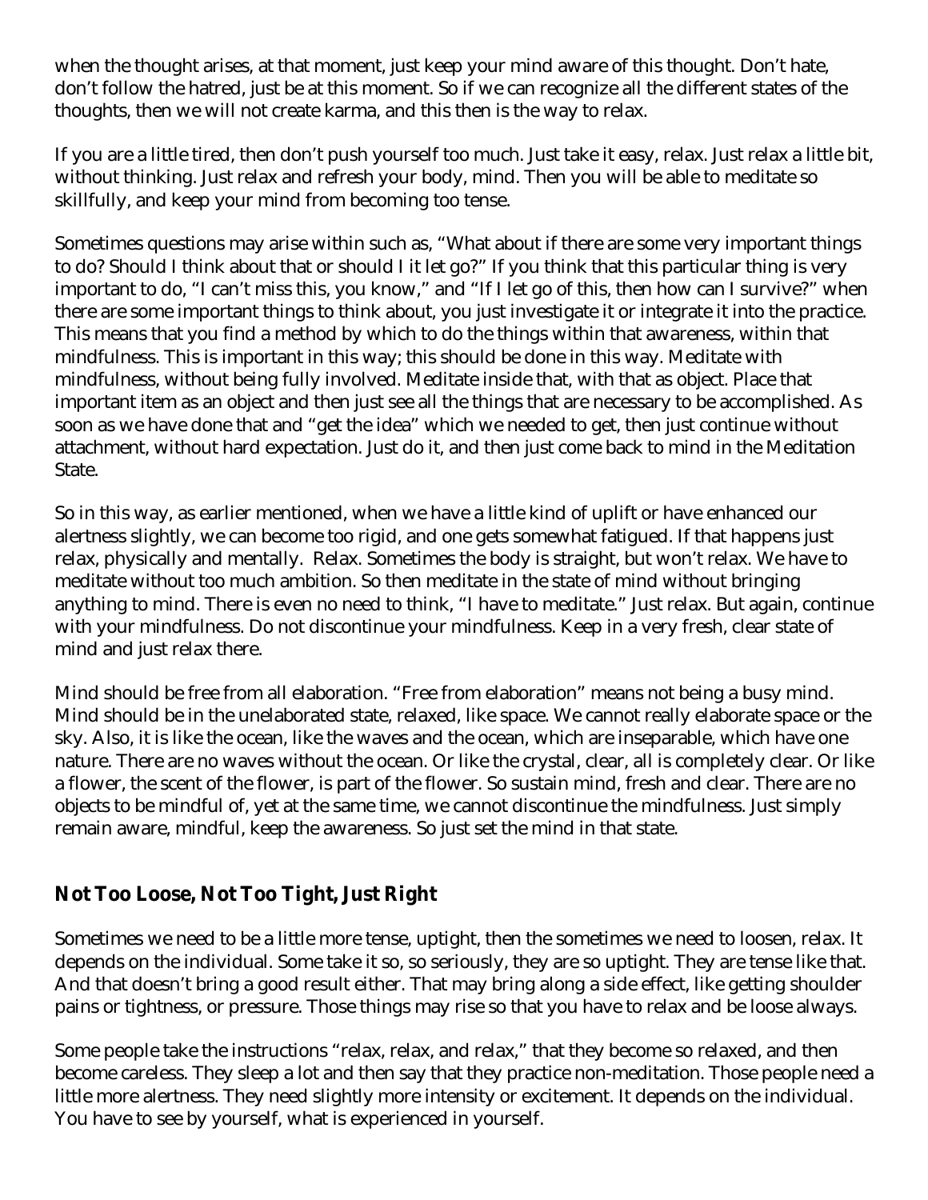when the thought arises, at that moment, just keep your mind aware of this thought. Don't hate, don't follow the hatred, just be at this moment. So if we can recognize all the different states of the thoughts, then we will not create karma, and this then is the way to relax.

If you are a little tired, then don't push yourself too much. Just take it easy, relax. Just relax a little bit, without thinking. Just relax and refresh your body, mind. Then you will be able to meditate so skillfully, and keep your mind from becoming too tense.

Sometimes questions may arise within such as, "What about if there are some very important things to do? Should I think about that or should I it let go?" If you think that this particular thing is very important to do, "I can't miss this, you know," and "If I let go of this, then how can I survive?" when there are some important things to think about, you just investigate it or integrate it into the practice. This means that you find a method by which to do the things within that awareness, within that mindfulness. This is important in this way; this should be done in this way. Meditate with mindfulness, without being fully involved. Meditate inside that, with that as object. Place that important item as an object and then just see all the things that are necessary to be accomplished. As soon as we have done that and "get the idea" which we needed to get, then just continue without attachment, without hard expectation. Just do it, and then just come back to mind in the Meditation State.

So in this way, as earlier mentioned, when we have a little kind of uplift or have enhanced our alertness slightly, we can become too rigid, and one gets somewhat fatigued. If that happens just relax, physically and mentally. Relax. Sometimes the body is straight, but won't relax. We have to meditate without too much ambition. So then meditate in the state of mind without bringing anything to mind. There is even no need to think, "I have to meditate." Just relax. But again, continue with your mindfulness. Do not discontinue your mindfulness. Keep in a very fresh, clear state of mind and just relax there.

Mind should be free from all elaboration. "Free from elaboration" means not being a busy mind. Mind should be in the unelaborated state, relaxed, like space. We cannot really elaborate space or the sky. Also, it is like the ocean, like the waves and the ocean, which are inseparable, which have one nature. There are no waves without the ocean. Or like the crystal, clear, all is completely clear. Or like a flower, the scent of the flower, is part of the flower. So sustain mind, fresh and clear. There are no objects to be mindful of, yet at the same time, we cannot discontinue the mindfulness. Just simply remain aware, mindful, keep the awareness. So just set the mind in that state.

## Not Too Loose, Not Too Tight, Just Right

Sometimes we need to be a little more tense, uptight, then the sometimes we need to loosen, relax. It depends on the individual. Some take it so, so seriously, they are so uptight. They are tense like that. And that doesn't bring a good result either. That may bring along a side effect, like getting shoulder pains or tightness, or pressure. Those things may rise so that you have to relax and be loose always.

Some people take the instructions "relax, relax, and relax," that they become so relaxed, and then become careless. They sleep a lot and then say that they practice non-meditation. Those people need a little more alertness. They need slightly more intensity or excitement. It depends on the individual. You have to see by yourself, what is experienced in yourself.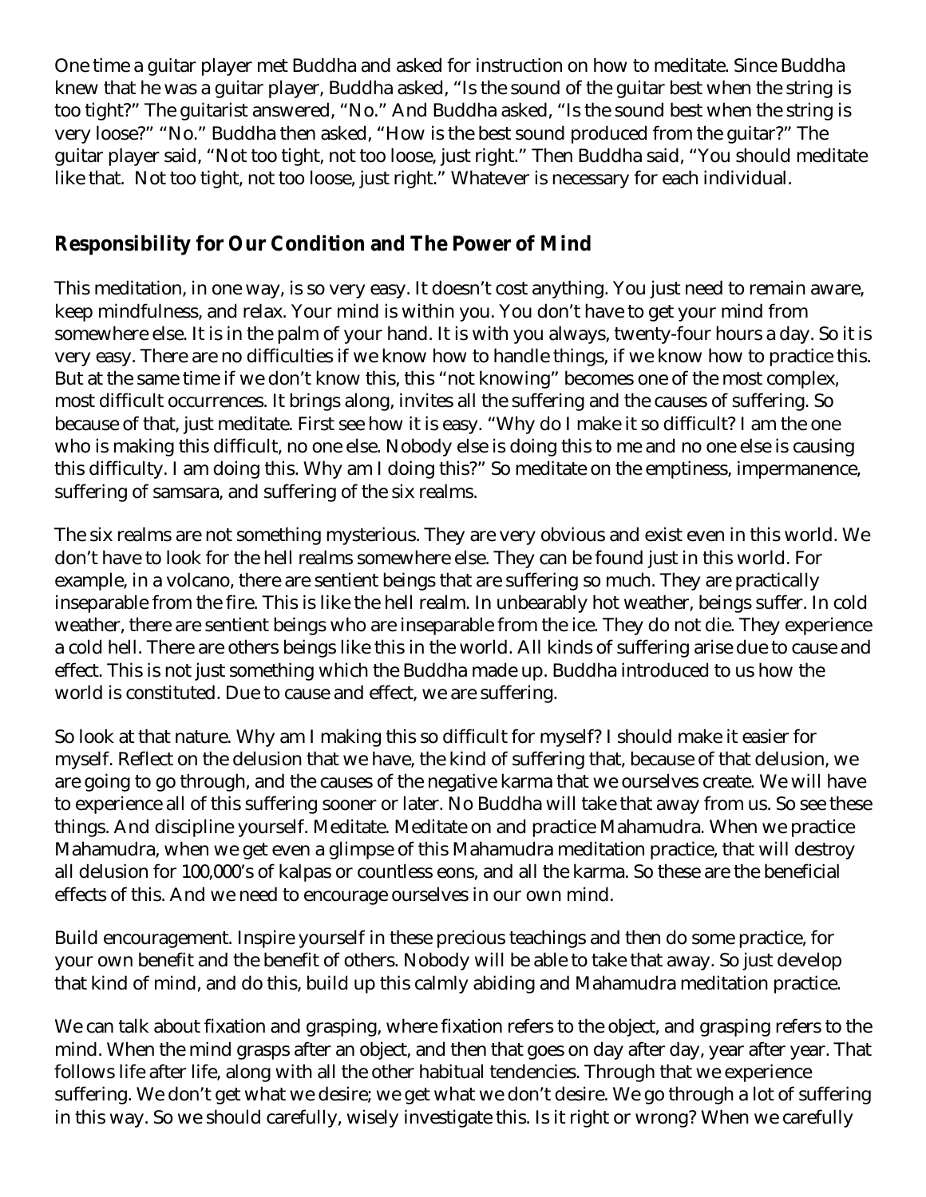One time a guitar player met Buddha and asked for instruction on how to meditate. Since Buddha knew that he was a guitar player, Buddha asked, "Is the sound of the guitar best when the string is too tight?" The guitarist answered, "No." And Buddha asked, "Is the sound best when the string is very loose?" "No." Buddha then asked, "How is the best sound produced from the guitar?" The guitar player said, "Not too tight, not too loose, just right." Then Buddha said, "You should meditate like that. Not too tight, not too loose, just right." Whatever is necessary for each individual.

## Responsibility for Our Condition and The Power of Mind

This meditation, in one way, is so very easy. It doesn't cost anything. You just need to remain aware, keep mindfulness, and relax. Your mind is within you. You don't have to get your mind from somewhere else. It is in the palm of your hand. It is with you always, twenty-four hours a day. So it is very easy. There are no difficulties if we know how to handle things, if we know how to practice this. But at the same time if we don't know this, this "not knowing" becomes one of the most complex, most difficult occurrences. It brings along, invites all the suffering and the causes of suffering. So because of that, just meditate. First see how it is easy. "Why do I make it so difficult? I am the one who is making this difficult, no one else. Nobody else is doing this to me and no one else is causing this difficulty. I am doing this. Why am I doing this?" So meditate on the emptiness, impermanence, suffering of samsara, and suffering of the six realms.

The six realms are not something mysterious. They are very obvious and exist even in this world. We don't have to look for the hell realms somewhere else. They can be found just in this world. For example, in a volcano, there are sentient beings that are suffering so much. They are practically inseparable from the fire. This is like the hell realm. In unbearably hot weather, beings suffer. In cold weather, there are sentient beings who are inseparable from the ice. They do not die. They experience a cold hell. There are others beings like this in the world. All kinds of suffering arise due to cause and effect. This is not just something which the Buddha made up. Buddha introduced to us how the world is constituted. Due to cause and effect, we are suffering.

So look at that nature. Why am I making this so difficult for myself? I should make it easier for myself. Reflect on the delusion that we have, the kind of suffering that, because of that delusion, we are going to go through, and the causes of the negative karma that we ourselves create. We will have to experience all of this suffering sooner or later. No Buddha will take that away from us. So see these things. And discipline yourself. Meditate. Meditate on and practice Mahamudra. When we practice Mahamudra, when we get even a glimpse of this Mahamudra meditation practice, that will destroy all delusion for 100,000's of kalpas or countless eons, and all the karma. So these are the beneficial effects of this. And we need to encourage ourselves in our own mind.

Build encouragement. Inspire yourself in these precious teachings and then do some practice, for your own benefit and the benefit of others. Nobody will be able to take that away. So just develop that kind of mind, and do this, build up this calmly abiding and Mahamudra meditation practice.

We can talk about fixation and grasping, where fixation refers to the object, and grasping refers to the mind. When the mind grasps after an object, and then that goes on day after day, year after year. That follows life after life, along with all the other habitual tendencies. Through that we experience suffering. We don't get what we desire; we get what we don't desire. We go through a lot of suffering in this way. So we should carefully, wisely investigate this. Is it right or wrong? When we carefully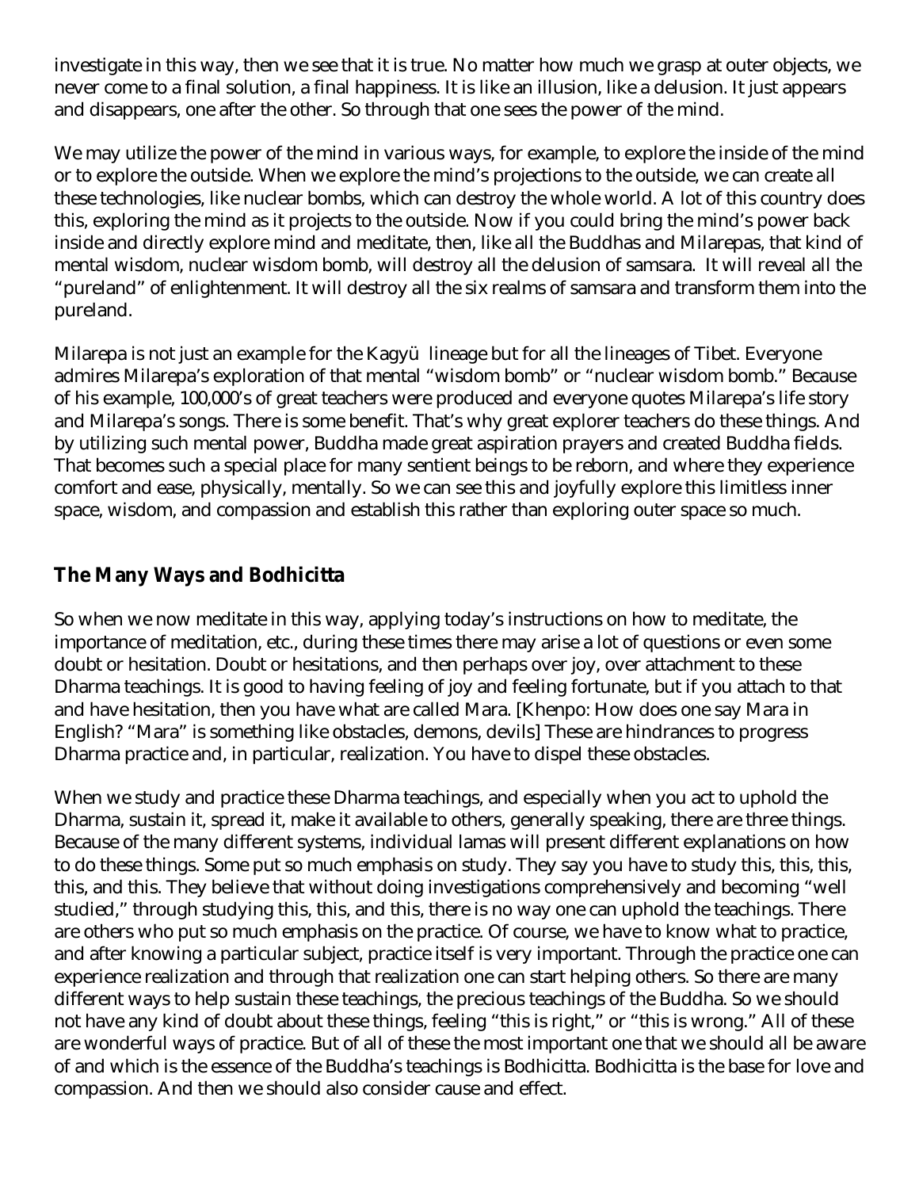investigate in this way, then we see that it is true. No matter how much we grasp at outer objects, we never come to a final solution, a final happiness. It is like an illusion, like a delusion. It just appears and disappears, one after the other. So through that one sees the power of the mind.

We may utilize the power of the mind in various ways, for example, to explore the inside of the mind or to explore the outside. When we explore the mind's projections to the outside, we can create all these technologies, like nuclear bombs, which can destroy the whole world. A lot of this country does this, exploring the mind as it projects to the outside. Now if you could bring the mind's power back inside and directly explore mind and meditate, then, like all the Buddhas and Milarepas, that kind of mental wisdom, nuclear wisdom bomb, will destroy all the delusion of samsara. It will reveal all the "pureland" of enlightenment. It will destroy all the six realms of samsara and transform them into the pureland.

Milarepa is not just an example for the Kagyü lineage but for all the lineages of Tibet. Everyone admires Milarepa's exploration of that mental "wisdom bomb" or "nuclear wisdom bomb." Because of his example, 100,000's of great teachers were produced and everyone quotes Milarepa's life story and Milarepa's songs. There is some benefit. That's why great explorer teachers do these things. And by utilizing such mental power, Buddha made great aspiration prayers and created Buddha fields. That becomes such a special place for many sentient beings to be reborn, and where they experience comfort and ease, physically, mentally. So we can see this and joyfully explore this limitless inner space, wisdom, and compassion and establish this rather than exploring outer space so much.

## The Many Ways and Bodhicitta

So when we now meditate in this way, applying today's instructions on how to meditate, the importance of meditation, etc., during these times there may arise a lot of questions or even some doubt or hesitation. Doubt or hesitations, and then perhaps over joy, over attachment to these Dharma teachings. It is good to having feeling of joy and feeling fortunate, but if you attach to that and have hesitation, then you have what are called Mara. [Khenpo: How does one say Mara in English? "Mara" is something like obstacles, demons, devils] These are hindrances to progress Dharma practice and, in particular, realization. You have to dispel these obstacles.

When we study and practice these Dharma teachings, and especially when you act to uphold the Dharma, sustain it, spread it, make it available to others, generally speaking, there are three things. Because of the many different systems, individual lamas will present different explanations on how to do these things. Some put so much emphasis on study. They say you have to study this, this, this, this, and this. They believe that without doing investigations comprehensively and becoming "well studied," through studying this, this, and this, there is no way one can uphold the teachings. There are others who put so much emphasis on the practice. Of course, we have to know what to practice, and after knowing a particular subject, practice itself is very important. Through the practice one can experience realization and through that realization one can start helping others. So there are many different ways to help sustain these teachings, the precious teachings of the Buddha. So we should not have any kind of doubt about these things, feeling "this is right," or "this is wrong." All of these are wonderful ways of practice. But of all of these the most important one that we should all be aware of and which is the essence of the Buddha's teachings is Bodhicitta. Bodhicitta is the base for love and compassion. And then we should also consider cause and effect.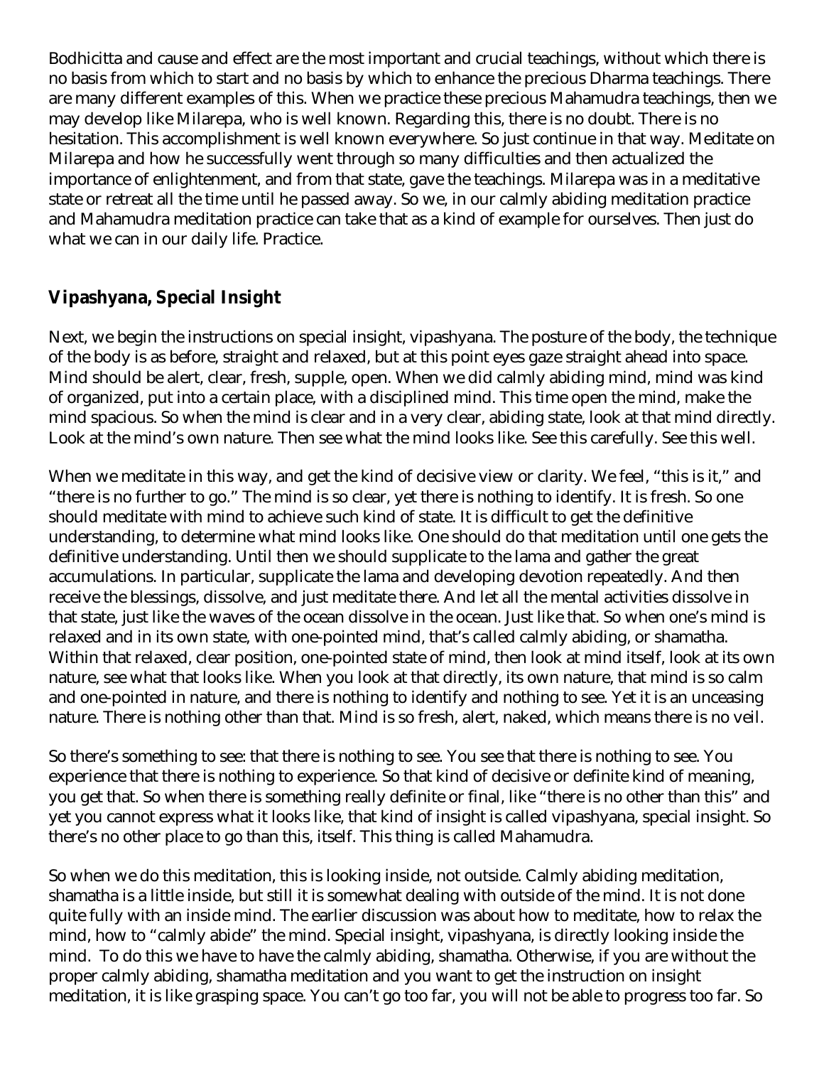Bodhicitta and cause and effect are the most important and crucial teachings, without which there is no basis from which to start and no basis by which to enhance the precious Dharma teachings. There are many different examples of this. When we practice these precious Mahamudra teachings, then we may develop like Milarepa, who is well known. Regarding this, there is no doubt. There is no hesitation. This accomplishment is well known everywhere. So just continue in that way. Meditate on Milarepa and how he successfully went through so many difficulties and then actualized the importance of enlightenment, and from that state, gave the teachings. Milarepa was in a meditative state or retreat all the time until he passed away. So we, in our calmly abiding meditation practice and Mahamudra meditation practice can take that as a kind of example for ourselves. Then just do what we can in our daily life. Practice.

## Vipashyana, Special Insight

Next, we begin the instructions on special insight, vipashyana. The posture of the body, the technique of the body is as before, straight and relaxed, but at this point eyes gaze straight ahead into space. Mind should be alert, clear, fresh, supple, open. When we did calmly abiding mind, mind was kind of organized, put into a certain place, with a disciplined mind. This time open the mind, make the mind spacious. So when the mind is clear and in a very clear, abiding state, look at that mind directly. Look at the mind's own nature. Then see what the mind looks like. See this carefully. See this well.

When we meditate in this way, and get the kind of decisive view or clarity. We feel, "this is it," and "there is no further to go." The mind is so clear, yet there is nothing to identify. It is fresh. So one should meditate with mind to achieve such kind of state. It is difficult to get the definitive understanding, to determine what mind looks like. One should do that meditation until one gets the definitive understanding. Until then we should supplicate to the lama and gather the great accumulations. In particular, supplicate the lama and developing devotion repeatedly. And then receive the blessings, dissolve, and just meditate there. And let all the mental activities dissolve in that state, just like the waves of the ocean dissolve in the ocean. Just like that. So when one's mind is relaxed and in its own state, with one-pointed mind, that's called calmly abiding, or shamatha. Within that relaxed, clear position, one-pointed state of mind, then look at mind itself, look at its own nature, see what that looks like. When you look at that directly, its own nature, that mind is so calm and one-pointed in nature, and there is nothing to identify and nothing to see. Yet it is an unceasing nature. There is nothing other than that. Mind is so fresh, alert, naked, which means there is no veil.

So there's something to see: that there is nothing to see. You see that there is nothing to see. You experience that there is nothing to experience. So that kind of decisive or definite kind of meaning, you get that. So when there is something really definite or final, like "there is no other than this" and yet you cannot express what it looks like, that kind of insight is called vipashyana, special insight. So there's no other place to go than this, itself. This thing is called Mahamudra.

So when we do this meditation, this is looking inside, not outside. Calmly abiding meditation, shamatha is a little inside, but still it is somewhat dealing with outside of the mind. It is not done quite fully with an inside mind. The earlier discussion was about how to meditate, how to relax the mind, how to "calmly abide" the mind. Special insight, vipashyana, is directly looking inside the mind. To do this we have to have the calmly abiding, shamatha. Otherwise, if you are without the proper calmly abiding, shamatha meditation and you want to get the instruction on insight meditation, it is like grasping space. You can't go too far, you will not be able to progress too far. So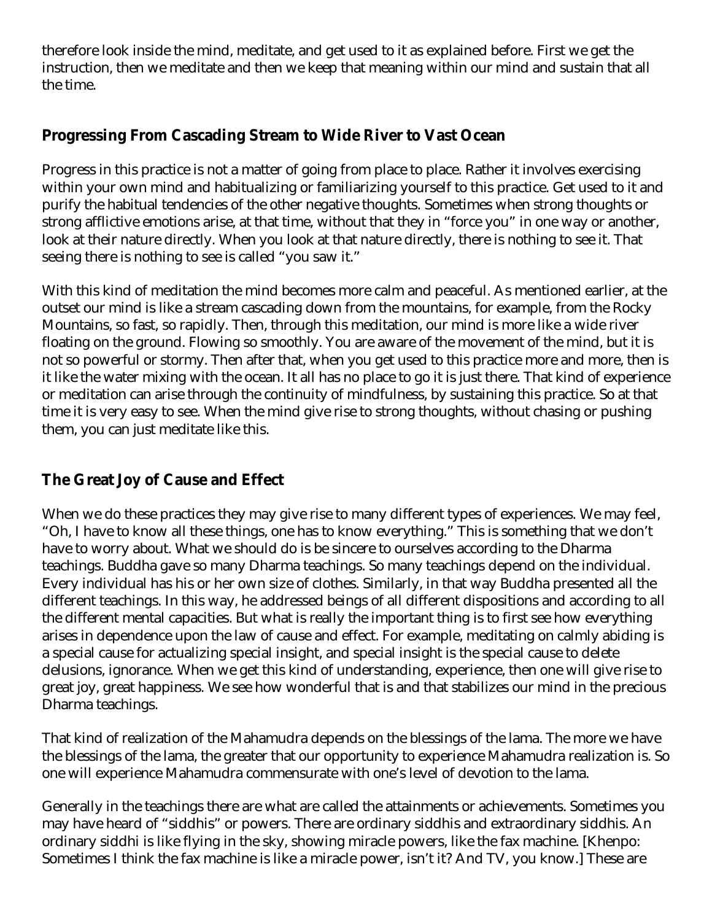therefore look inside the mind, meditate, and get used to it as explained before. First we get the instruction, then we meditate and then we keep that meaning within our mind and sustain that all the time.

## Progressing From Cascading Stream to Wide River to Vast Ocean

Progress in this practice is not a matter of going from place to place. Rather it involves exercising within your own mind and habitualizing or familiarizing yourself to this practice. Get used to it and purify the habitual tendencies of the other negative thoughts. Sometimes when strong thoughts or strong afflictive emotions arise, at that time, without that they in "force you" in one way or another, look at their nature directly. When you look at that nature directly, there is nothing to see it. That seeing there is nothing to see is called "you saw it."

With this kind of meditation the mind becomes more calm and peaceful. As mentioned earlier, at the outset our mind is like a stream cascading down from the mountains, for example, from the Rocky Mountains, so fast, so rapidly. Then, through this meditation, our mind is more like a wide river floating on the ground. Flowing so smoothly. You are aware of the movement of the mind, but it is not so powerful or stormy. Then after that, when you get used to this practice more and more, then is it like the water mixing with the ocean. It all has no place to go it is just there. That kind of experience or meditation can arise through the continuity of mindfulness, by sustaining this practice. So at that time it is very easy to see. When the mind give rise to strong thoughts, without chasing or pushing them, you can just meditate like this.

## The Great Joy of Cause and Effect

When we do these practices they may give rise to many different types of experiences. We may feel, "Oh, I have to know all these things, one has to know everything." This is something that we don't have to worry about. What we should do is be sincere to ourselves according to the Dharma teachings. Buddha gave so many Dharma teachings. So many teachings depend on the individual. Every individual has his or her own size of clothes. Similarly, in that way Buddha presented all the different teachings. In this way, he addressed beings of all different dispositions and according to all the different mental capacities. But what is really the important thing is to first see how everything arises in dependence upon the law of cause and effect. For example, meditating on calmly abiding is a special cause for actualizing special insight, and special insight is the special cause to delete delusions, ignorance. When we get this kind of understanding, experience, then one will give rise to great joy, great happiness. We see how wonderful that is and that stabilizes our mind in the precious Dharma teachings.

That kind of realization of the Mahamudra depends on the blessings of the lama. The more we have the blessings of the lama, the greater that our opportunity to experience Mahamudra realization is. So one will experience Mahamudra commensurate with one's level of devotion to the lama.

Generally in the teachings there are what are called the attainments or achievements. Sometimes you may have heard of "siddhis" or powers. There are ordinary siddhis and extraordinary siddhis. An ordinary siddhi is like flying in the sky, showing miracle powers, like the fax machine. [Khenpo: Sometimes I think the fax machine is like a miracle power, isn't it? And TV, you know.] These are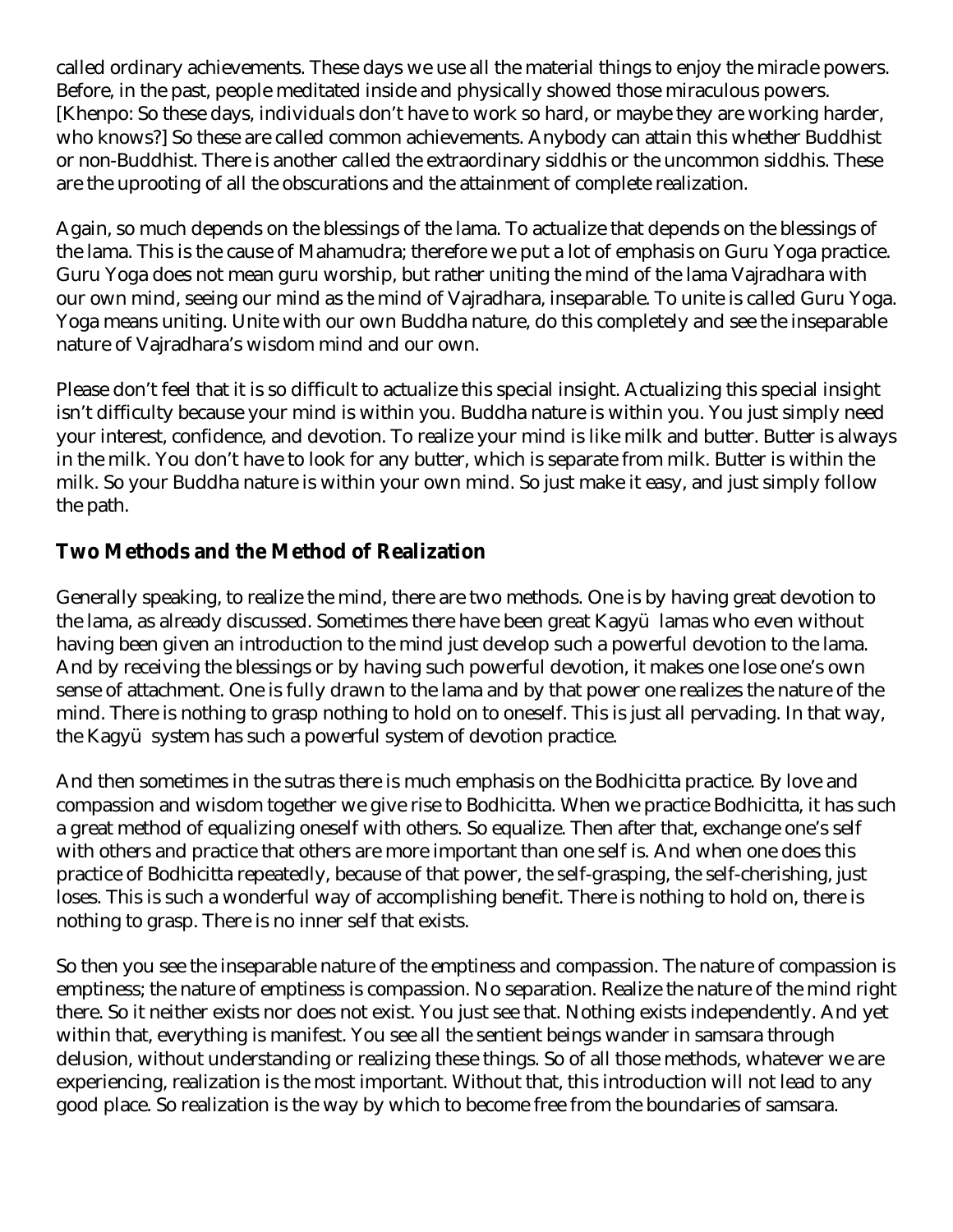called ordinary achievements. These days we use all the material things to enjoy the miracle powers. Before, in the past, people meditated inside and physically showed those miraculous powers. [Khenpo: So these days, individuals don't have to work so hard, or maybe they are working harder, who knows?] So these are called common achievements. Anybody can attain this whether Buddhist or non-Buddhist. There is another called the extraordinary siddhis or the uncommon siddhis. These are the uprooting of all the obscurations and the attainment of complete realization.

Again, so much depends on the blessings of the lama. To actualize that depends on the blessings of the lama. This is the cause of Mahamudra; therefore we put a lot of emphasis on Guru Yoga practice. Guru Yoga does not mean guru worship, but rather uniting the mind of the lama Vajradhara with our own mind, seeing our mind as the mind of Vajradhara, inseparable. To unite is called Guru Yoga. Yoga means uniting. Unite with our own Buddha nature, do this completely and see the inseparable nature of Vajradhara's wisdom mind and our own.

Please don't feel that it is so difficult to actualize this special insight. Actualizing this special insight isn't difficulty because your mind is within you. Buddha nature is within you. You just simply need your interest, confidence, and devotion. To realize your mind is like milk and butter. Butter is always in the milk. You don't have to look for any butter, which is separate from milk. Butter is within the milk. So your Buddha nature is within your own mind. So just make it easy, and just simply follow the path.

## Two Methods and the Method of Realization

Generally speaking, to realize the mind, there are two methods. One is by having great devotion to the lama, as already discussed. Sometimes there have been great Kagyü lamas who even without having been given an introduction to the mind just develop such a powerful devotion to the lama. And by receiving the blessings or by having such powerful devotion, it makes one lose one's own sense of attachment. One is fully drawn to the lama and by that power one realizes the nature of the mind. There is nothing to grasp nothing to hold on to oneself. This is just all pervading. In that way, the Kagyü system has such a powerful system of devotion practice.

And then sometimes in the sutras there is much emphasis on the Bodhicitta practice. By love and compassion and wisdom together we give rise to Bodhicitta. When we practice Bodhicitta, it has such a great method of equalizing oneself with others. So equalize. Then after that, exchange one's self with others and practice that others are more important than one self is. And when one does this practice of Bodhicitta repeatedly, because of that power, the self-grasping, the self-cherishing, just loses. This is such a wonderful way of accomplishing benefit. There is nothing to hold on, there is nothing to grasp. There is no inner self that exists.

So then you see the inseparable nature of the emptiness and compassion. The nature of compassion is emptiness; the nature of emptiness is compassion. No separation. Realize the nature of the mind right there. So it neither exists nor does not exist. You just see that. Nothing exists independently. And yet within that, everything is manifest. You see all the sentient beings wander in samsara through delusion, without understanding or realizing these things. So of all those methods, whatever we are experiencing, realization is the most important. Without that, this introduction will not lead to any good place. So realization is the way by which to become free from the boundaries of samsara.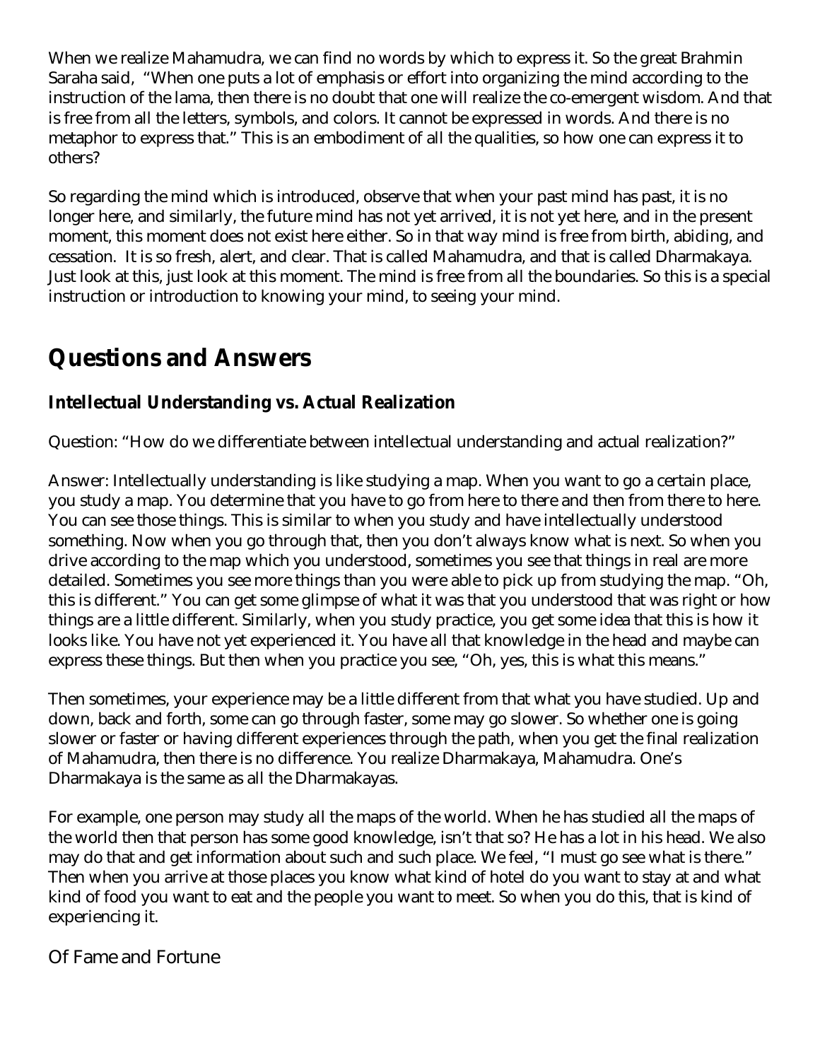When we realize Mahamudra, we can find no words by which to express it. So the great Brahmin Saraha said, "When one puts a lot of emphasis or effort into organizing the mind according to the instruction of the lama, then there is no doubt that one will realize the co-emergent wisdom. And that is free from all the letters, symbols, and colors. It cannot be expressed in words. And there is no metaphor to express that." This is an embodiment of all the qualities, so how one can express it to others?

So regarding the mind which is introduced, observe that when your past mind has past, it is no longer here, and similarly, the future mind has not yet arrived, it is not yet here, and in the present moment, this moment does not exist here either. So in that way mind is free from birth, abiding, and cessation. It is so fresh, alert, and clear. That is called Mahamudra, and that is called Dharmakaya. Just look at this, just look at this moment. The mind is free from all the boundaries. So this is a special instruction or introduction to knowing your mind, to seeing your mind.

## Questions and Answers

### Intellectual Understanding vs. Actual Realization

Question: "How do we differentiate between intellectual understanding and actual realization?"

Answer: Intellectually understanding is like studying a map. When you want to go a certain place, you study a map. You determine that you have to go from here to there and then from there to here. You can see those things. This is similar to when you study and have intellectually understood something. Now when you go through that, then you don't always know what is next. So when you drive according to the map which you understood, sometimes you see that things in real are more detailed. Sometimes you see more things than you were able to pick up from studying the map. "Oh, this is different." You can get some glimpse of what it was that you understood that was right or how things are a little different. Similarly, when you study practice, you get some idea that this is how it looks like. You have not yet experienced it. You have all that knowledge in the head and maybe can express these things. But then when you practice you see, "Oh, yes, this is what this means."

Then sometimes, your experience may be a little different from that what you have studied. Up and down, back and forth, some can go through faster, some may go slower. So whether one is going slower or faster or having different experiences through the path, when you get the final realization of Mahamudra, then there is no difference. You realize Dharmakaya, Mahamudra. One's Dharmakaya is the same as all the Dharmakayas.

For example, one person may study all the maps of the world. When he has studied all the maps of the world then that person has some good knowledge, isn't that so? He has a lot in his head. We also may do that and get information about such and such place. We feel, "I must go see what is there." Then when you arrive at those places you know what kind of hotel do you want to stay at and what kind of food you want to eat and the people you want to meet. So when you do this, that is kind of experiencing it.

### Of Fame and Fortune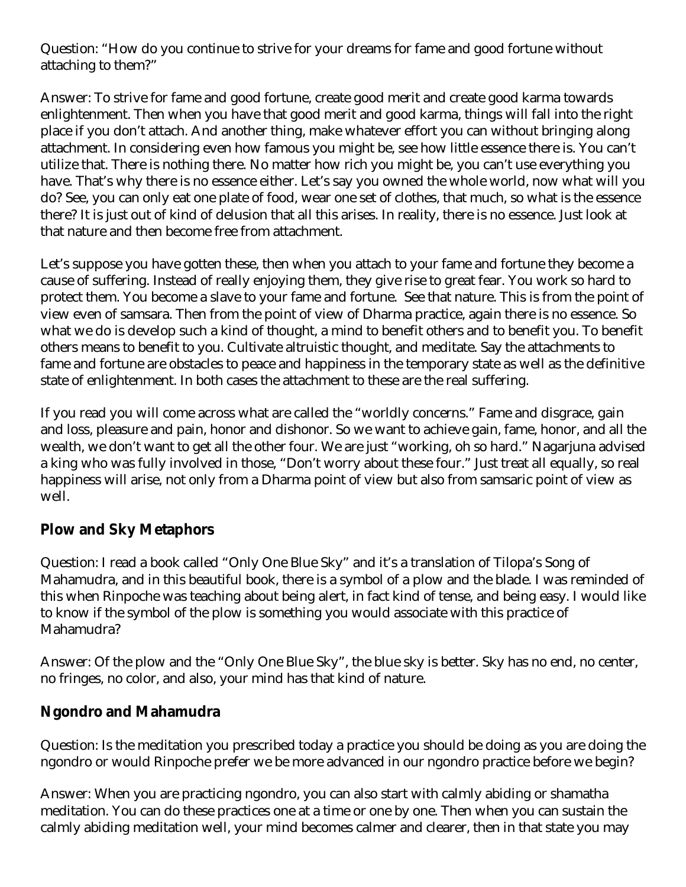Question: "How do you continue to strive for your dreams for fame and good fortune without attaching to them?"

Answer: To strive for fame and good fortune, create good merit and create good karma towards enlightenment. Then when you have that good merit and good karma, things will fall into the right place if you don't attach. And another thing, make whatever effort you can without bringing along attachment. In considering even how famous you might be, see how little essence there is. You can't utilize that. There is nothing there. No matter how rich you might be, you can't use everything you have. That's why there is no essence either. Let's say you owned the whole world, now what will you do? See, you can only eat one plate of food, wear one set of clothes, that much, so what is the essence there? It is just out of kind of delusion that all this arises. In reality, there is no essence. Just look at that nature and then become free from attachment.

Let's suppose you have gotten these, then when you attach to your fame and fortune they become a cause of suffering. Instead of really enjoying them, they give rise to great fear. You work so hard to protect them. You become a slave to your fame and fortune. See that nature. This is from the point of view even of samsara. Then from the point of view of Dharma practice, again there is no essence. So what we do is develop such a kind of thought, a mind to benefit others and to benefit you. To benefit others means to benefit to you. Cultivate altruistic thought, and meditate. Say the attachments to fame and fortune are obstacles to peace and happiness in the temporary state as well as the definitive state of enlightenment. In both cases the attachment to these are the real suffering.

If you read you will come across what are called the "worldly concerns." Fame and disgrace, gain and loss, pleasure and pain, honor and dishonor. So we want to achieve gain, fame, honor, and all the wealth, we don't want to get all the other four. We are just "working, oh so hard." Nagarjuna advised a king who was fully involved in those, "Don't worry about these four." Just treat all equally, so real happiness will arise, not only from a Dharma point of view but also from samsaric point of view as well.

## Plow and Sky Metaphors

Question: I read a book called "Only One Blue Sky" and it's a translation of Tilopa's Song of Mahamudra, and in this beautiful book, there is a symbol of a plow and the blade. I was reminded of this when Rinpoche was teaching about being alert, in fact kind of tense, and being easy. I would like to know if the symbol of the plow is something you would associate with this practice of Mahamudra?

Answer: Of the plow and the "Only One Blue Sky", the blue sky is better. Sky has no end, no center, no fringes, no color, and also, your mind has that kind of nature.

## Ngondro and Mahamudra

Question: Is the meditation you prescribed today a practice you should be doing as you are doing the ngondro or would Rinpoche prefer we be more advanced in our ngondro practice before we begin?

Answer: When you are practicing ngondro, you can also start with calmly abiding or shamatha meditation. You can do these practices one at a time or one by one. Then when you can sustain the calmly abiding meditation well, your mind becomes calmer and clearer, then in that state you may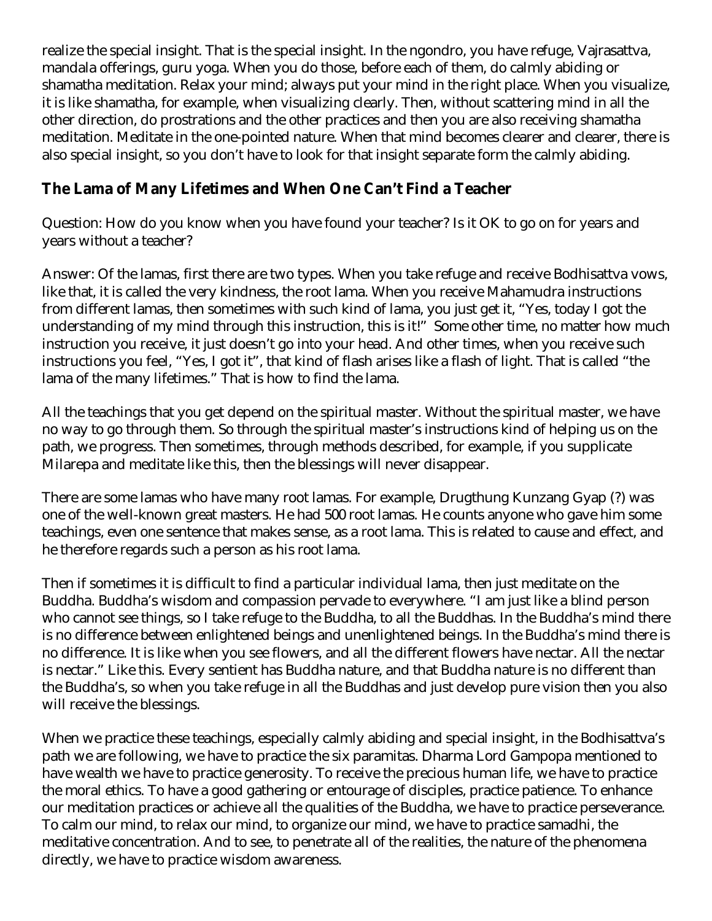realize the special insight. That is the special insight. In the ngondro, you have refuge, Vajrasattva, mandala offerings, guru yoga. When you do those, before each of them, do calmly abiding or shamatha meditation. Relax your mind; always put your mind in the right place. When you visualize, it is like shamatha, for example, when visualizing clearly. Then, without scattering mind in all the other direction, do prostrations and the other practices and then you are also receiving shamatha meditation. Meditate in the one-pointed nature. When that mind becomes clearer and clearer, there is also special insight, so you don't have to look for that insight separate form the calmly abiding.

## The Lama of Many Lifetimes and When One Can't Find a Teacher

Question: How do you know when you have found your teacher? Is it OK to go on for years and years without a teacher?

Answer: Of the lamas, first there are two types. When you take refuge and receive Bodhisattva vows, like that, it is called the very kindness, the root lama. When you receive Mahamudra instructions from different lamas, then sometimes with such kind of lama, you just get it, "Yes, today I got the understanding of my mind through this instruction, this is it!" Some other time, no matter how much instruction you receive, it just doesn't go into your head. And other times, when you receive such instructions you feel, "Yes, I got it", that kind of flash arises like a flash of light. That is called "the lama of the many lifetimes." That is how to find the lama.

All the teachings that you get depend on the spiritual master. Without the spiritual master, we have no way to go through them. So through the spiritual master's instructions kind of helping us on the path, we progress. Then sometimes, through methods described, for example, if you supplicate Milarepa and meditate like this, then the blessings will never disappear.

There are some lamas who have many root lamas. For example, Drugthung Kunzang Gyap (?) was one of the well-known great masters. He had 500 root lamas. He counts anyone who gave him some teachings, even one sentence that makes sense, as a root lama. This is related to cause and effect, and he therefore regards such a person as his root lama.

Then if sometimes it is difficult to find a particular individual lama, then just meditate on the Buddha. Buddha's wisdom and compassion pervade to everywhere. "I am just like a blind person who cannot see things, so I take refuge to the Buddha, to all the Buddhas. In the Buddha's mind there is no difference between enlightened beings and unenlightened beings. In the Buddha's mind there is no difference. It is like when you see flowers, and all the different flowers have nectar. All the nectar is nectar." Like this. Every sentient has Buddha nature, and that Buddha nature is no different than the Buddha's, so when you take refuge in all the Buddhas and just develop pure vision then you also will receive the blessings.

When we practice these teachings, especially calmly abiding and special insight, in the Bodhisattva's path we are following, we have to practice the six paramitas. Dharma Lord Gampopa mentioned to have wealth we have to practice generosity. To receive the precious human life, we have to practice the moral ethics. To have a good gathering or entourage of disciples, practice patience. To enhance our meditation practices or achieve all the qualities of the Buddha, we have to practice perseverance. To calm our mind, to relax our mind, to organize our mind, we have to practice samadhi, the meditative concentration. And to see, to penetrate all of the realities, the nature of the phenomena directly, we have to practice wisdom awareness.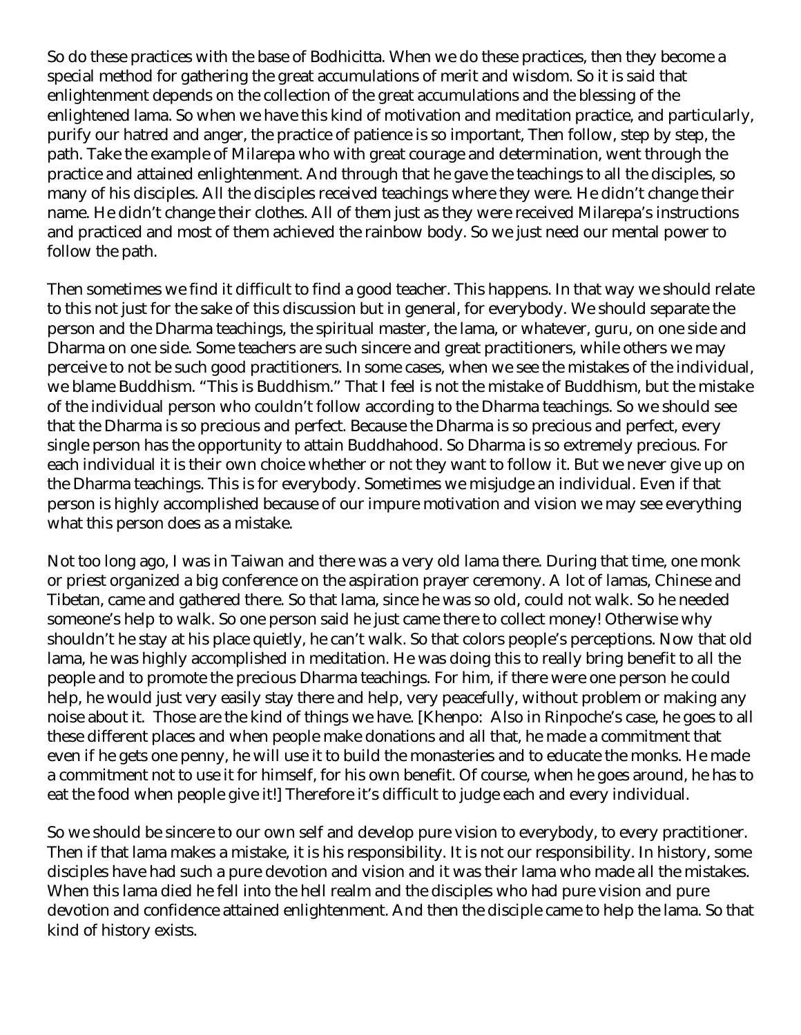So do these practices with the base of Bodhicitta. When we do these practices, then they become a special method for gathering the great accumulations of merit and wisdom. So it is said that enlightenment depends on the collection of the great accumulations and the blessing of the enlightened lama. So when we have this kind of motivation and meditation practice, and particularly, purify our hatred and anger, the practice of patience is so important, Then follow, step by step, the path. Take the example of Milarepa who with great courage and determination, went through the practice and attained enlightenment. And through that he gave the teachings to all the disciples, so many of his disciples. All the disciples received teachings where they were. He didn't change their name. He didn't change their clothes. All of them just as they were received Milarepa's instructions and practiced and most of them achieved the rainbow body. So we just need our mental power to follow the path.

Then sometimes we find it difficult to find a good teacher. This happens. In that way we should relate to this not just for the sake of this discussion but in general, for everybody. We should separate the person and the Dharma teachings, the spiritual master, the lama, or whatever, guru, on one side and Dharma on one side. Some teachers are such sincere and great practitioners, while others we may perceive to not be such good practitioners. In some cases, when we see the mistakes of the individual, we blame Buddhism. "This is Buddhism." That I feel is not the mistake of Buddhism, but the mistake of the individual person who couldn't follow according to the Dharma teachings. So we should see that the Dharma is so precious and perfect. Because the Dharma is so precious and perfect, every single person has the opportunity to attain Buddhahood. So Dharma is so extremely precious. For each individual it is their own choice whether or not they want to follow it. But we never give up on the Dharma teachings. This is for everybody. Sometimes we misjudge an individual. Even if that person is highly accomplished because of our impure motivation and vision we may see everything what this person does as a mistake.

Not too long ago, I was in Taiwan and there was a very old lama there. During that time, one monk or priest organized a big conference on the aspiration prayer ceremony. A lot of lamas, Chinese and Tibetan, came and gathered there. So that lama, since he was so old, could not walk. So he needed someone's help to walk. So one person said he just came there to collect money! Otherwise why shouldn't he stay at his place quietly, he can't walk. So that colors people's perceptions. Now that old lama, he was highly accomplished in meditation. He was doing this to really bring benefit to all the people and to promote the precious Dharma teachings. For him, if there were one person he could help, he would just very easily stay there and help, very peacefully, without problem or making any noise about it. Those are the kind of things we have. [Khenpo: Also in Rinpoche's case, he goes to all these different places and when people make donations and all that, he made a commitment that even if he gets one penny, he will use it to build the monasteries and to educate the monks. He made a commitment not to use it for himself, for his own benefit. Of course, when he goes around, he has to eat the food when people give it!] Therefore it's difficult to judge each and every individual.

So we should be sincere to our own self and develop pure vision to everybody, to every practitioner. Then if that lama makes a mistake, it is his responsibility. It is not our responsibility. In history, some disciples have had such a pure devotion and vision and it was their lama who made all the mistakes. When this lama died he fell into the hell realm and the disciples who had pure vision and pure devotion and confidence attained enlightenment. And then the disciple came to help the lama. So that kind of history exists.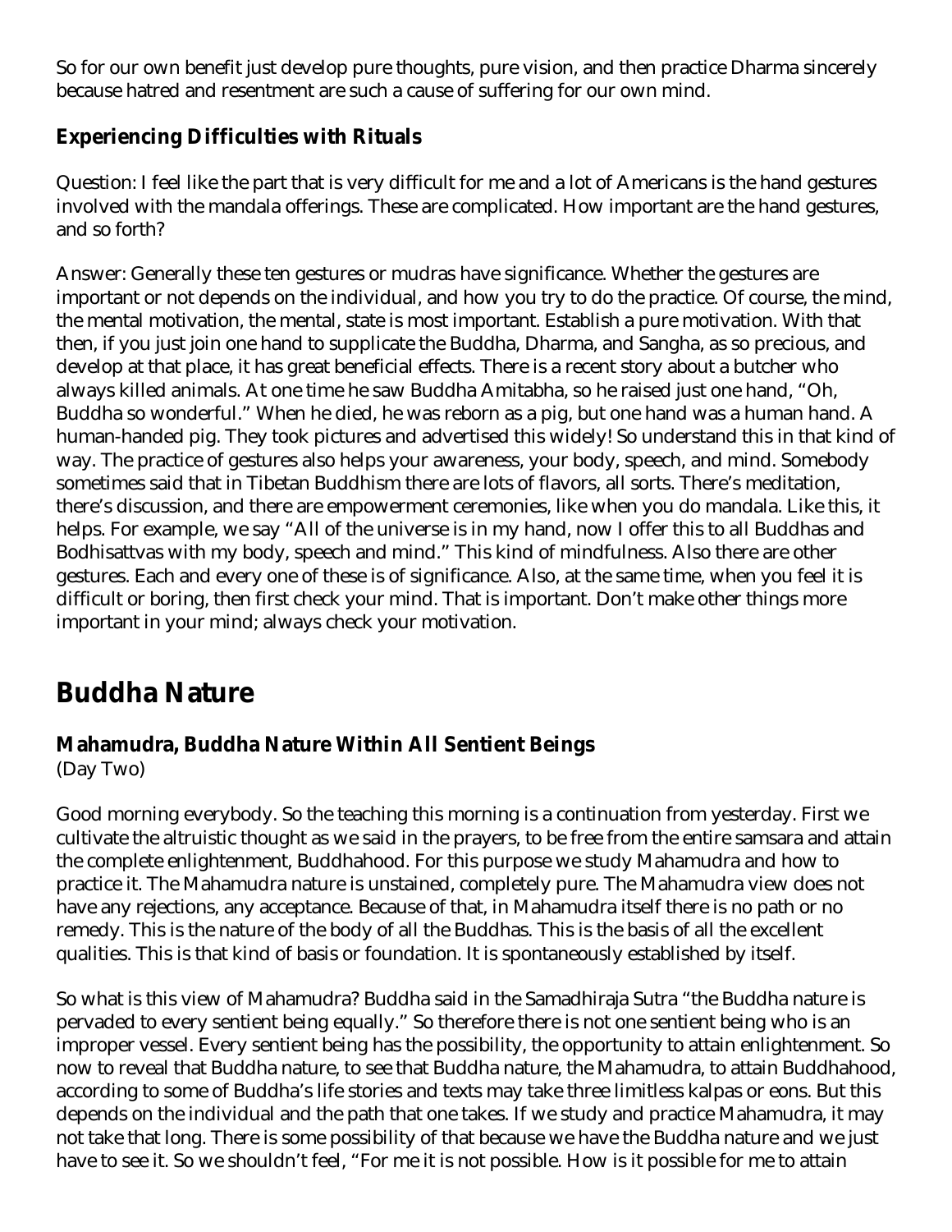So for our own benefit just develop pure thoughts, pure vision, and then practice Dharma sincerely because hatred and resentment are such a cause of suffering for our own mind.

### Experiencing Difficulties with Rituals

Question: I feel like the part that is very difficult for me and a lot of Americans is the hand gestures involved with the mandala offerings. These are complicated. How important are the hand gestures, and so forth?

Answer: Generally these ten gestures or mudras have significance. Whether the gestures are important or not depends on the individual, and how you try to do the practice. Of course, the mind, the mental motivation, the mental, state is most important. Establish a pure motivation. With that then, if you just join one hand to supplicate the Buddha, Dharma, and Sangha, as so precious, and develop at that place, it has great beneficial effects. There is a recent story about a butcher who always killed animals. At one time he saw Buddha Amitabha, so he raised just one hand, "Oh, Buddha so wonderful." When he died, he was reborn as a pig, but one hand was a human hand. A human-handed pig. They took pictures and advertised this widely! So understand this in that kind of way. The practice of gestures also helps your awareness, your body, speech, and mind. Somebody sometimes said that in Tibetan Buddhism there are lots of flavors, all sorts. There's meditation, there's discussion, and there are empowerment ceremonies, like when you do mandala. Like this, it helps. For example, we say "All of the universe is in my hand, now I offer this to all Buddhas and Bodhisattvas with my body, speech and mind." This kind of mindfulness. Also there are other gestures. Each and every one of these is of significance. Also, at the same time, when you feel it is difficult or boring, then first check your mind. That is important. Don't make other things more important in your mind; always check your motivation.

## Buddha Nature

### Mahamudra, Buddha Nature Within All Sentient Beings

(Day Two)

Good morning everybody. So the teaching this morning is a continuation from yesterday. First we cultivate the altruistic thought as we said in the prayers, to be free from the entire samsara and attain the complete enlightenment, Buddhahood. For this purpose we study Mahamudra and how to practice it. The Mahamudra nature is unstained, completely pure. The Mahamudra view does not have any rejections, any acceptance. Because of that, in Mahamudra itself there is no path or no remedy. This is the nature of the body of all the Buddhas. This is the basis of all the excellent qualities. This is that kind of basis or foundation. It is spontaneously established by itself.

So what is this view of Mahamudra? Buddha said in the Samadhiraja Sutra "the Buddha nature is pervaded to every sentient being equally." So therefore there is not one sentient being who is an improper vessel. Every sentient being has the possibility, the opportunity to attain enlightenment. So now to reveal that Buddha nature, to see that Buddha nature, the Mahamudra, to attain Buddhahood, according to some of Buddha's life stories and texts may take three limitless kalpas or eons. But this depends on the individual and the path that one takes. If we study and practice Mahamudra, it may not take that long. There is some possibility of that because we have the Buddha nature and we just have to see it. So we shouldn't feel, "For me it is not possible. How is it possible for me to attain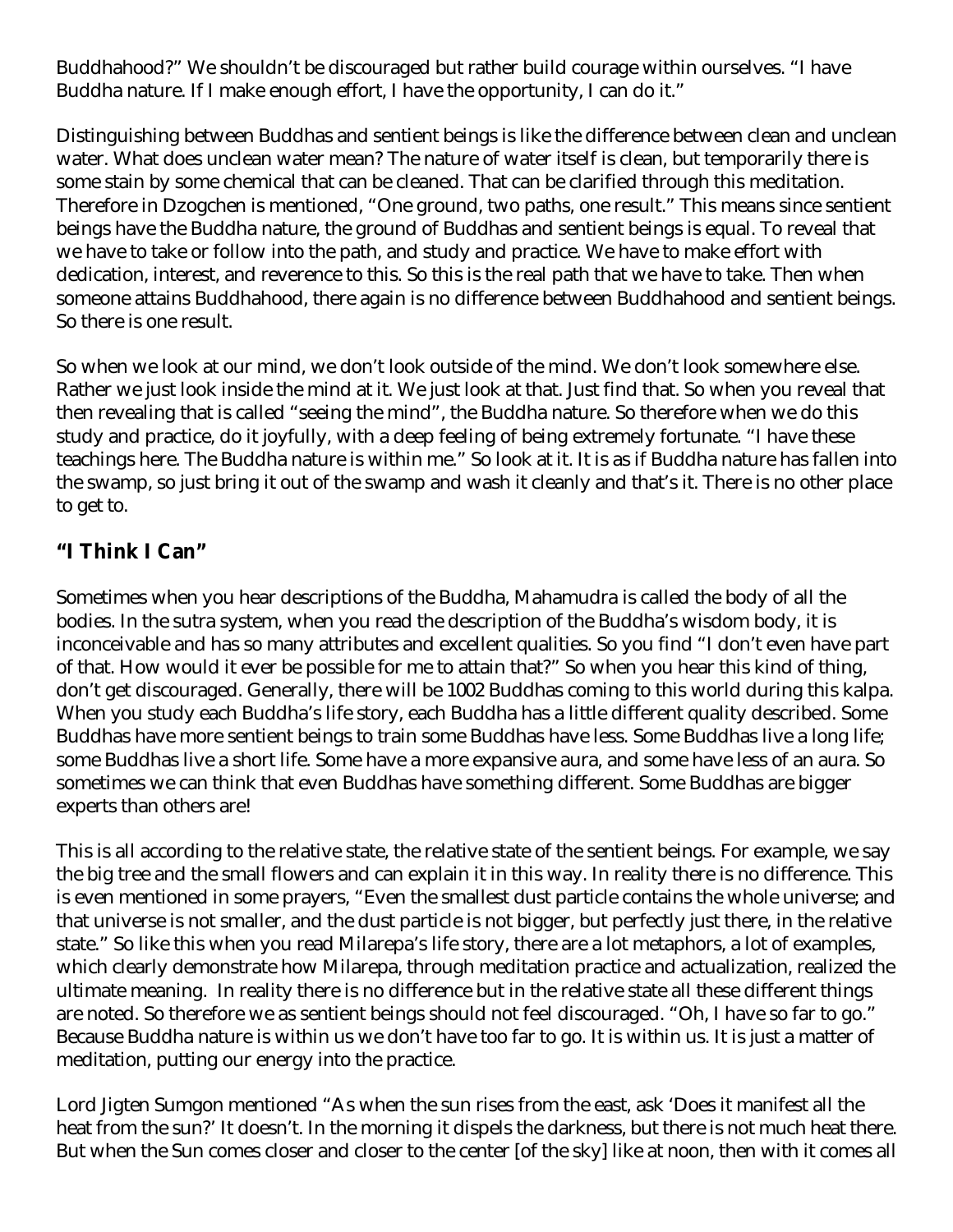Buddhahood?" We shouldn't be discouraged but rather build courage within ourselves. "I have Buddha nature. If I make enough effort, I have the opportunity, I can do it."

Distinguishing between Buddhas and sentient beings is like the difference between clean and unclean water. What does unclean water mean? The nature of water itself is clean, but temporarily there is some stain by some chemical that can be cleaned. That can be clarified through this meditation. Therefore in Dzogchen is mentioned, "One ground, two paths, one result." This means since sentient beings have the Buddha nature, the ground of Buddhas and sentient beings is equal. To reveal that we have to take or follow into the path, and study and practice. We have to make effort with dedication, interest, and reverence to this. So this is the real path that we have to take. Then when someone attains Buddhahood, there again is no difference between Buddhahood and sentient beings. So there is one result.

So when we look at our mind, we don't look outside of the mind. We don't look somewhere else. Rather we just look inside the mind at it. We just look at that. Just find that. So when you reveal that then revealing that is called "seeing the mind", the Buddha nature. So therefore when we do this study and practice, do it joyfully, with a deep feeling of being extremely fortunate. "I have these teachings here. The Buddha nature is within me." So look at it. It is as if Buddha nature has fallen into the swamp, so just bring it out of the swamp and wash it cleanly and that's it. There is no other place to get to.

## "I Think I Can"

Sometimes when you hear descriptions of the Buddha, Mahamudra is called the body of all the bodies. In the sutra system, when you read the description of the Buddha's wisdom body, it is inconceivable and has so many attributes and excellent qualities. So you find "I don't even have part of that. How would it ever be possible for me to attain that?" So when you hear this kind of thing, don't get discouraged. Generally, there will be 1002 Buddhas coming to this world during this kalpa. When you study each Buddha's life story, each Buddha has a little different quality described. Some Buddhas have more sentient beings to train some Buddhas have less. Some Buddhas live a long life; some Buddhas live a short life. Some have a more expansive aura, and some have less of an aura. So sometimes we can think that even Buddhas have something different. Some Buddhas are bigger experts than others are!

This is all according to the relative state, the relative state of the sentient beings. For example, we say the big tree and the small flowers and can explain it in this way. In reality there is no difference. This is even mentioned in some prayers, "Even the smallest dust particle contains the whole universe; and that universe is not smaller, and the dust particle is not bigger, but perfectly just there, in the relative state." So like this when you read Milarepa's life story, there are a lot metaphors, a lot of examples, which clearly demonstrate how Milarepa, through meditation practice and actualization, realized the ultimate meaning. In reality there is no difference but in the relative state all these different things are noted. So therefore we as sentient beings should not feel discouraged. "Oh, I have so far to go." Because Buddha nature is within us we don't have too far to go. It is within us. It is just a matter of meditation, putting our energy into the practice.

Lord Jigten Sumgon mentioned "As when the sun rises from the east, ask 'Does it manifest all the heat from the sun?' It doesn't. In the morning it dispels the darkness, but there is not much heat there. But when the Sun comes closer and closer to the center [of the sky] like at noon, then with it comes all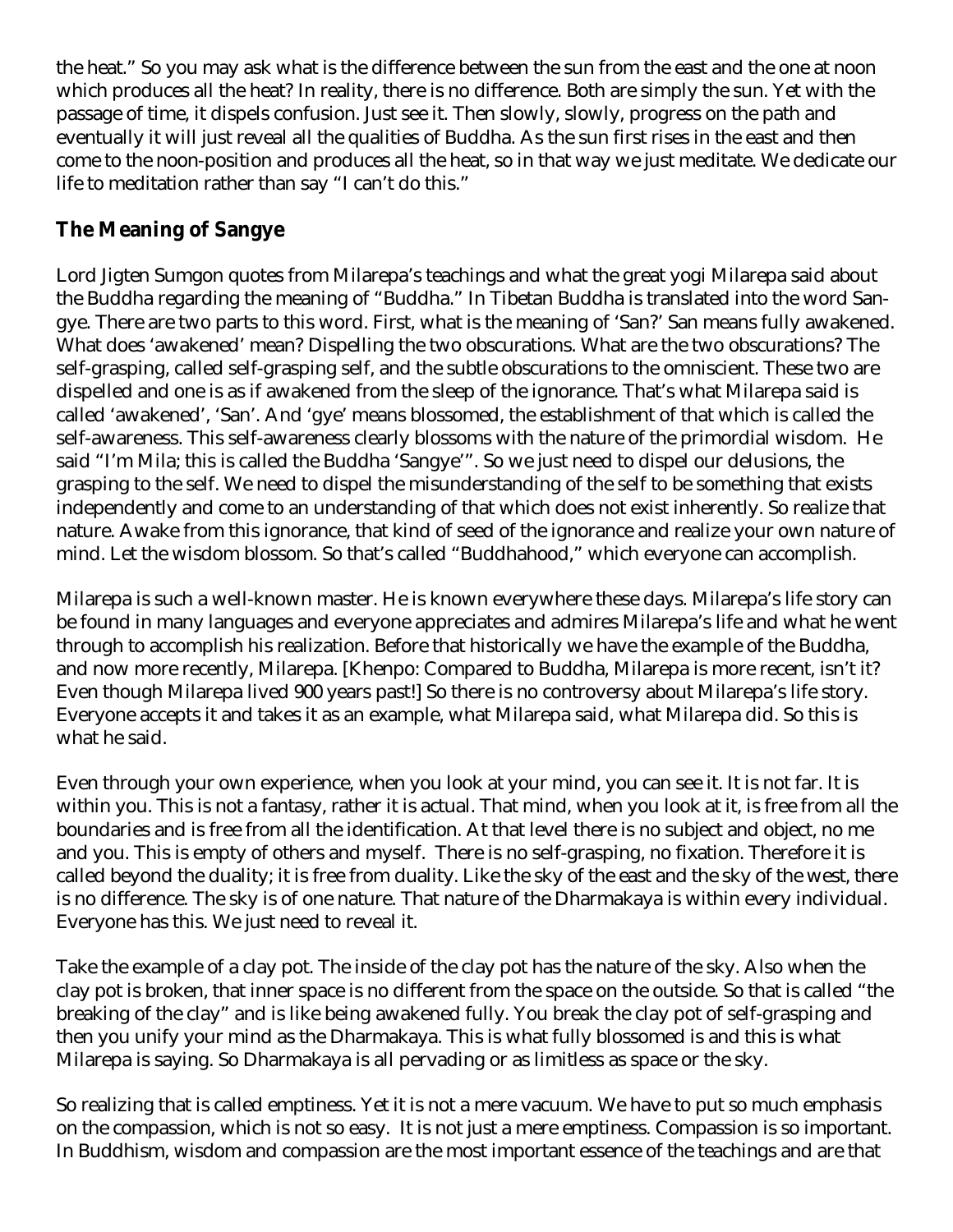the heat." So you may ask what is the difference between the sun from the east and the one at noon which produces all the heat? In reality, there is no difference. Both are simply the sun. Yet with the passage of time, it dispels confusion. Just see it. Then slowly, slowly, progress on the path and eventually it will just reveal all the qualities of Buddha. As the sun first rises in the east and then come to the noon-position and produces all the heat, so in that way we just meditate. We dedicate our life to meditation rather than say "I can't do this."

## The Meaning of Sangye

Lord Jigten Sumgon quotes from Milarepa's teachings and what the great yogi Milarepa said about the Buddha regarding the meaning of "Buddha." In Tibetan Buddha is translated into the word Sangye. There are two parts to this word. First, what is the meaning of 'San?' San means fully awakened. What does 'awakened' mean? Dispelling the two obscurations. What are the two obscurations? The self-grasping, called self-grasping self, and the subtle obscurations to the omniscient. These two are dispelled and one is as if awakened from the sleep of the ignorance. That's what Milarepa said is called 'awakened', 'San'. And 'gye' means blossomed, the establishment of that which is called the self-awareness. This self-awareness clearly blossoms with the nature of the primordial wisdom. He said "I'm Mila; this is called the Buddha 'Sangye'". So we just need to dispel our delusions, the grasping to the self. We need to dispel the misunderstanding of the self to be something that exists independently and come to an understanding of that which does not exist inherently. So realize that nature. Awake from this ignorance, that kind of seed of the ignorance and realize your own nature of mind. Let the wisdom blossom. So that's called "Buddhahood," which everyone can accomplish.

Milarepa is such a well-known master. He is known everywhere these days. Milarepa's life story can be found in many languages and everyone appreciates and admires Milarepa's life and what he went through to accomplish his realization. Before that historically we have the example of the Buddha, and now more recently, Milarepa. [Khenpo: Compared to Buddha, Milarepa is more recent, isn't it? Even though Milarepa lived 900 years past!] So there is no controversy about Milarepa's life story. Everyone accepts it and takes it as an example, what Milarepa said, what Milarepa did. So this is what he said.

Even through your own experience, when you look at your mind, you can see it. It is not far. It is within you. This is not a fantasy, rather it is actual. That mind, when you look at it, is free from all the boundaries and is free from all the identification. At that level there is no subject and object, no me and you. This is empty of others and myself. There is no self-grasping, no fixation. Therefore it is called beyond the duality; it is free from duality. Like the sky of the east and the sky of the west, there is no difference. The sky is of one nature. That nature of the Dharmakaya is within every individual. Everyone has this. We just need to reveal it.

Take the example of a clay pot. The inside of the clay pot has the nature of the sky. Also when the clay pot is broken, that inner space is no different from the space on the outside. So that is called "the breaking of the clay" and is like being awakened fully. You break the clay pot of self-grasping and then you unify your mind as the Dharmakaya. This is what fully blossomed is and this is what Milarepa is saying. So Dharmakaya is all pervading or as limitless as space or the sky.

So realizing that is called emptiness. Yet it is not a mere vacuum. We have to put so much emphasis on the compassion, which is not so easy. It is not just a mere emptiness. Compassion is so important. In Buddhism, wisdom and compassion are the most important essence of the teachings and are that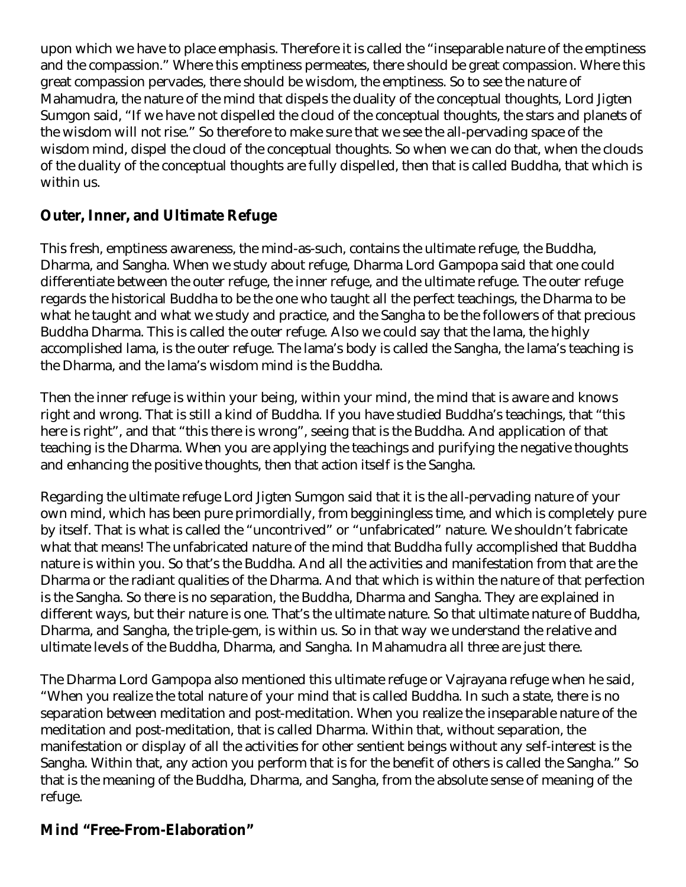upon which we have to place emphasis. Therefore it is called the "inseparable nature of the emptiness and the compassion." Where this emptiness permeates, there should be great compassion. Where this great compassion pervades, there should be wisdom, the emptiness. So to see the nature of Mahamudra, the nature of the mind that dispels the duality of the conceptual thoughts, Lord Jigten Sumgon said, "If we have not dispelled the cloud of the conceptual thoughts, the stars and planets of the wisdom will not rise." So therefore to make sure that we see the all-pervading space of the wisdom mind, dispel the cloud of the conceptual thoughts. So when we can do that, when the clouds of the duality of the conceptual thoughts are fully dispelled, then that is called Buddha, that which is within us.

## Outer, Inner, and Ultimate Refuge

This fresh, emptiness awareness, the mind-as-such, contains the ultimate refuge, the Buddha, Dharma, and Sangha. When we study about refuge, Dharma Lord Gampopa said that one could differentiate between the outer refuge, the inner refuge, and the ultimate refuge. The outer refuge regards the historical Buddha to be the one who taught all the perfect teachings, the Dharma to be what he taught and what we study and practice, and the Sangha to be the followers of that precious Buddha Dharma. This is called the outer refuge. Also we could say that the lama, the highly accomplished lama, is the outer refuge. The lama's body is called the Sangha, the lama's teaching is the Dharma, and the lama's wisdom mind is the Buddha.

Then the inner refuge is within your being, within your mind, the mind that is aware and knows right and wrong. That is still a kind of Buddha. If you have studied Buddha's teachings, that "this here is right", and that "this there is wrong", seeing that is the Buddha. And application of that teaching is the Dharma. When you are applying the teachings and purifying the negative thoughts and enhancing the positive thoughts, then that action itself is the Sangha.

Regarding the ultimate refuge Lord Jigten Sumgon said that it is the all-pervading nature of your own mind, which has been pure primordially, from begginingless time, and which is completely pure by itself. That is what is called the "uncontrived" or "unfabricated" nature. We shouldn't fabricate what that means! The unfabricated nature of the mind that Buddha fully accomplished that Buddha nature is within you. So that's the Buddha. And all the activities and manifestation from that are the Dharma or the radiant qualities of the Dharma. And that which is within the nature of that perfection is the Sangha. So there is no separation, the Buddha, Dharma and Sangha. They are explained in different ways, but their nature is one. That's the ultimate nature. So that ultimate nature of Buddha, Dharma, and Sangha, the triple-gem, is within us. So in that way we understand the relative and ultimate levels of the Buddha, Dharma, and Sangha. In Mahamudra all three are just there.

The Dharma Lord Gampopa also mentioned this ultimate refuge or Vajrayana refuge when he said, "When you realize the total nature of your mind that is called Buddha. In such a state, there is no separation between meditation and post-meditation. When you realize the inseparable nature of the meditation and post-meditation, that is called Dharma. Within that, without separation, the manifestation or display of all the activities for other sentient beings without any self-interest is the Sangha. Within that, any action you perform that is for the benefit of others is called the Sangha." So that is the meaning of the Buddha, Dharma, and Sangha, from the absolute sense of meaning of the refuge.

## Mind "Free-From-Elaboration"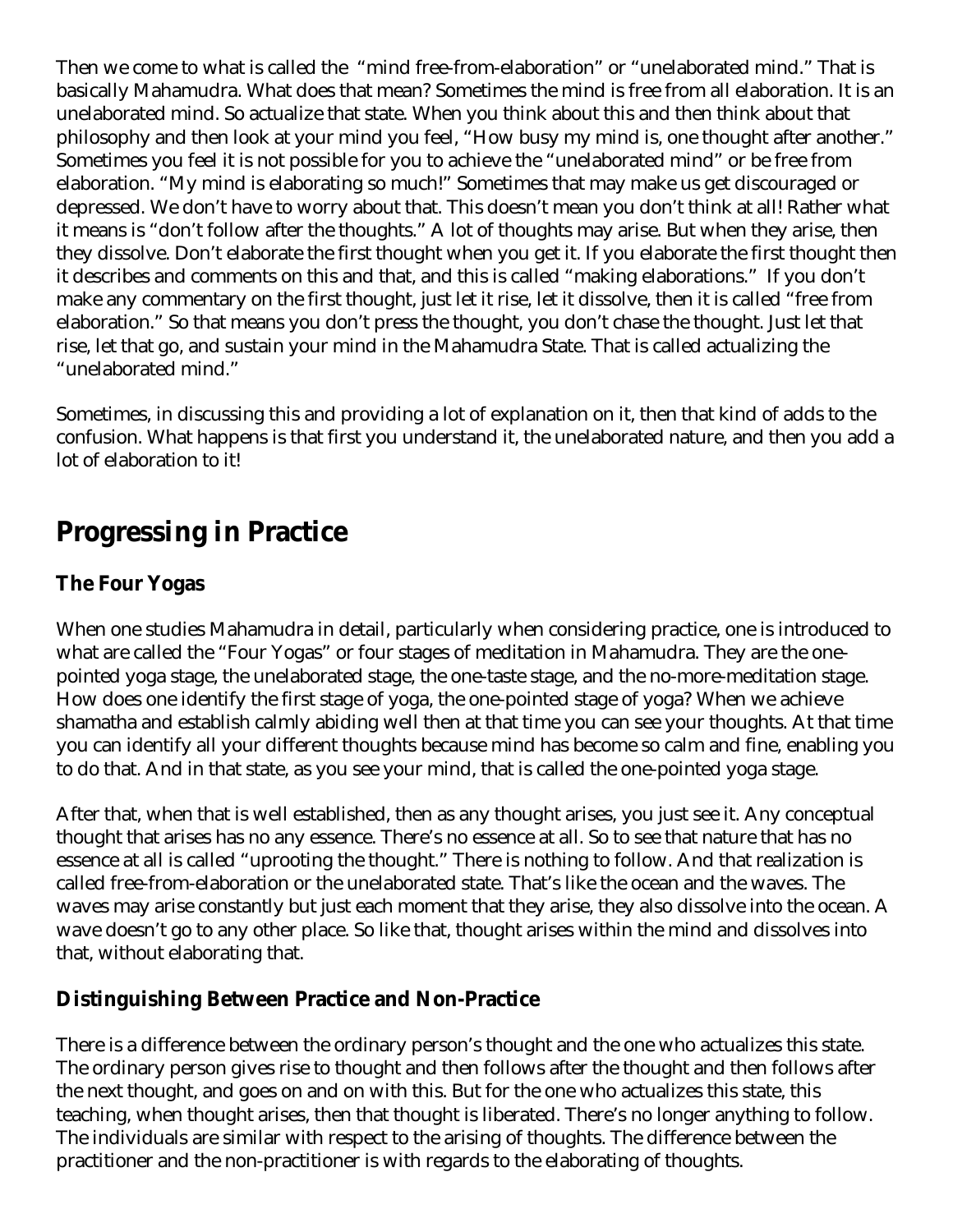Then we come to what is called the "mind free-from-elaboration" or "unelaborated mind." That is basically Mahamudra. What does that mean? Sometimes the mind is free from all elaboration. It is an unelaborated mind. So actualize that state. When you think about this and then think about that philosophy and then look at your mind you feel, "How busy my mind is, one thought after another." Sometimes you feel it is not possible for you to achieve the "unelaborated mind" or be free from elaboration. "My mind is elaborating so much!" Sometimes that may make us get discouraged or depressed. We don't have to worry about that. This doesn't mean you don't think at all! Rather what it means is "don't follow after the thoughts." A lot of thoughts may arise. But when they arise, then they dissolve. Don't elaborate the first thought when you get it. If you elaborate the first thought then it describes and comments on this and that, and this is called "making elaborations." If you don't make any commentary on the first thought, just let it rise, let it dissolve, then it is called "free from elaboration." So that means you don't press the thought, you don't chase the thought. Just let that rise, let that go, and sustain your mind in the Mahamudra State. That is called actualizing the "unelaborated mind."

Sometimes, in discussing this and providing a lot of explanation on it, then that kind of adds to the confusion. What happens is that first you understand it, the unelaborated nature, and then you add a lot of elaboration to it!

## Progressing in Practice

### The Four Yogas

When one studies Mahamudra in detail, particularly when considering practice, one is introduced to what are called the "Four Yogas" or four stages of meditation in Mahamudra. They are the one-pointed yoga stage, the unelaborated stage, the one-taste stage, and the no-more-meditation stage. How does one identify the first stage of yoga, the one-pointed stage of yoga? When we achieve shamatha and establish calmly abiding well then at that time you can see your thoughts. At that time you can identify all your different thoughts because mind has become so calm and fine, enabling you to do that. And in that state, as you see your mind, that is called the one-pointed yoga stage.

After that, when that is well established, then as any thought arises, you just see it. Any conceptual thought that arises has no any essence. There's no essence at all. So to see that nature that has no essence at all is called "uprooting the thought." There is nothing to follow. And that realization is called free-from-elaboration or the unelaborated state. That's like the ocean and the waves. The waves may arise constantly but just each moment that they arise, they also dissolve into the ocean. A wave doesn't go to any other place. So like that, thought arises within the mind and dissolves into that, without elaborating that.

### Distinguishing Between Practice and Non-Practice

There is a difference between the ordinary person's thought and the one who actualizes this state. The ordinary person gives rise to thought and then follows after the thought and then follows after the next thought, and goes on and on with this. But for the one who actualizes this state, this teaching, when thought arises, then that thought is liberated. There's no longer anything to follow. The individuals are similar with respect to the arising of thoughts. The difference between the practitioner and the non-practitioner is with regards to the elaborating of thoughts.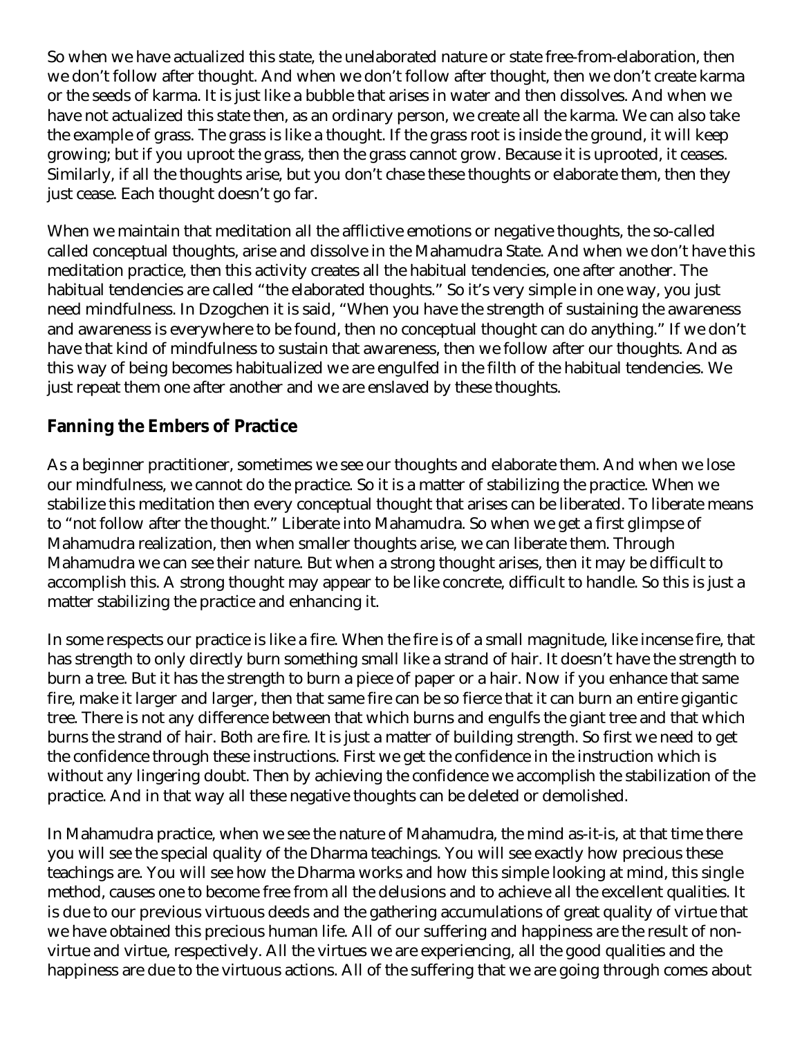So when we have actualized this state, the unelaborated nature or state free-from-elaboration, then we don't follow after thought. And when we don't follow after thought, then we don't create karma or the seeds of karma. It is just like a bubble that arises in water and then dissolves. And when we have not actualized this state then, as an ordinary person, we create all the karma. We can also take the example of grass. The grass is like a thought. If the grass root is inside the ground, it will keep growing; but if you uproot the grass, then the grass cannot grow. Because it is uprooted, it ceases. Similarly, if all the thoughts arise, but you don't chase these thoughts or elaborate them, then they just cease. Each thought doesn't go far.

When we maintain that meditation all the afflictive emotions or negative thoughts, the so-called called conceptual thoughts, arise and dissolve in the Mahamudra State. And when we don't have this meditation practice, then this activity creates all the habitual tendencies, one after another. The habitual tendencies are called "the elaborated thoughts." So it's very simple in one way, you just need mindfulness. In Dzogchen it is said, "When you have the strength of sustaining the awareness and awareness is everywhere to be found, then no conceptual thought can do anything." If we don't have that kind of mindfulness to sustain that awareness, then we follow after our thoughts. And as this way of being becomes habitualized we are engulfed in the filth of the habitual tendencies. We just repeat them one after another and we are enslaved by these thoughts.

## Fanning the Embers of Practice

As a beginner practitioner, sometimes we see our thoughts and elaborate them. And when we lose our mindfulness, we cannot do the practice. So it is a matter of stabilizing the practice. When we stabilize this meditation then every conceptual thought that arises can be liberated. To liberate means to "not follow after the thought." Liberate into Mahamudra. So when we get a first glimpse of Mahamudra realization, then when smaller thoughts arise, we can liberate them. Through Mahamudra we can see their nature. But when a strong thought arises, then it may be difficult to accomplish this. A strong thought may appear to be like concrete, difficult to handle. So this is just a matter stabilizing the practice and enhancing it.

In some respects our practice is like a fire. When the fire is of a small magnitude, like incense fire, that has strength to only directly burn something small like a strand of hair. It doesn't have the strength to burn a tree. But it has the strength to burn a piece of paper or a hair. Now if you enhance that same fire, make it larger and larger, then that same fire can be so fierce that it can burn an entire gigantic tree. There is not any difference between that which burns and engulfs the giant tree and that which burns the strand of hair. Both are fire. It is just a matter of building strength. So first we need to get the confidence through these instructions. First we get the confidence in the instruction which is without any lingering doubt. Then by achieving the confidence we accomplish the stabilization of the practice. And in that way all these negative thoughts can be deleted or demolished.

In Mahamudra practice, when we see the nature of Mahamudra, the mind as-it-is, at that time there you will see the special quality of the Dharma teachings. You will see exactly how precious these teachings are. You will see how the Dharma works and how this simple looking at mind, this single method, causes one to become free from all the delusions and to achieve all the excellent qualities. It is due to our previous virtuous deeds and the gathering accumulations of great quality of virtue that we have obtained this precious human life. All of our suffering and happiness are the result of non-virtue and virtue, respectively. All the virtues we are experiencing, all the good qualities and the happiness are due to the virtuous actions. All of the suffering that we are going through comes about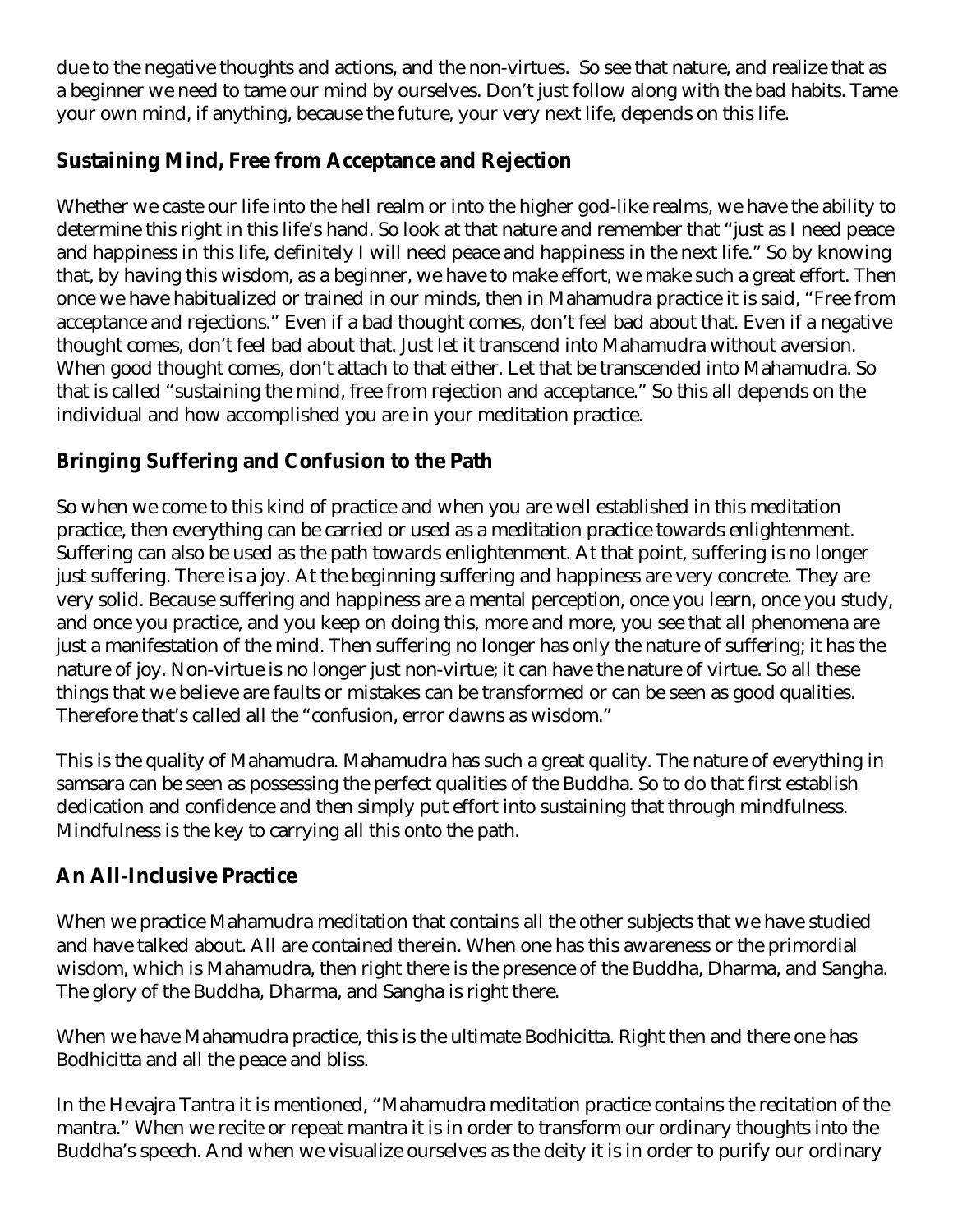due to the negative thoughts and actions, and the non-virtues. So see that nature, and realize that as a beginner we need to tame our mind by ourselves. Don't just follow along with the bad habits. Tame your own mind, if anything, because the future, your very next life, depends on this life.

## Sustaining Mind, Free from Acceptance and Rejection

Whether we caste our life into the hell realm or into the higher god-like realms, we have the ability to determine this right in this life's hand. So look at that nature and remember that "just as I need peace and happiness in this life, definitely I will need peace and happiness in the next life." So by knowing that, by having this wisdom, as a beginner, we have to make effort, we make such a great effort. Then once we have habitualized or trained in our minds, then in Mahamudra practice it is said, "Free from acceptance and rejections." Even if a bad thought comes, don't feel bad about that. Even if a negative thought comes, don't feel bad about that. Just let it transcend into Mahamudra without aversion. When good thought comes, don't attach to that either. Let that be transcended into Mahamudra. So that is called "sustaining the mind, free from rejection and acceptance." So this all depends on the individual and how accomplished you are in your meditation practice.

## Bringing Suffering and Confusion to the Path

So when we come to this kind of practice and when you are well established in this meditation practice, then everything can be carried or used as a meditation practice towards enlightenment. Suffering can also be used as the path towards enlightenment. At that point, suffering is no longer just suffering. There is a joy. At the beginning suffering and happiness are very concrete. They are very solid. Because suffering and happiness are a mental perception, once you learn, once you study, and once you practice, and you keep on doing this, more and more, you see that all phenomena are just a manifestation of the mind. Then suffering no longer has only the nature of suffering; it has the nature of joy. Non-virtue is no longer just non-virtue; it can have the nature of virtue. So all these things that we believe are faults or mistakes can be transformed or can be seen as good qualities. Therefore that's called all the "confusion, error dawns as wisdom."

This is the quality of Mahamudra. Mahamudra has such a great quality. The nature of everything in samsara can be seen as possessing the perfect qualities of the Buddha. So to do that first establish dedication and confidence and then simply put effort into sustaining that through mindfulness. Mindfulness is the key to carrying all this onto the path.

## An All-Inclusive Practice

When we practice Mahamudra meditation that contains all the other subjects that we have studied and have talked about. All are contained therein. When one has this awareness or the primordial wisdom, which is Mahamudra, then right there is the presence of the Buddha, Dharma, and Sangha. The glory of the Buddha, Dharma, and Sangha is right there.

When we have Mahamudra practice, this is the ultimate Bodhicitta. Right then and there one has Bodhicitta and all the peace and bliss.

In the Hevajra Tantra it is mentioned, "Mahamudra meditation practice contains the recitation of the mantra." When we recite or repeat mantra it is in order to transform our ordinary thoughts into the Buddha's speech. And when we visualize ourselves as the deity it is in order to purify our ordinary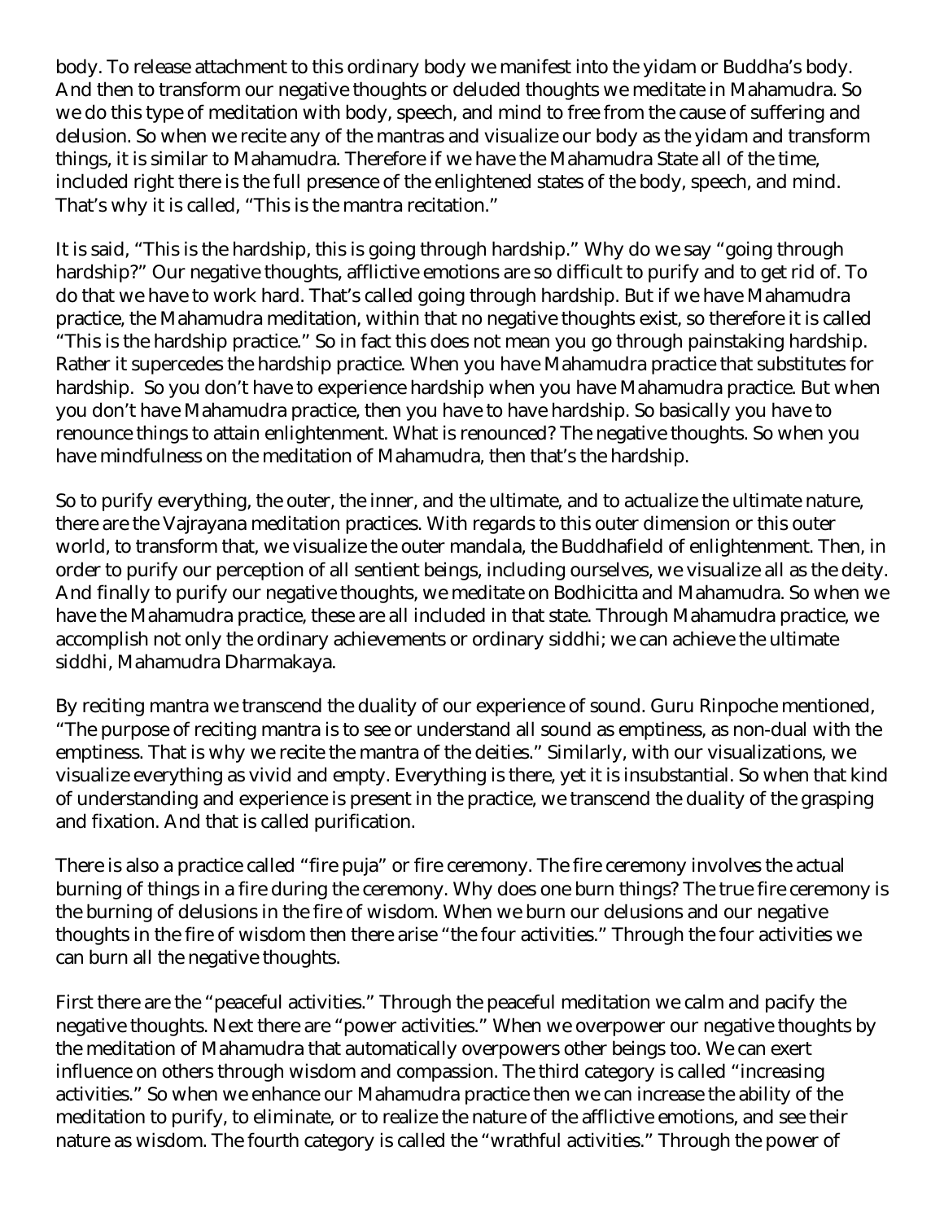body. To release attachment to this ordinary body we manifest into the yidam or Buddha's body. And then to transform our negative thoughts or deluded thoughts we meditate in Mahamudra. So we do this type of meditation with body, speech, and mind to free from the cause of suffering and delusion. So when we recite any of the mantras and visualize our body as the yidam and transform things, it is similar to Mahamudra. Therefore if we have the Mahamudra State all of the time, included right there is the full presence of the enlightened states of the body, speech, and mind. That's why it is called, "This is the mantra recitation."

It is said, "This is the hardship, this is going through hardship." Why do we say "going through hardship?" Our negative thoughts, afflictive emotions are so difficult to purify and to get rid of. To do that we have to work hard. That's called going through hardship. But if we have Mahamudra practice, the Mahamudra meditation, within that no negative thoughts exist, so therefore it is called "This is the hardship practice." So in fact this does not mean you go through painstaking hardship. Rather it supercedes the hardship practice. When you have Mahamudra practice that substitutes for hardship. So you don't have to experience hardship when you have Mahamudra practice. But when you don't have Mahamudra practice, then you have to have hardship. So basically you have to renounce things to attain enlightenment. What is renounced? The negative thoughts. So when you have mindfulness on the meditation of Mahamudra, then that's the hardship.

So to purify everything, the outer, the inner, and the ultimate, and to actualize the ultimate nature, there are the Vajrayana meditation practices. With regards to this outer dimension or this outer world, to transform that, we visualize the outer mandala, the Buddhafield of enlightenment. Then, in order to purify our perception of all sentient beings, including ourselves, we visualize all as the deity. And finally to purify our negative thoughts, we meditate on Bodhicitta and Mahamudra. So when we have the Mahamudra practice, these are all included in that state. Through Mahamudra practice, we accomplish not only the ordinary achievements or ordinary siddhi; we can achieve the ultimate siddhi, Mahamudra Dharmakaya.

By reciting mantra we transcend the duality of our experience of sound. Guru Rinpoche mentioned, "The purpose of reciting mantra is to see or understand all sound as emptiness, as non-dual with the emptiness. That is why we recite the mantra of the deities." Similarly, with our visualizations, we visualize everything as vivid and empty. Everything is there, yet it is insubstantial. So when that kind of understanding and experience is present in the practice, we transcend the duality of the grasping and fixation. And that is called purification.

There is also a practice called "fire puja" or fire ceremony. The fire ceremony involves the actual burning of things in a fire during the ceremony. Why does one burn things? The true fire ceremony is the burning of delusions in the fire of wisdom. When we burn our delusions and our negative thoughts in the fire of wisdom then there arise "the four activities." Through the four activities we can burn all the negative thoughts.

First there are the "peaceful activities." Through the peaceful meditation we calm and pacify the negative thoughts. Next there are "power activities." When we overpower our negative thoughts by the meditation of Mahamudra that automatically overpowers other beings too. We can exert influence on others through wisdom and compassion. The third category is called "increasing activities." So when we enhance our Mahamudra practice then we can increase the ability of the meditation to purify, to eliminate, or to realize the nature of the afflictive emotions, and see their nature as wisdom. The fourth category is called the "wrathful activities." Through the power of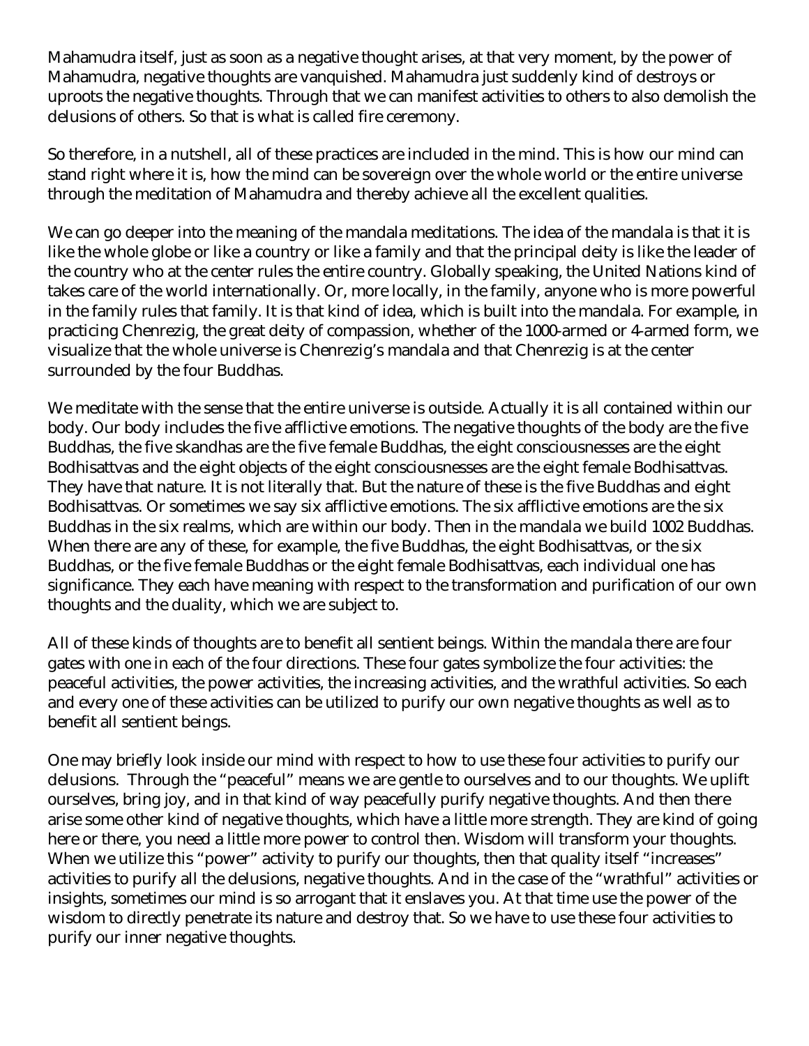Mahamudra itself, just as soon as a negative thought arises, at that very moment, by the power of Mahamudra, negative thoughts are vanquished. Mahamudra just suddenly kind of destroys or uproots the negative thoughts. Through that we can manifest activities to others to also demolish the delusions of others. So that is what is called fire ceremony.

So therefore, in a nutshell, all of these practices are included in the mind. This is how our mind can stand right where it is, how the mind can be sovereign over the whole world or the entire universe through the meditation of Mahamudra and thereby achieve all the excellent qualities.

We can go deeper into the meaning of the mandala meditations. The idea of the mandala is that it is like the whole globe or like a country or like a family and that the principal deity is like the leader of the country who at the center rules the entire country. Globally speaking, the United Nations kind of takes care of the world internationally. Or, more locally, in the family, anyone who is more powerful in the family rules that family. It is that kind of idea, which is built into the mandala. For example, in practicing Chenrezig, the great deity of compassion, whether of the 1000-armed or 4-armed form, we visualize that the whole universe is Chenrezig's mandala and that Chenrezig is at the center surrounded by the four Buddhas.

We meditate with the sense that the entire universe is outside. Actually it is all contained within our body. Our body includes the five afflictive emotions. The negative thoughts of the body are the five Buddhas, the five skandhas are the five female Buddhas, the eight consciousnesses are the eight Bodhisattvas and the eight objects of the eight consciousnesses are the eight female Bodhisattvas. They have that nature. It is not literally that. But the nature of these is the five Buddhas and eight Bodhisattvas. Or sometimes we say six afflictive emotions. The six afflictive emotions are the six Buddhas in the six realms, which are within our body. Then in the mandala we build 1002 Buddhas. When there are any of these, for example, the five Buddhas, the eight Bodhisattvas, or the six Buddhas, or the five female Buddhas or the eight female Bodhisattvas, each individual one has significance. They each have meaning with respect to the transformation and purification of our own thoughts and the duality, which we are subject to.

All of these kinds of thoughts are to benefit all sentient beings. Within the mandala there are four gates with one in each of the four directions. These four gates symbolize the four activities: the peaceful activities, the power activities, the increasing activities, and the wrathful activities. So each and every one of these activities can be utilized to purify our own negative thoughts as well as to benefit all sentient beings.

One may briefly look inside our mind with respect to how to use these four activities to purify our delusions. Through the "peaceful" means we are gentle to ourselves and to our thoughts. We uplift ourselves, bring joy, and in that kind of way peacefully purify negative thoughts. And then there arise some other kind of negative thoughts, which have a little more strength. They are kind of going here or there, you need a little more power to control then. Wisdom will transform your thoughts. When we utilize this "power" activity to purify our thoughts, then that quality itself "increases" activities to purify all the delusions, negative thoughts. And in the case of the "wrathful" activities or insights, sometimes our mind is so arrogant that it enslaves you. At that time use the power of the wisdom to directly penetrate its nature and destroy that. So we have to use these four activities to purify our inner negative thoughts.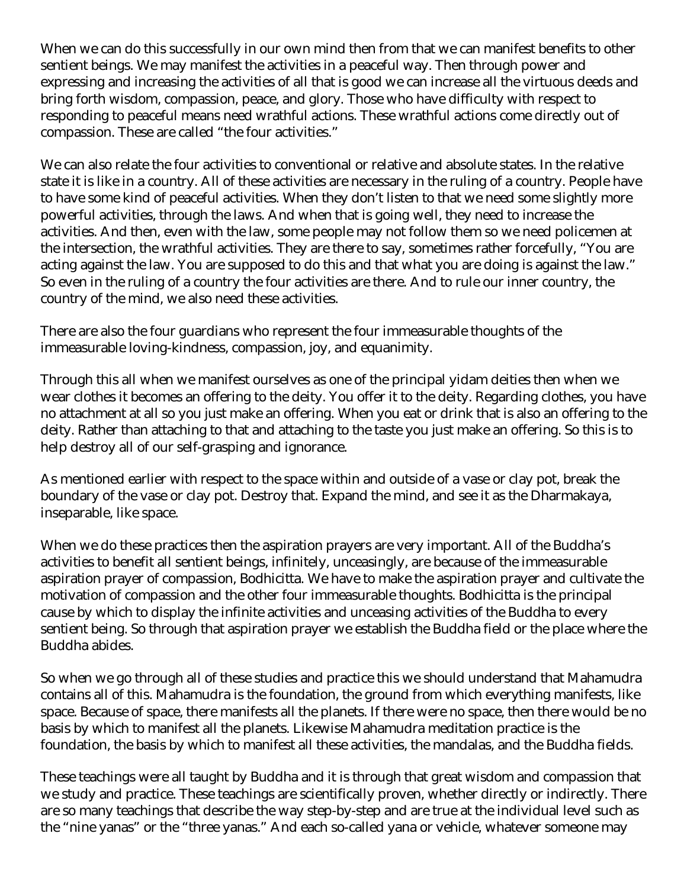When we can do this successfully in our own mind then from that we can manifest benefits to other sentient beings. We may manifest the activities in a peaceful way. Then through power and expressing and increasing the activities of all that is good we can increase all the virtuous deeds and bring forth wisdom, compassion, peace, and glory. Those who have difficulty with respect to responding to peaceful means need wrathful actions. These wrathful actions come directly out of compassion. These are called "the four activities."

We can also relate the four activities to conventional or relative and absolute states. In the relative state it is like in a country. All of these activities are necessary in the ruling of a country. People have to have some kind of peaceful activities. When they don't listen to that we need some slightly more powerful activities, through the laws. And when that is going well, they need to increase the activities. And then, even with the law, some people may not follow them so we need policemen at the intersection, the wrathful activities. They are there to say, sometimes rather forcefully, "You are acting against the law. You are supposed to do this and that what you are doing is against the law." So even in the ruling of a country the four activities are there. And to rule our inner country, the country of the mind, we also need these activities.

There are also the four guardians who represent the four immeasurable thoughts of the immeasurable loving-kindness, compassion, joy, and equanimity.

Through this all when we manifest ourselves as one of the principal yidam deities then when we wear clothes it becomes an offering to the deity. You offer it to the deity. Regarding clothes, you have no attachment at all so you just make an offering. When you eat or drink that is also an offering to the deity. Rather than attaching to that and attaching to the taste you just make an offering. So this is to help destroy all of our self-grasping and ignorance.

As mentioned earlier with respect to the space within and outside of a vase or clay pot, break the boundary of the vase or clay pot. Destroy that. Expand the mind, and see it as the Dharmakaya, inseparable, like space.

When we do these practices then the aspiration prayers are very important. All of the Buddha's activities to benefit all sentient beings, infinitely, unceasingly, are because of the immeasurable aspiration prayer of compassion, Bodhicitta. We have to make the aspiration prayer and cultivate the motivation of compassion and the other four immeasurable thoughts. Bodhicitta is the principal cause by which to display the infinite activities and unceasing activities of the Buddha to every sentient being. So through that aspiration prayer we establish the Buddha field or the place where the Buddha abides.

So when we go through all of these studies and practice this we should understand that Mahamudra contains all of this. Mahamudra is the foundation, the ground from which everything manifests, like space. Because of space, there manifests all the planets. If there were no space, then there would be no basis by which to manifest all the planets. Likewise Mahamudra meditation practice is the foundation, the basis by which to manifest all these activities, the mandalas, and the Buddha fields.

These teachings were all taught by Buddha and it is through that great wisdom and compassion that we study and practice. These teachings are scientifically proven, whether directly or indirectly. There are so many teachings that describe the way step-by-step and are true at the individual level such as the "nine yanas" or the "three yanas." And each so-called yana or vehicle, whatever someone may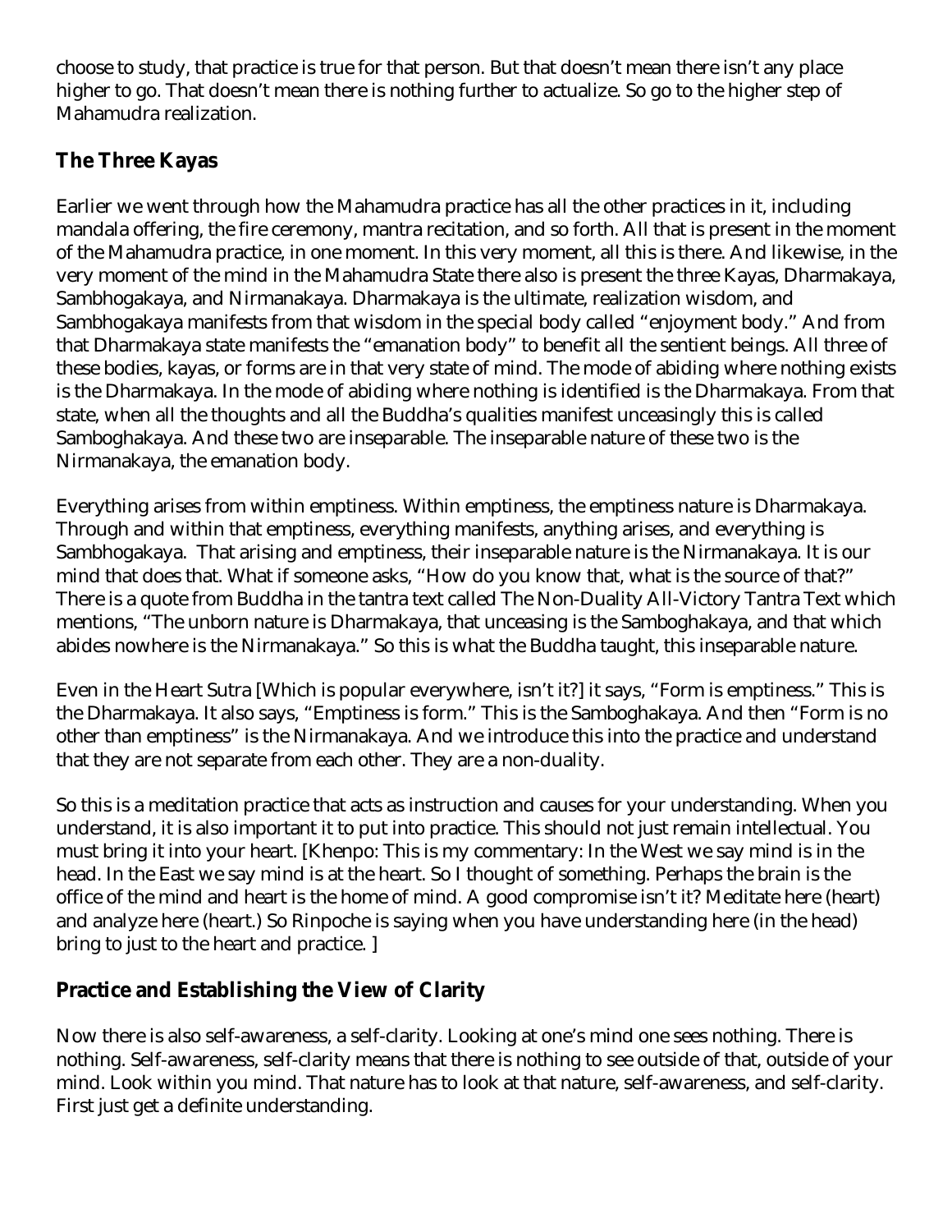choose to study, that practice is true for that person. But that doesn't mean there isn't any place higher to go. That doesn't mean there is nothing further to actualize. So go to the higher step of Mahamudra realization.

## The Three Kayas

Earlier we went through how the Mahamudra practice has all the other practices in it, including mandala offering, the fire ceremony, mantra recitation, and so forth. All that is present in the moment of the Mahamudra practice, in one moment. In this very moment, all this is there. And likewise, in the very moment of the mind in the Mahamudra State there also is present the three Kayas, Dharmakaya, Sambhogakaya, and Nirmanakaya. Dharmakaya is the ultimate, realization wisdom, and Sambhogakaya manifests from that wisdom in the special body called "enjoyment body." And from that Dharmakaya state manifests the "emanation body" to benefit all the sentient beings. All three of these bodies, kayas, or forms are in that very state of mind. The mode of abiding where nothing exists is the Dharmakaya. In the mode of abiding where nothing is identified is the Dharmakaya. From that state, when all the thoughts and all the Buddha's qualities manifest unceasingly this is called Samboghakaya. And these two are inseparable. The inseparable nature of these two is the Nirmanakaya, the emanation body.

Everything arises from within emptiness. Within emptiness, the emptiness nature is Dharmakaya. Through and within that emptiness, everything manifests, anything arises, and everything is Sambhogakaya. That arising and emptiness, their inseparable nature is the Nirmanakaya. It is our mind that does that. What if someone asks, "How do you know that, what is the source of that?" There is a quote from Buddha in the tantra text called The Non-Duality All-Victory Tantra Text which mentions, "The unborn nature is Dharmakaya, that unceasing is the Samboghakaya, and that which abides nowhere is the Nirmanakaya." So this is what the Buddha taught, this inseparable nature.

Even in the Heart Sutra [Which is popular everywhere, isn't it?] it says, "Form is emptiness." This is the Dharmakaya. It also says, "Emptiness is form." This is the Samboghakaya. And then "Form is no other than emptiness" is the Nirmanakaya. And we introduce this into the practice and understand that they are not separate from each other. They are a non-duality.

So this is a meditation practice that acts as instruction and causes for your understanding. When you understand, it is also important it to put into practice. This should not just remain intellectual. You must bring it into your heart. [Khenpo: This is my commentary: In the West we say mind is in the head. In the East we say mind is at the heart. So I thought of something. Perhaps the brain is the office of the mind and heart is the home of mind. A good compromise isn't it? Meditate here (heart) and analyze here (heart.) So Rinpoche is saying when you have understanding here (in the head) bring to just to the heart and practice. ]

## Practice and Establishing the View of Clarity

Now there is also self-awareness, a self-clarity. Looking at one's mind one sees nothing. There is nothing. Self-awareness, self-clarity means that there is nothing to see outside of that, outside of your mind. Look within you mind. That nature has to look at that nature, self-awareness, and self-clarity. First just get a definite understanding.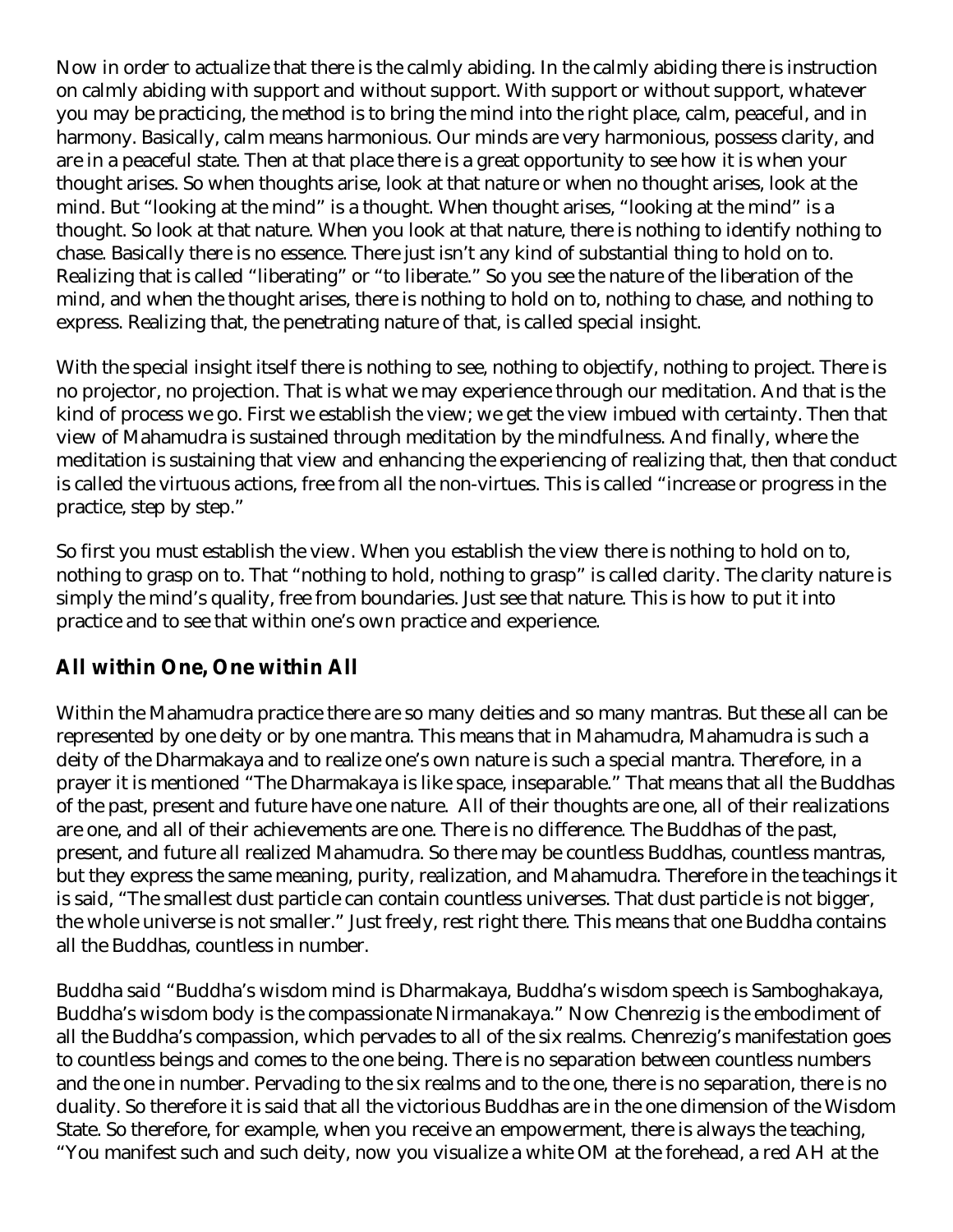Now in order to actualize that there is the calmly abiding. In the calmly abiding there is instruction on calmly abiding with support and without support. With support or without support, whatever you may be practicing, the method is to bring the mind into the right place, calm, peaceful, and in harmony. Basically, calm means harmonious. Our minds are very harmonious, possess clarity, and are in a peaceful state. Then at that place there is a great opportunity to see how it is when your thought arises. So when thoughts arise, look at that nature or when no thought arises, look at the mind. But "looking at the mind" is a thought. When thought arises, "looking at the mind" is a thought. So look at that nature. When you look at that nature, there is nothing to identify nothing to chase. Basically there is no essence. There just isn't any kind of substantial thing to hold on to. Realizing that is called "liberating" or "to liberate." So you see the nature of the liberation of the mind, and when the thought arises, there is nothing to hold on to, nothing to chase, and nothing to express. Realizing that, the penetrating nature of that, is called special insight.

With the special insight itself there is nothing to see, nothing to objectify, nothing to project. There is no projector, no projection. That is what we may experience through our meditation. And that is the kind of process we go. First we establish the view; we get the view imbued with certainty. Then that view of Mahamudra is sustained through meditation by the mindfulness. And finally, where the meditation is sustaining that view and enhancing the experiencing of realizing that, then that conduct is called the virtuous actions, free from all the non-virtues. This is called "increase or progress in the practice, step by step."

So first you must establish the view. When you establish the view there is nothing to hold on to, nothing to grasp on to. That "nothing to hold, nothing to grasp" is called clarity. The clarity nature is simply the mind's quality, free from boundaries. Just see that nature. This is how to put it into practice and to see that within one's own practice and experience.

## All within One, One within All

Within the Mahamudra practice there are so many deities and so many mantras. But these all can be represented by one deity or by one mantra. This means that in Mahamudra, Mahamudra is such a deity of the Dharmakaya and to realize one's own nature is such a special mantra. Therefore, in a prayer it is mentioned "The Dharmakaya is like space, inseparable." That means that all the Buddhas of the past, present and future have one nature. All of their thoughts are one, all of their realizations are one, and all of their achievements are one. There is no difference. The Buddhas of the past, present, and future all realized Mahamudra. So there may be countless Buddhas, countless mantras, but they express the same meaning, purity, realization, and Mahamudra. Therefore in the teachings it is said, "The smallest dust particle can contain countless universes. That dust particle is not bigger, the whole universe is not smaller." Just freely, rest right there. This means that one Buddha contains all the Buddhas, countless in number.

Buddha said "Buddha's wisdom mind is Dharmakaya, Buddha's wisdom speech is Samboghakaya, Buddha's wisdom body is the compassionate Nirmanakaya." Now Chenrezig is the embodiment of all the Buddha's compassion, which pervades to all of the six realms. Chenrezig's manifestation goes to countless beings and comes to the one being. There is no separation between countless numbers and the one in number. Pervading to the six realms and to the one, there is no separation, there is no duality. So therefore it is said that all the victorious Buddhas are in the one dimension of the Wisdom State. So therefore, for example, when you receive an empowerment, there is always the teaching, "You manifest such and such deity, now you visualize a white OM at the forehead, a red AH at the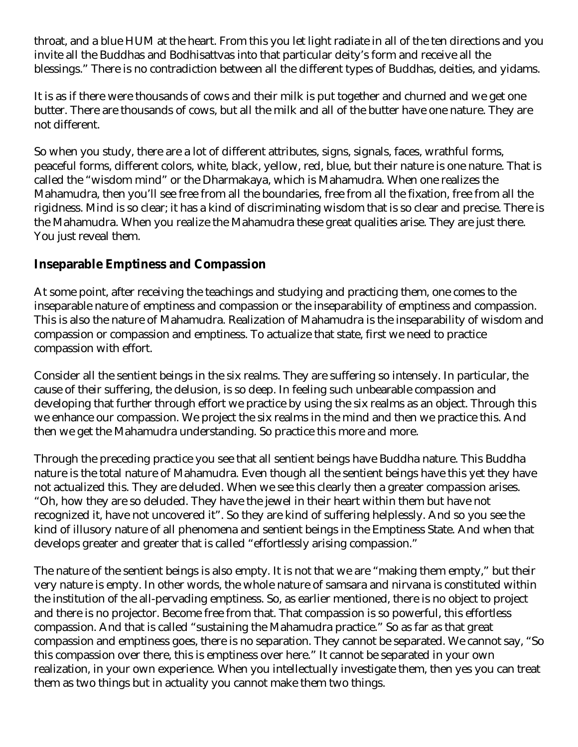throat, and a blue HUM at the heart. From this you let light radiate in all of the ten directions and you invite all the Buddhas and Bodhisattvas into that particular deity's form and receive all the blessings." There is no contradiction between all the different types of Buddhas, deities, and yidams.

It is as if there were thousands of cows and their milk is put together and churned and we get one butter. There are thousands of cows, but all the milk and all of the butter have one nature. They are not different.

So when you study, there are a lot of different attributes, signs, signals, faces, wrathful forms, peaceful forms, different colors, white, black, yellow, red, blue, but their nature is one nature. That is called the "wisdom mind" or the Dharmakaya, which is Mahamudra. When one realizes the Mahamudra, then you'll see free from all the boundaries, free from all the fixation, free from all the rigidness. Mind is so clear; it has a kind of discriminating wisdom that is so clear and precise. There is the Mahamudra. When you realize the Mahamudra these great qualities arise. They are just there. You just reveal them.

## Inseparable Emptiness and Compassion

At some point, after receiving the teachings and studying and practicing them, one comes to the inseparable nature of emptiness and compassion or the inseparability of emptiness and compassion. This is also the nature of Mahamudra. Realization of Mahamudra is the inseparability of wisdom and compassion or compassion and emptiness. To actualize that state, first we need to practice compassion with effort.

Consider all the sentient beings in the six realms. They are suffering so intensely. In particular, the cause of their suffering, the delusion, is so deep. In feeling such unbearable compassion and developing that further through effort we practice by using the six realms as an object. Through this we enhance our compassion. We project the six realms in the mind and then we practice this. And then we get the Mahamudra understanding. So practice this more and more.

Through the preceding practice you see that all sentient beings have Buddha nature. This Buddha nature is the total nature of Mahamudra. Even though all the sentient beings have this yet they have not actualized this. They are deluded. When we see this clearly then a greater compassion arises. "Oh, how they are so deluded. They have the jewel in their heart within them but have not recognized it, have not uncovered it". So they are kind of suffering helplessly. And so you see the kind of illusory nature of all phenomena and sentient beings in the Emptiness State. And when that develops greater and greater that is called "effortlessly arising compassion."

The nature of the sentient beings is also empty. It is not that we are "making them empty," but their very nature is empty. In other words, the whole nature of samsara and nirvana is constituted within the institution of the all-pervading emptiness. So, as earlier mentioned, there is no object to project and there is no projector. Become free from that. That compassion is so powerful, this effortless compassion. And that is called "sustaining the Mahamudra practice." So as far as that great compassion and emptiness goes, there is no separation. They cannot be separated. We cannot say, "So this compassion over there, this is emptiness over here." It cannot be separated in your own realization, in your own experience. When you intellectually investigate them, then yes you can treat them as two things but in actuality you cannot make them two things.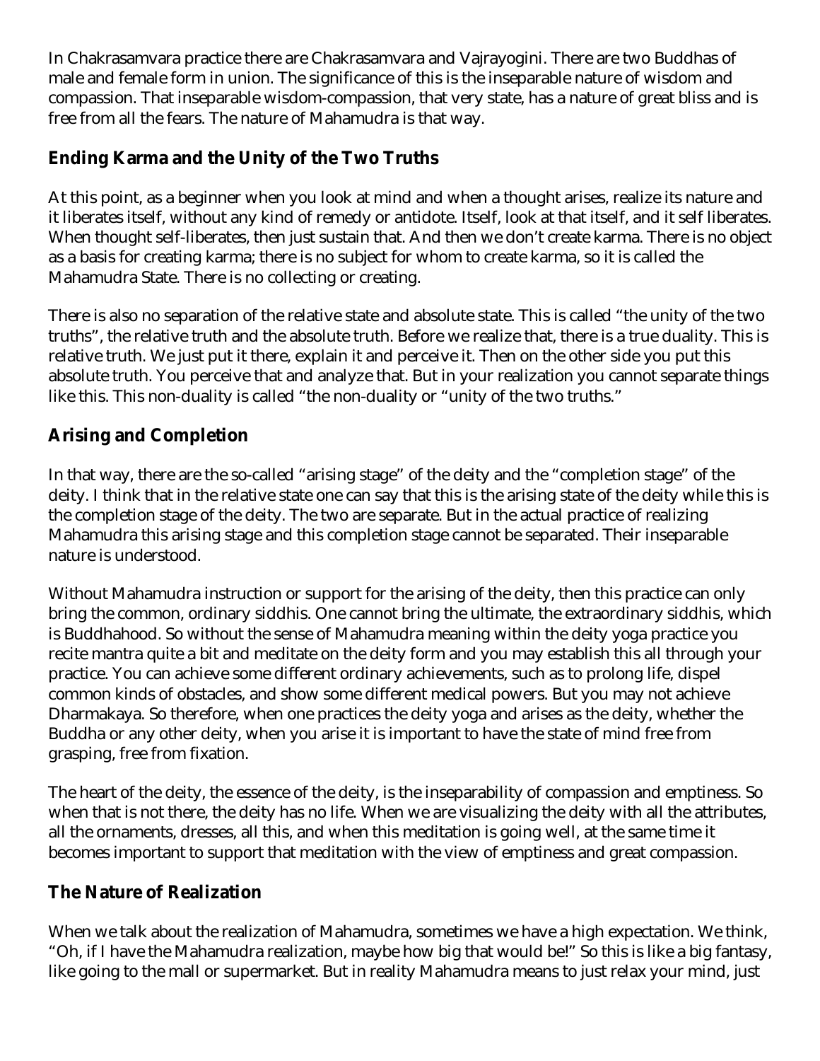In Chakrasamvara practice there are Chakrasamvara and Vajrayogini. There are two Buddhas of male and female form in union. The significance of this is the inseparable nature of wisdom and compassion. That inseparable wisdom-compassion, that very state, has a nature of great bliss and is free from all the fears. The nature of Mahamudra is that way.

## Ending Karma and the Unity of the Two Truths

At this point, as a beginner when you look at mind and when a thought arises, realize its nature and it liberates itself, without any kind of remedy or antidote. Itself, look at that itself, and it self liberates. When thought self-liberates, then just sustain that. And then we don't create karma. There is no object as a basis for creating karma; there is no subject for whom to create karma, so it is called the Mahamudra State. There is no collecting or creating.

There is also no separation of the relative state and absolute state. This is called "the unity of the two truths", the relative truth and the absolute truth. Before we realize that, there is a true duality. This is relative truth. We just put it there, explain it and perceive it. Then on the other side you put this absolute truth. You perceive that and analyze that. But in your realization you cannot separate things like this. This non-duality is called "the non-duality or "unity of the two truths."

## Arising and Completion

In that way, there are the so-called "arising stage" of the deity and the "completion stage" of the deity. I think that in the relative state one can say that this is the arising state of the deity while this is the completion stage of the deity. The two are separate. But in the actual practice of realizing Mahamudra this arising stage and this completion stage cannot be separated. Their inseparable nature is understood.

Without Mahamudra instruction or support for the arising of the deity, then this practice can only bring the common, ordinary siddhis. One cannot bring the ultimate, the extraordinary siddhis, which is Buddhahood. So without the sense of Mahamudra meaning within the deity yoga practice you recite mantra quite a bit and meditate on the deity form and you may establish this all through your practice. You can achieve some different ordinary achievements, such as to prolong life, dispel common kinds of obstacles, and show some different medical powers. But you may not achieve Dharmakaya. So therefore, when one practices the deity yoga and arises as the deity, whether the Buddha or any other deity, when you arise it is important to have the state of mind free from grasping, free from fixation.

The heart of the deity, the essence of the deity, is the inseparability of compassion and emptiness. So when that is not there, the deity has no life. When we are visualizing the deity with all the attributes, all the ornaments, dresses, all this, and when this meditation is going well, at the same time it becomes important to support that meditation with the view of emptiness and great compassion.

## The Nature of Realization

When we talk about the realization of Mahamudra, sometimes we have a high expectation. We think, "Oh, if I have the Mahamudra realization, maybe how big that would be!" So this is like a big fantasy, like going to the mall or supermarket. But in reality Mahamudra means to just relax your mind, just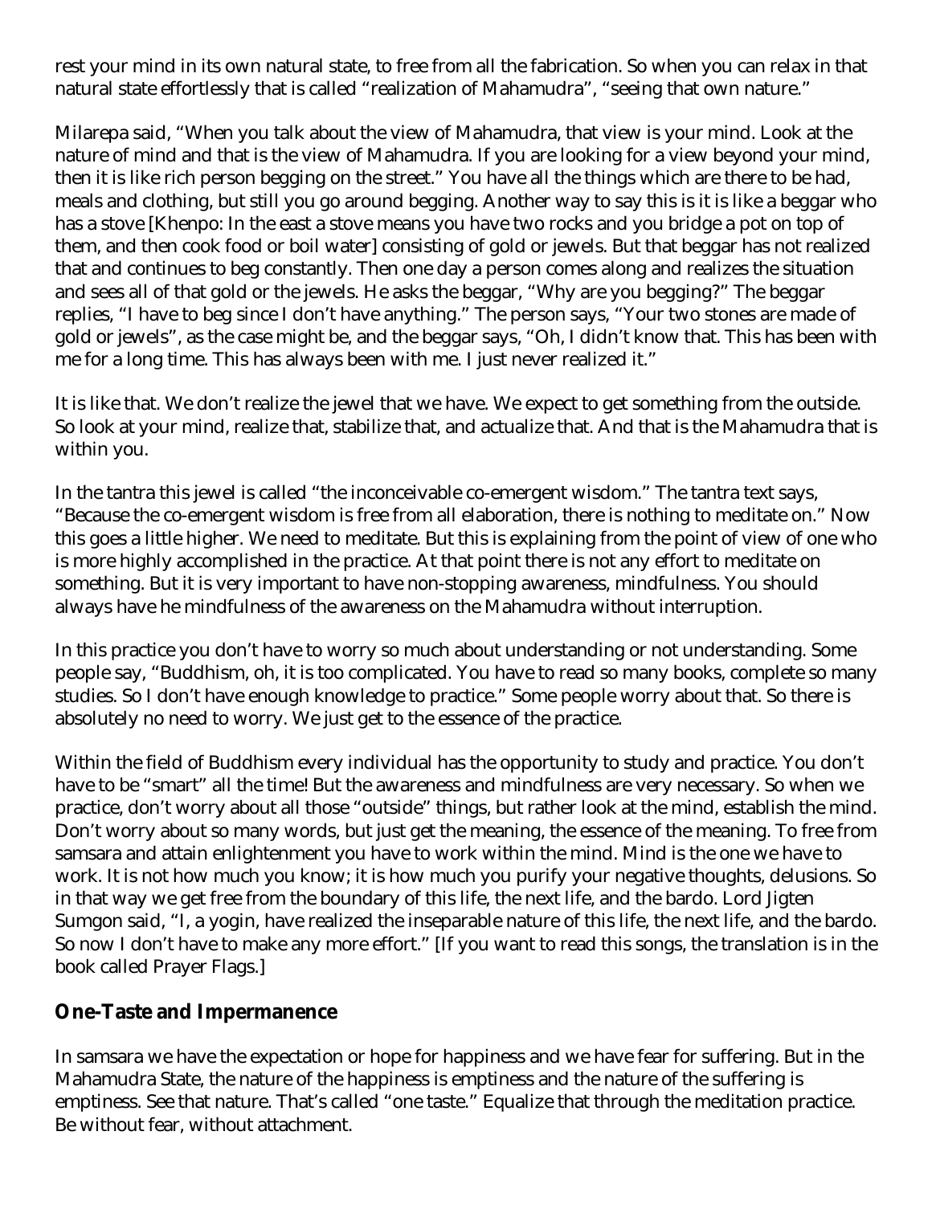rest your mind in its own natural state, to free from all the fabrication. So when you can relax in that natural state effortlessly that is called "realization of Mahamudra", "seeing that own nature."

Milarepa said, "When you talk about the view of Mahamudra, that view is your mind. Look at the nature of mind and that is the view of Mahamudra. If you are looking for a view beyond your mind, then it is like rich person begging on the street." You have all the things which are there to be had, meals and clothing, but still you go around begging. Another way to say this is it is like a beggar who has a stove [Khenpo: In the east a stove means you have two rocks and you bridge a pot on top of them, and then cook food or boil water] consisting of gold or jewels. But that beggar has not realized that and continues to beg constantly. Then one day a person comes along and realizes the situation and sees all of that gold or the jewels. He asks the beggar, "Why are you begging?" The beggar replies, "I have to beg since I don't have anything." The person says, "Your two stones are made of gold or jewels", as the case might be, and the beggar says, "Oh, I didn't know that. This has been with me for a long time. This has always been with me. I just never realized it."

It is like that. We don't realize the jewel that we have. We expect to get something from the outside. So look at your mind, realize that, stabilize that, and actualize that. And that is the Mahamudra that is within you.

In the tantra this jewel is called "the inconceivable co-emergent wisdom." The tantra text says, "Because the co-emergent wisdom is free from all elaboration, there is nothing to meditate on." Now this goes a little higher. We need to meditate. But this is explaining from the point of view of one who is more highly accomplished in the practice. At that point there is not any effort to meditate on something. But it is very important to have non-stopping awareness, mindfulness. You should always have he mindfulness of the awareness on the Mahamudra without interruption.

In this practice you don't have to worry so much about understanding or not understanding. Some people say, "Buddhism, oh, it is too complicated. You have to read so many books, complete so many studies. So I don't have enough knowledge to practice." Some people worry about that. So there is absolutely no need to worry. We just get to the essence of the practice.

Within the field of Buddhism every individual has the opportunity to study and practice. You don't have to be "smart" all the time! But the awareness and mindfulness are very necessary. So when we practice, don't worry about all those "outside" things, but rather look at the mind, establish the mind. Don't worry about so many words, but just get the meaning, the essence of the meaning. To free from samsara and attain enlightenment you have to work within the mind. Mind is the one we have to work. It is not how much you know; it is how much you purify your negative thoughts, delusions. So in that way we get free from the boundary of this life, the next life, and the bardo. Lord Jigten Sumgon said, "I, a yogin, have realized the inseparable nature of this life, the next life, and the bardo. So now I don't have to make any more effort." [If you want to read this songs, the translation is in the book called Prayer Flags.]

## One-Taste and Impermanence

In samsara we have the expectation or hope for happiness and we have fear for suffering. But in the Mahamudra State, the nature of the happiness is emptiness and the nature of the suffering is emptiness. See that nature. That's called "one taste." Equalize that through the meditation practice. Be without fear, without attachment.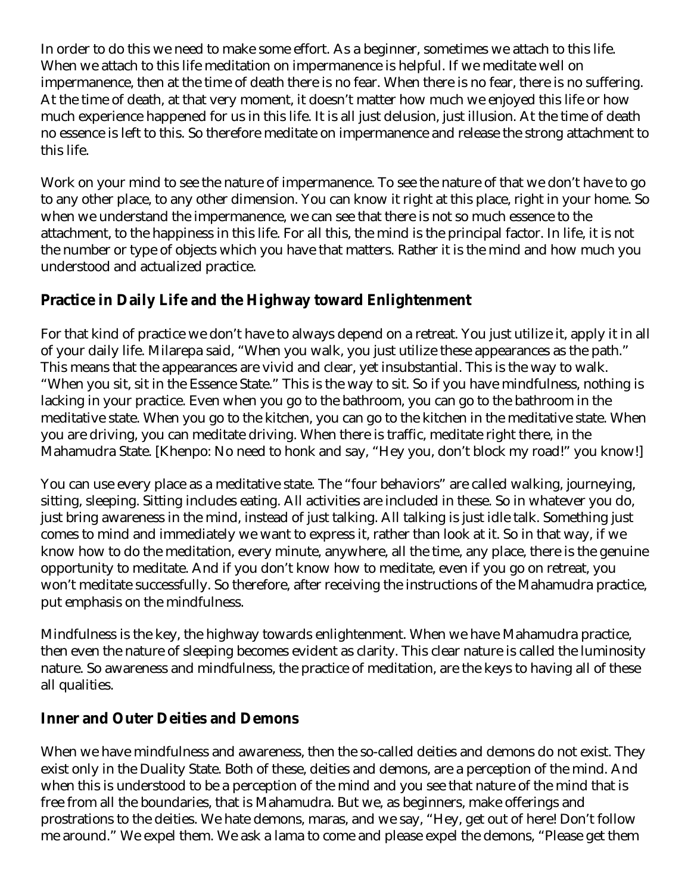In order to do this we need to make some effort. As a beginner, sometimes we attach to this life. When we attach to this life meditation on impermanence is helpful. If we meditate well on impermanence, then at the time of death there is no fear. When there is no fear, there is no suffering. At the time of death, at that very moment, it doesn't matter how much we enjoyed this life or how much experience happened for us in this life. It is all just delusion, just illusion. At the time of death no essence is left to this. So therefore meditate on impermanence and release the strong attachment to this life.

Work on your mind to see the nature of impermanence. To see the nature of that we don't have to go to any other place, to any other dimension. You can know it right at this place, right in your home. So when we understand the impermanence, we can see that there is not so much essence to the attachment, to the happiness in this life. For all this, the mind is the principal factor. In life, it is not the number or type of objects which you have that matters. Rather it is the mind and how much you understood and actualized practice.

## Practice in Daily Life and the Highway toward Enlightenment

For that kind of practice we don't have to always depend on a retreat. You just utilize it, apply it in all of your daily life. Milarepa said, "When you walk, you just utilize these appearances as the path." This means that the appearances are vivid and clear, yet insubstantial. This is the way to walk. "When you sit, sit in the Essence State." This is the way to sit. So if you have mindfulness, nothing is lacking in your practice. Even when you go to the bathroom, you can go to the bathroom in the meditative state. When you go to the kitchen, you can go to the kitchen in the meditative state. When you are driving, you can meditate driving. When there is traffic, meditate right there, in the Mahamudra State. [Khenpo: No need to honk and say, "Hey you, don't block my road!" you know!]

You can use every place as a meditative state. The "four behaviors" are called walking, journeying, sitting, sleeping. Sitting includes eating. All activities are included in these. So in whatever you do, just bring awareness in the mind, instead of just talking. All talking is just idle talk. Something just comes to mind and immediately we want to express it, rather than look at it. So in that way, if we know how to do the meditation, every minute, anywhere, all the time, any place, there is the genuine opportunity to meditate. And if you don't know how to meditate, even if you go on retreat, you won't meditate successfully. So therefore, after receiving the instructions of the Mahamudra practice, put emphasis on the mindfulness.

Mindfulness is the key, the highway towards enlightenment. When we have Mahamudra practice, then even the nature of sleeping becomes evident as clarity. This clear nature is called the luminosity nature. So awareness and mindfulness, the practice of meditation, are the keys to having all of these all qualities.

## Inner and Outer Deities and Demons

When we have mindfulness and awareness, then the so-called deities and demons do not exist. They exist only in the Duality State. Both of these, deities and demons, are a perception of the mind. And when this is understood to be a perception of the mind and you see that nature of the mind that is free from all the boundaries, that is Mahamudra. But we, as beginners, make offerings and prostrations to the deities. We hate demons, maras, and we say, "Hey, get out of here! Don't follow me around." We expel them. We ask a lama to come and please expel the demons, "Please get them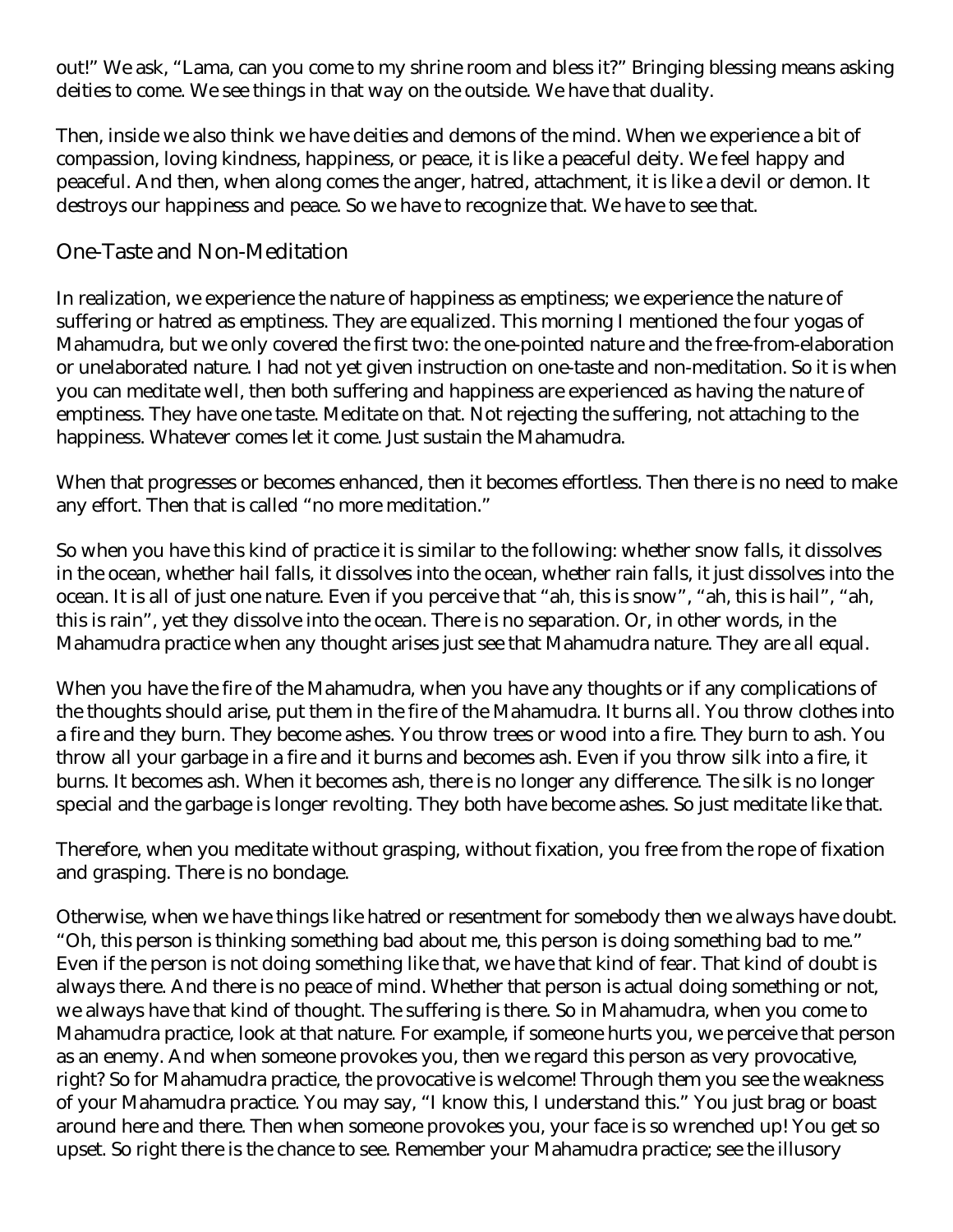out!" We ask, "Lama, can you come to my shrine room and bless it?" Bringing blessing means asking deities to come. We see things in that way on the outside. We have that duality.

Then, inside we also think we have deities and demons of the mind. When we experience a bit of compassion, loving kindness, happiness, or peace, it is like a peaceful deity. We feel happy and peaceful. And then, when along comes the anger, hatred, attachment, it is like a devil or demon. It destroys our happiness and peace. So we have to recognize that. We have to see that.

## One-Taste and Non-Meditation

In realization, we experience the nature of happiness as emptiness; we experience the nature of suffering or hatred as emptiness. They are equalized. This morning I mentioned the four yogas of Mahamudra, but we only covered the first two: the one-pointed nature and the free-from-elaboration or unelaborated nature. I had not yet given instruction on one-taste and non-meditation. So it is when you can meditate well, then both suffering and happiness are experienced as having the nature of emptiness. They have one taste. Meditate on that. Not rejecting the suffering, not attaching to the happiness. Whatever comes let it come. Just sustain the Mahamudra.

When that progresses or becomes enhanced, then it becomes effortless. Then there is no need to make any effort. Then that is called "no more meditation."

So when you have this kind of practice it is similar to the following: whether snow falls, it dissolves in the ocean, whether hail falls, it dissolves into the ocean, whether rain falls, it just dissolves into the ocean. It is all of just one nature. Even if you perceive that "ah, this is snow", "ah, this is hail", "ah, this is rain", yet they dissolve into the ocean. There is no separation. Or, in other words, in the Mahamudra practice when any thought arises just see that Mahamudra nature. They are all equal.

When you have the fire of the Mahamudra, when you have any thoughts or if any complications of the thoughts should arise, put them in the fire of the Mahamudra. It burns all. You throw clothes into a fire and they burn. They become ashes. You throw trees or wood into a fire. They burn to ash. You throw all your garbage in a fire and it burns and becomes ash. Even if you throw silk into a fire, it burns. It becomes ash. When it becomes ash, there is no longer any difference. The silk is no longer special and the garbage is longer revolting. They both have become ashes. So just meditate like that.

Therefore, when you meditate without grasping, without fixation, you free from the rope of fixation and grasping. There is no bondage.

Otherwise, when we have things like hatred or resentment for somebody then we always have doubt. "Oh, this person is thinking something bad about me, this person is doing something bad to me." Even if the person is not doing something like that, we have that kind of fear. That kind of doubt is always there. And there is no peace of mind. Whether that person is actual doing something or not, we always have that kind of thought. The suffering is there. So in Mahamudra, when you come to Mahamudra practice, look at that nature. For example, if someone hurts you, we perceive that person as an enemy. And when someone provokes you, then we regard this person as very provocative, right? So for Mahamudra practice, the provocative is welcome! Through them you see the weakness of your Mahamudra practice. You may say, "I know this, I understand this." You just brag or boast around here and there. Then when someone provokes you, your face is so wrenched up! You get so upset. So right there is the chance to see. Remember your Mahamudra practice; see the illusory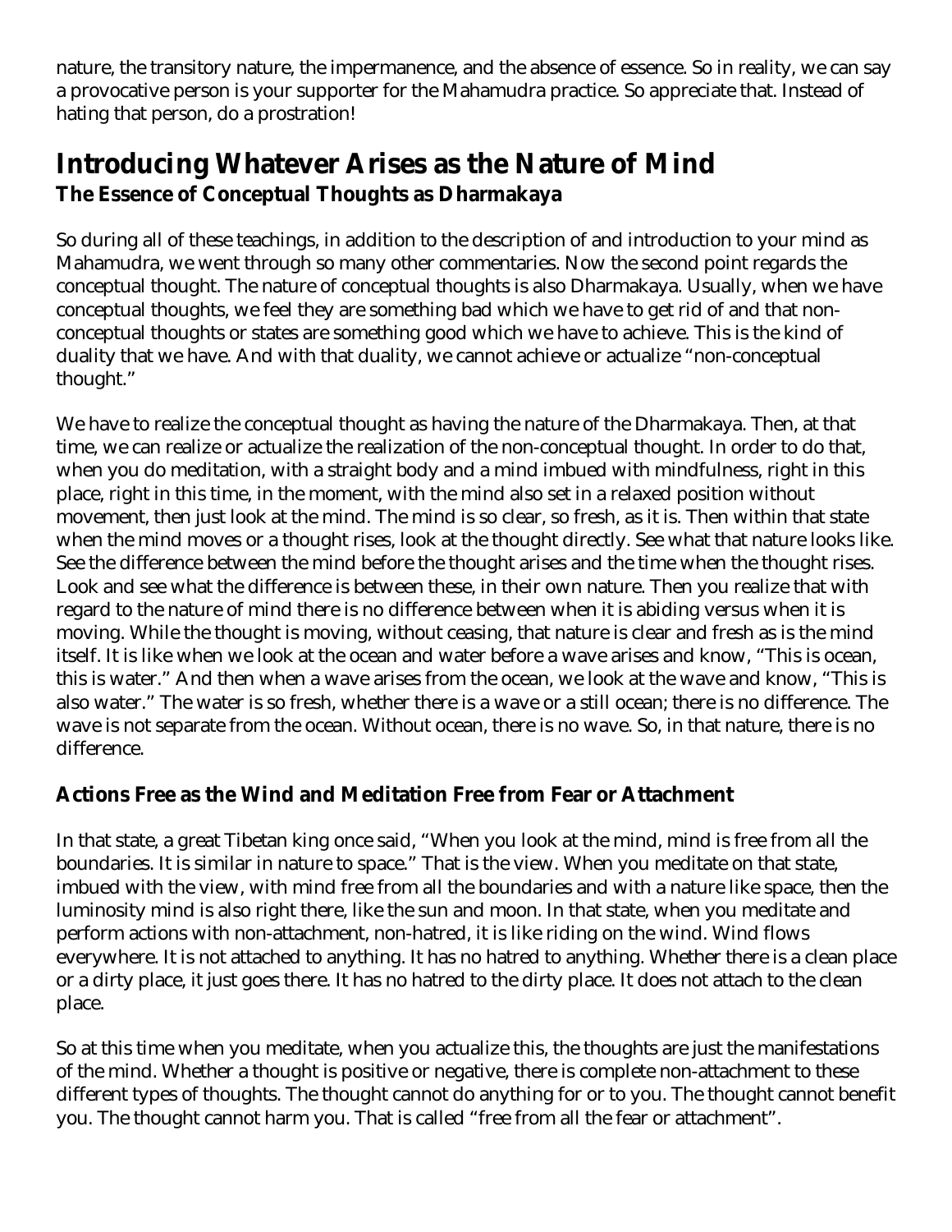nature, the transitory nature, the impermanence, and the absence of essence. So in reality, we can say a provocative person is your supporter for the Mahamudra practice. So appreciate that. Instead of hating that person, do a prostration!

## Introducing Whatever Arises as the Nature of Mind

### The Essence of Conceptual Thoughts as Dharmakaya

So during all of these teachings, in addition to the description of and introduction to your mind as Mahamudra, we went through so many other commentaries. Now the second point regards the conceptual thought. The nature of conceptual thoughts is also Dharmakaya. Usually, when we have conceptual thoughts, we feel they are something bad which we have to get rid of and that non-conceptual thoughts or states are something good which we have to achieve. This is the kind of duality that we have. And with that duality, we cannot achieve or actualize "non-conceptual thought."

We have to realize the conceptual thought as having the nature of the Dharmakaya. Then, at that time, we can realize or actualize the realization of the non-conceptual thought. In order to do that, when you do meditation, with a straight body and a mind imbued with mindfulness, right in this place, right in this time, in the moment, with the mind also set in a relaxed position without movement, then just look at the mind. The mind is so clear, so fresh, as it is. Then within that state when the mind moves or a thought rises, look at the thought directly. See what that nature looks like. See the difference between the mind before the thought arises and the time when the thought rises. Look and see what the difference is between these, in their own nature. Then you realize that with regard to the nature of mind there is no difference between when it is abiding versus when it is moving. While the thought is moving, without ceasing, that nature is clear and fresh as is the mind itself. It is like when we look at the ocean and water before a wave arises and know, "This is ocean, this is water." And then when a wave arises from the ocean, we look at the wave and know, "This is also water." The water is so fresh, whether there is a wave or a still ocean; there is no difference. The wave is not separate from the ocean. Without ocean, there is no wave. So, in that nature, there is no difference.

### Actions Free as the Wind and Meditation Free from Fear or Attachment

In that state, a great Tibetan king once said, "When you look at the mind, mind is free from all the boundaries. It is similar in nature to space." That is the view. When you meditate on that state, imbued with the view, with mind free from all the boundaries and with a nature like space, then the luminosity mind is also right there, like the sun and moon. In that state, when you meditate and perform actions with non-attachment, non-hatred, it is like riding on the wind. Wind flows everywhere. It is not attached to anything. It has no hatred to anything. Whether there is a clean place or a dirty place, it just goes there. It has no hatred to the dirty place. It does not attach to the clean place.

So at this time when you meditate, when you actualize this, the thoughts are just the manifestations of the mind. Whether a thought is positive or negative, there is complete non-attachment to these different types of thoughts. The thought cannot do anything for or to you. The thought cannot benefit you. The thought cannot harm you. That is called "free from all the fear or attachment".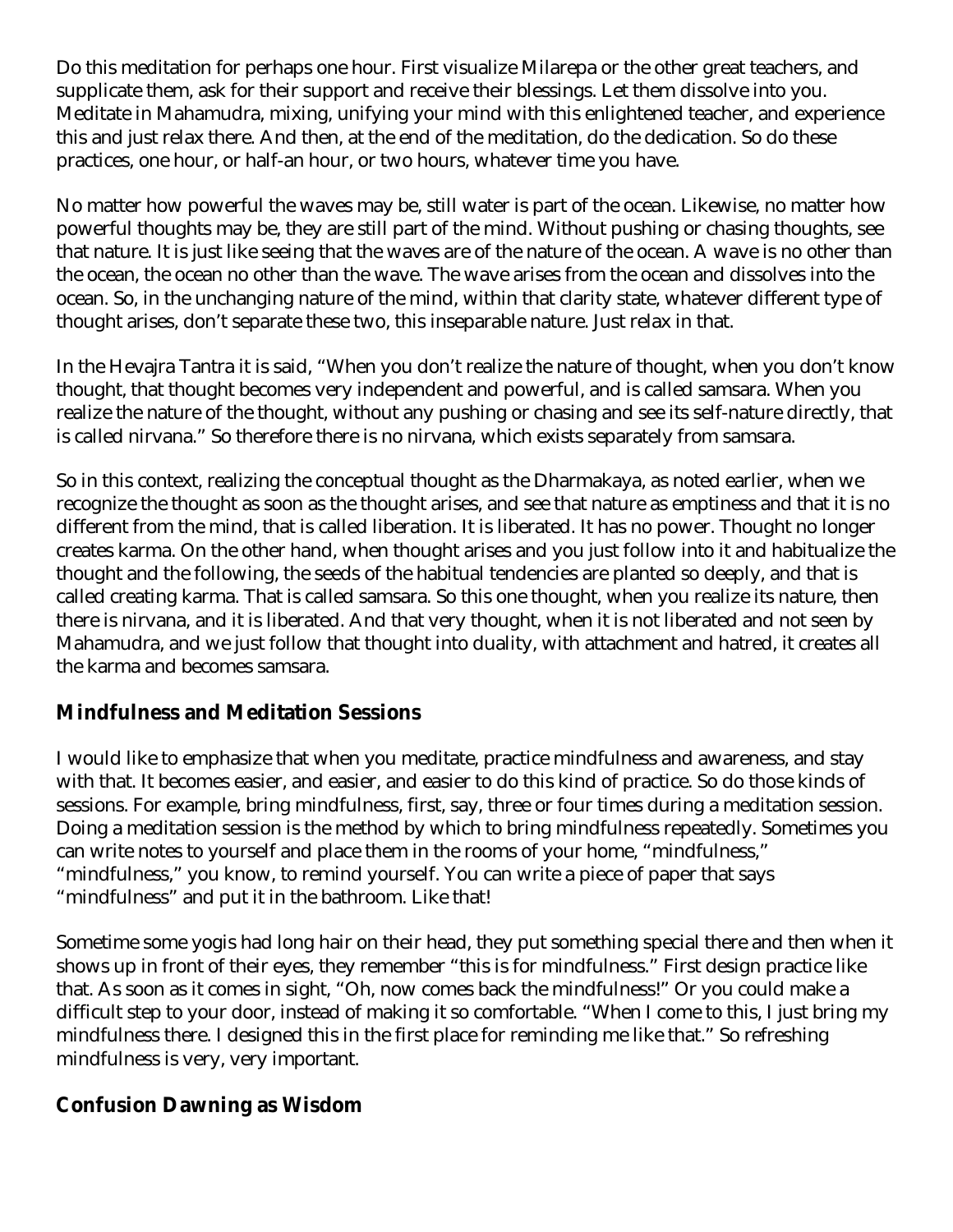Do this meditation for perhaps one hour. First visualize Milarepa or the other great teachers, and supplicate them, ask for their support and receive their blessings. Let them dissolve into you. Meditate in Mahamudra, mixing, unifying your mind with this enlightened teacher, and experience this and just relax there. And then, at the end of the meditation, do the dedication. So do these practices, one hour, or half-an hour, or two hours, whatever time you have.

No matter how powerful the waves may be, still water is part of the ocean. Likewise, no matter how powerful thoughts may be, they are still part of the mind. Without pushing or chasing thoughts, see that nature. It is just like seeing that the waves are of the nature of the ocean. A wave is no other than the ocean, the ocean no other than the wave. The wave arises from the ocean and dissolves into the ocean. So, in the unchanging nature of the mind, within that clarity state, whatever different type of thought arises, don't separate these two, this inseparable nature. Just relax in that.

In the Hevajra Tantra it is said, "When you don't realize the nature of thought, when you don't know thought, that thought becomes very independent and powerful, and is called samsara. When you realize the nature of the thought, without any pushing or chasing and see its self-nature directly, that is called nirvana." So therefore there is no nirvana, which exists separately from samsara.

So in this context, realizing the conceptual thought as the Dharmakaya, as noted earlier, when we recognize the thought as soon as the thought arises, and see that nature as emptiness and that it is no different from the mind, that is called liberation. It is liberated. It has no power. Thought no longer creates karma. On the other hand, when thought arises and you just follow into it and habitualize the thought and the following, the seeds of the habitual tendencies are planted so deeply, and that is called creating karma. That is called samsara. So this one thought, when you realize its nature, then there is nirvana, and it is liberated. And that very thought, when it is not liberated and not seen by Mahamudra, and we just follow that thought into duality, with attachment and hatred, it creates all the karma and becomes samsara.

## Mindfulness and Meditation Sessions

I would like to emphasize that when you meditate, practice mindfulness and awareness, and stay with that. It becomes easier, and easier, and easier to do this kind of practice. So do those kinds of sessions. For example, bring mindfulness, first, say, three or four times during a meditation session. Doing a meditation session is the method by which to bring mindfulness repeatedly. Sometimes you can write notes to yourself and place them in the rooms of your home, "mindfulness," "mindfulness," you know, to remind yourself. You can write a piece of paper that says "mindfulness" and put it in the bathroom. Like that!

Sometime some yogis had long hair on their head, they put something special there and then when it shows up in front of their eyes, they remember "this is for mindfulness." First design practice like that. As soon as it comes in sight, "Oh, now comes back the mindfulness!" Or you could make a difficult step to your door, instead of making it so comfortable. "When I come to this, I just bring my mindfulness there. I designed this in the first place for reminding me like that." So refreshing mindfulness is very, very important.

## Confusion Dawning as Wisdom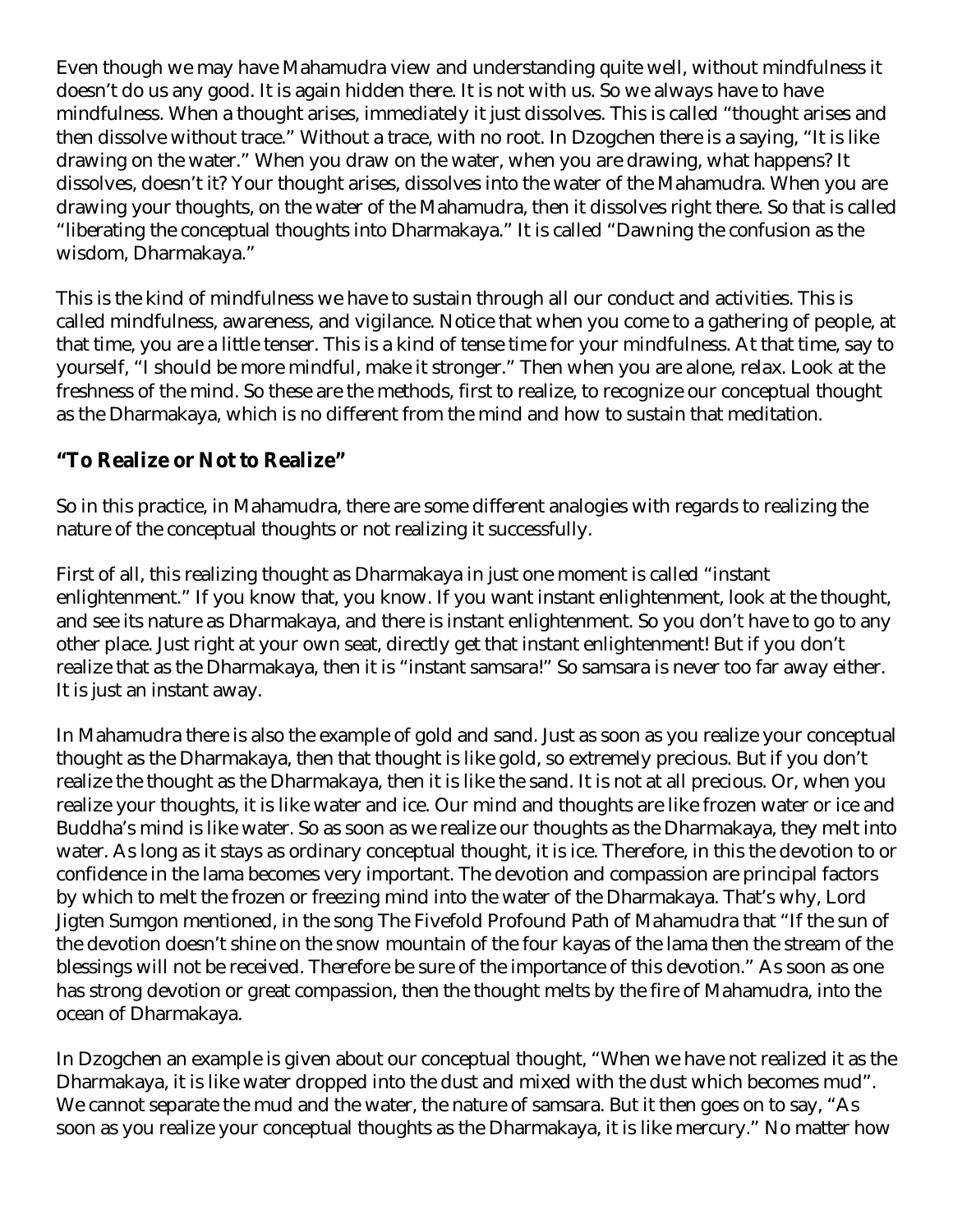Even though we may have Mahamudra view and understanding quite well, without mindfulness it doesn't do us any good. It is again hidden there. It is not with us. So we always have to have mindfulness. When a thought arises, immediately it just dissolves. This is called "thought arises and then dissolve without trace." Without a trace, with no root. In Dzogchen there is a saying, "It is like drawing on the water." When you draw on the water, when you are drawing, what happens? It dissolves, doesn't it? Your thought arises, dissolves into the water of the Mahamudra. When you are drawing your thoughts, on the water of the Mahamudra, then it dissolves right there. So that is called "liberating the conceptual thoughts into Dharmakaya." It is called "Dawning the confusion as the wisdom, Dharmakaya."

This is the kind of mindfulness we have to sustain through all our conduct and activities. This is called mindfulness, awareness, and vigilance. Notice that when you come to a gathering of people, at that time, you are a little tenser. This is a kind of tense time for your mindfulness. At that time, say to yourself, "I should be more mindful, make it stronger." Then when you are alone, relax. Look at the freshness of the mind. So these are the methods, first to realize, to recognize our conceptual thought as the Dharmakaya, which is no different from the mind and how to sustain that meditation.

## "To Realize or Not to Realize"

So in this practice, in Mahamudra, there are some different analogies with regards to realizing the nature of the conceptual thoughts or not realizing it successfully.

First of all, this realizing thought as Dharmakaya in just one moment is called "instant enlightenment." If you know that, you know. If you want instant enlightenment, look at the thought, and see its nature as Dharmakaya, and there is instant enlightenment. So you don't have to go to any other place. Just right at your own seat, directly get that instant enlightenment! But if you don't realize that as the Dharmakaya, then it is "instant samsara!" So samsara is never too far away either. It is just an instant away.

In Mahamudra there is also the example of gold and sand. Just as soon as you realize your conceptual thought as the Dharmakaya, then that thought is like gold, so extremely precious. But if you don't realize the thought as the Dharmakaya, then it is like the sand. It is not at all precious. Or, when you realize your thoughts, it is like water and ice. Our mind and thoughts are like frozen water or ice and Buddha's mind is like water. So as soon as we realize our thoughts as the Dharmakaya, they melt into water. As long as it stays as ordinary conceptual thought, it is ice. Therefore, in this the devotion to or confidence in the lama becomes very important. The devotion and compassion are principal factors by which to melt the frozen or freezing mind into the water of the Dharmakaya. That's why, Lord Jigten Sumgon mentioned, in the song The Fivefold Profound Path of Mahamudra that "If the sun of the devotion doesn't shine on the snow mountain of the four kayas of the lama then the stream of the blessings will not be received. Therefore be sure of the importance of this devotion." As soon as one has strong devotion or great compassion, then the thought melts by the fire of Mahamudra, into the ocean of Dharmakaya.

In Dzogchen an example is given about our conceptual thought, "When we have not realized it as the Dharmakaya, it is like water dropped into the dust and mixed with the dust which becomes mud". We cannot separate the mud and the water, the nature of samsara. But it then goes on to say, "As soon as you realize your conceptual thoughts as the Dharmakaya, it is like mercury." No matter how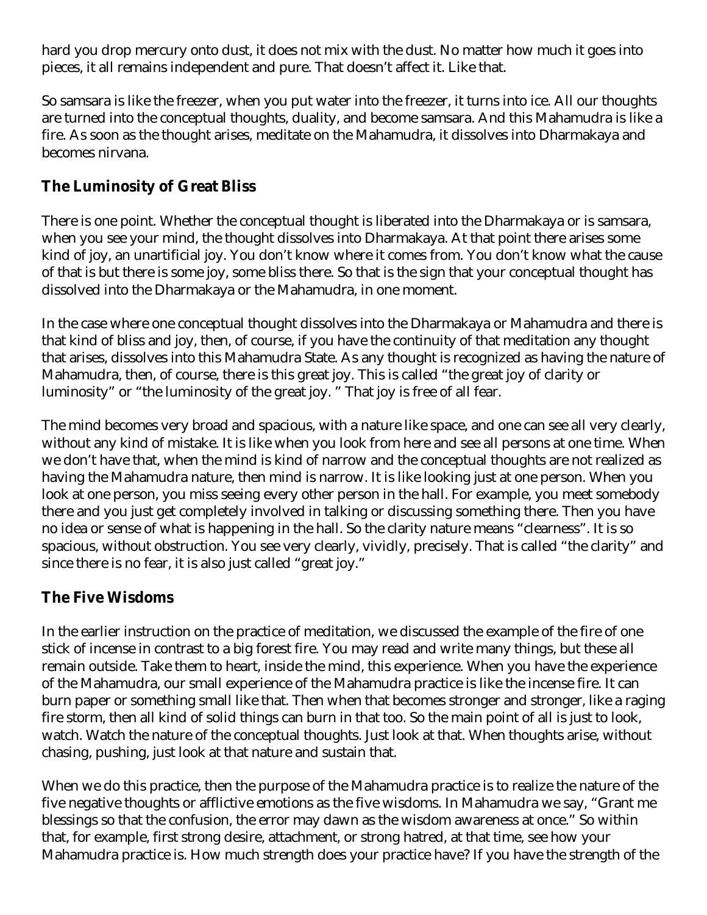hard you drop mercury onto dust, it does not mix with the dust. No matter how much it goes into pieces, it all remains independent and pure. That doesn't affect it. Like that.

So samsara is like the freezer, when you put water into the freezer, it turns into ice. All our thoughts are turned into the conceptual thoughts, duality, and become samsara. And this Mahamudra is like a fire. As soon as the thought arises, meditate on the Mahamudra, it dissolves into Dharmakaya and becomes nirvana.

## The Luminosity of Great Bliss

There is one point. Whether the conceptual thought is liberated into the Dharmakaya or is samsara, when you see your mind, the thought dissolves into Dharmakaya. At that point there arises some kind of joy, an unartificial joy. You don't know where it comes from. You don't know what the cause of that is but there is some joy, some bliss there. So that is the sign that your conceptual thought has dissolved into the Dharmakaya or the Mahamudra, in one moment.

In the case where one conceptual thought dissolves into the Dharmakaya or Mahamudra and there is that kind of bliss and joy, then, of course, if you have the continuity of that meditation any thought that arises, dissolves into this Mahamudra State. As any thought is recognized as having the nature of Mahamudra, then, of course, there is this great joy. This is called "the great joy of clarity or luminosity" or "the luminosity of the great joy. " That joy is free of all fear.

The mind becomes very broad and spacious, with a nature like space, and one can see all very clearly, without any kind of mistake. It is like when you look from here and see all persons at one time. When we don't have that, when the mind is kind of narrow and the conceptual thoughts are not realized as having the Mahamudra nature, then mind is narrow. It is like looking just at one person. When you look at one person, you miss seeing every other person in the hall. For example, you meet somebody there and you just get completely involved in talking or discussing something there. Then you have no idea or sense of what is happening in the hall. So the clarity nature means "clearness". It is so spacious, without obstruction. You see very clearly, vividly, precisely. That is called "the clarity" and since there is no fear, it is also just called "great joy."

## The Five Wisdoms

In the earlier instruction on the practice of meditation, we discussed the example of the fire of one stick of incense in contrast to a big forest fire. You may read and write many things, but these all remain outside. Take them to heart, inside the mind, this experience. When you have the experience of the Mahamudra, our small experience of the Mahamudra practice is like the incense fire. It can burn paper or something small like that. Then when that becomes stronger and stronger, like a raging fire storm, then all kind of solid things can burn in that too. So the main point of all is just to look, watch. Watch the nature of the conceptual thoughts. Just look at that. When thoughts arise, without chasing, pushing, just look at that nature and sustain that.

When we do this practice, then the purpose of the Mahamudra practice is to realize the nature of the five negative thoughts or afflictive emotions as the five wisdoms. In Mahamudra we say, "Grant me blessings so that the confusion, the error may dawn as the wisdom awareness at once." So within that, for example, first strong desire, attachment, or strong hatred, at that time, see how your Mahamudra practice is. How much strength does your practice have? If you have the strength of the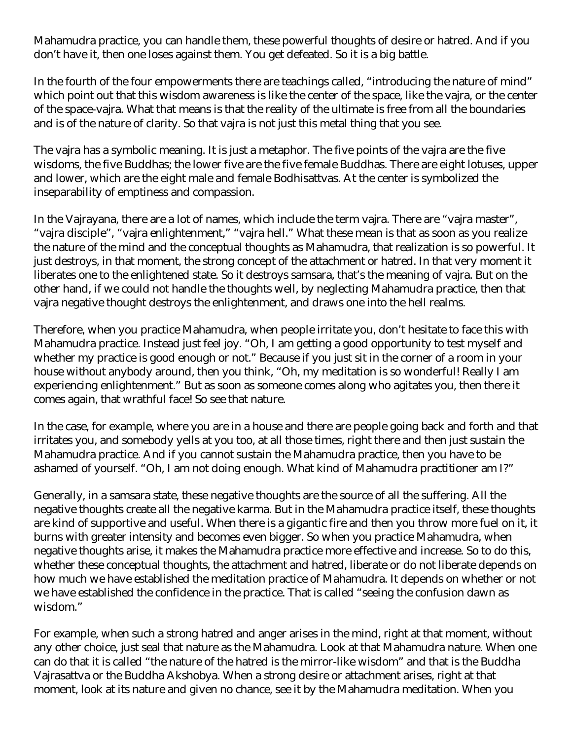Mahamudra practice, you can handle them, these powerful thoughts of desire or hatred. And if you don't have it, then one loses against them. You get defeated. So it is a big battle.

In the fourth of the four empowerments there are teachings called, "introducing the nature of mind" which point out that this wisdom awareness is like the center of the space, like the vajra, or the center of the space-vajra. What that means is that the reality of the ultimate is free from all the boundaries and is of the nature of clarity. So that vajra is not just this metal thing that you see.

The vajra has a symbolic meaning. It is just a metaphor. The five points of the vajra are the five wisdoms, the five Buddhas; the lower five are the five female Buddhas. There are eight lotuses, upper and lower, which are the eight male and female Bodhisattvas. At the center is symbolized the inseparability of emptiness and compassion.

In the Vajrayana, there are a lot of names, which include the term vajra. There are "vajra master", "vajra disciple", "vajra enlightenment," "vajra hell." What these mean is that as soon as you realize the nature of the mind and the conceptual thoughts as Mahamudra, that realization is so powerful. It just destroys, in that moment, the strong concept of the attachment or hatred. In that very moment it liberates one to the enlightened state. So it destroys samsara, that's the meaning of vajra. But on the other hand, if we could not handle the thoughts well, by neglecting Mahamudra practice, then that vajra negative thought destroys the enlightenment, and draws one into the hell realms.

Therefore, when you practice Mahamudra, when people irritate you, don't hesitate to face this with Mahamudra practice. Instead just feel joy. "Oh, I am getting a good opportunity to test myself and whether my practice is good enough or not." Because if you just sit in the corner of a room in your house without anybody around, then you think, "Oh, my meditation is so wonderful! Really I am experiencing enlightenment." But as soon as someone comes along who agitates you, then there it comes again, that wrathful face! So see that nature.

In the case, for example, where you are in a house and there are people going back and forth and that irritates you, and somebody yells at you too, at all those times, right there and then just sustain the Mahamudra practice. And if you cannot sustain the Mahamudra practice, then you have to be ashamed of yourself. "Oh, I am not doing enough. What kind of Mahamudra practitioner am I?"

Generally, in a samsara state, these negative thoughts are the source of all the suffering. All the negative thoughts create all the negative karma. But in the Mahamudra practice itself, these thoughts are kind of supportive and useful. When there is a gigantic fire and then you throw more fuel on it, it burns with greater intensity and becomes even bigger. So when you practice Mahamudra, when negative thoughts arise, it makes the Mahamudra practice more effective and increase. So to do this, whether these conceptual thoughts, the attachment and hatred, liberate or do not liberate depends on how much we have established the meditation practice of Mahamudra. It depends on whether or not we have established the confidence in the practice. That is called "seeing the confusion dawn as wisdom."

For example, when such a strong hatred and anger arises in the mind, right at that moment, without any other choice, just seal that nature as the Mahamudra. Look at that Mahamudra nature. When one can do that it is called "the nature of the hatred is the mirror-like wisdom" and that is the Buddha Vajrasattva or the Buddha Akshobya. When a strong desire or attachment arises, right at that moment, look at its nature and given no chance, see it by the Mahamudra meditation. When you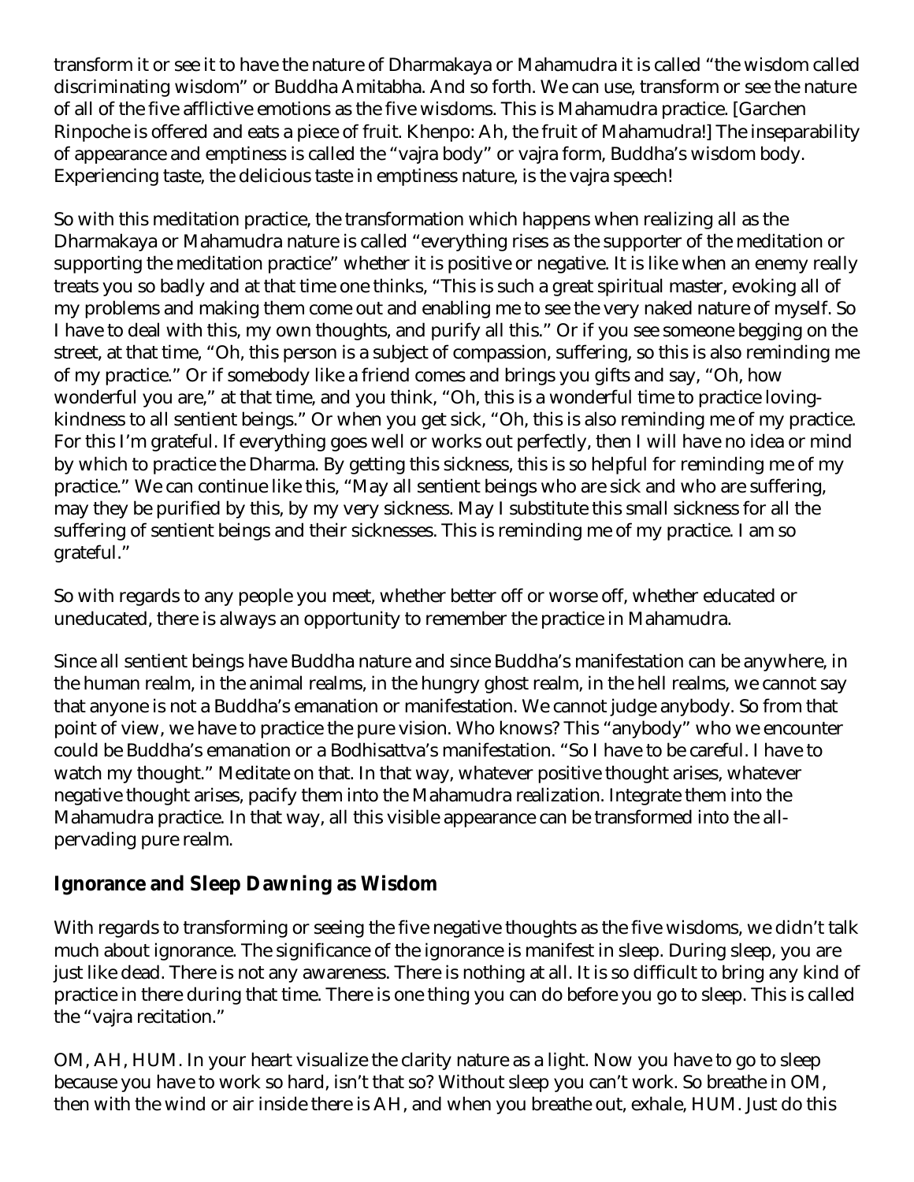transform it or see it to have the nature of Dharmakaya or Mahamudra it is called “the wisdom called discriminating wisdom” or Buddha Amitabha. And so forth. We can use, transform or see the nature of all of the five afflictive emotions as the five wisdoms. This is Mahamudra practice. [Garchen Rinpoche is offered and eats a piece of fruit. Khenpo: Ah, the fruit of Mahamudra!] The inseparability of appearance and emptiness is called the “vajra body” or vajra form, Buddha’s wisdom body. Experiencing taste, the delicious taste in emptiness nature, is the vajra speech!

So with this meditation practice, the transformation which happens when realizing all as the Dharmakaya or Mahamudra nature is called “everything rises as the supporter of the meditation or supporting the meditation practice” whether it is positive or negative. It is like when an enemy really treats you so badly and at that time one thinks, “This is such a great spiritual master, evoking all of my problems and making them come out and enabling me to see the very naked nature of myself. So I have to deal with this, my own thoughts, and purify all this.” Or if you see someone begging on the street, at that time, “Oh, this person is a subject of compassion, suffering, so this is also reminding me of my practice.” Or if somebody like a friend comes and brings you gifts and say, “Oh, how wonderful you are,” at that time, and you think, “Oh, this is a wonderful time to practice loving-kindness to all sentient beings.” Or when you get sick, “Oh, this is also reminding me of my practice. For this I’m grateful. If everything goes well or works out perfectly, then I will have no idea or mind by which to practice the Dharma. By getting this sickness, this is so helpful for reminding me of my practice.” We can continue like this, “May all sentient beings who are sick and who are suffering, may they be purified by this, by my very sickness. May I substitute this small sickness for all the suffering of sentient beings and their sicknesses. This is reminding me of my practice. I am so grateful.”

So with regards to any people you meet, whether better off or worse off, whether educated or uneducated, there is always an opportunity to remember the practice in Mahamudra.

Since all sentient beings have Buddha nature and since Buddha’s manifestation can be anywhere, in the human realm, in the animal realms, in the hungry ghost realm, in the hell realms, we cannot say that anyone is not a Buddha’s emanation or manifestation. We cannot judge anybody. So from that point of view, we have to practice the pure vision. Who knows? This “anybody” who we encounter could be Buddha’s emanation or a Bodhisattva’s manifestation. “So I have to be careful. I have to watch my thought.” Meditate on that. In that way, whatever positive thought arises, whatever negative thought arises, pacify them into the Mahamudra realization. Integrate them into the Mahamudra practice. In that way, all this visible appearance can be transformed into the all-pervading pure realm.

## Ignorance and Sleep Dawning as Wisdom

With regards to transforming or seeing the five negative thoughts as the five wisdoms, we didn’t talk much about ignorance. The significance of the ignorance is manifest in sleep. During sleep, you are just like dead. There is not any awareness. There is nothing at all. It is so difficult to bring any kind of practice in there during that time. There is one thing you can do before you go to sleep. This is called the “vajra recitation.”

OM, AH, HUM. In your heart visualize the clarity nature as a light. Now you have to go to sleep because you have to work so hard, isn’t that so? Without sleep you can’t work. So breathe in OM, then with the wind or air inside there is AH, and when you breathe out, exhale, HUM. Just do this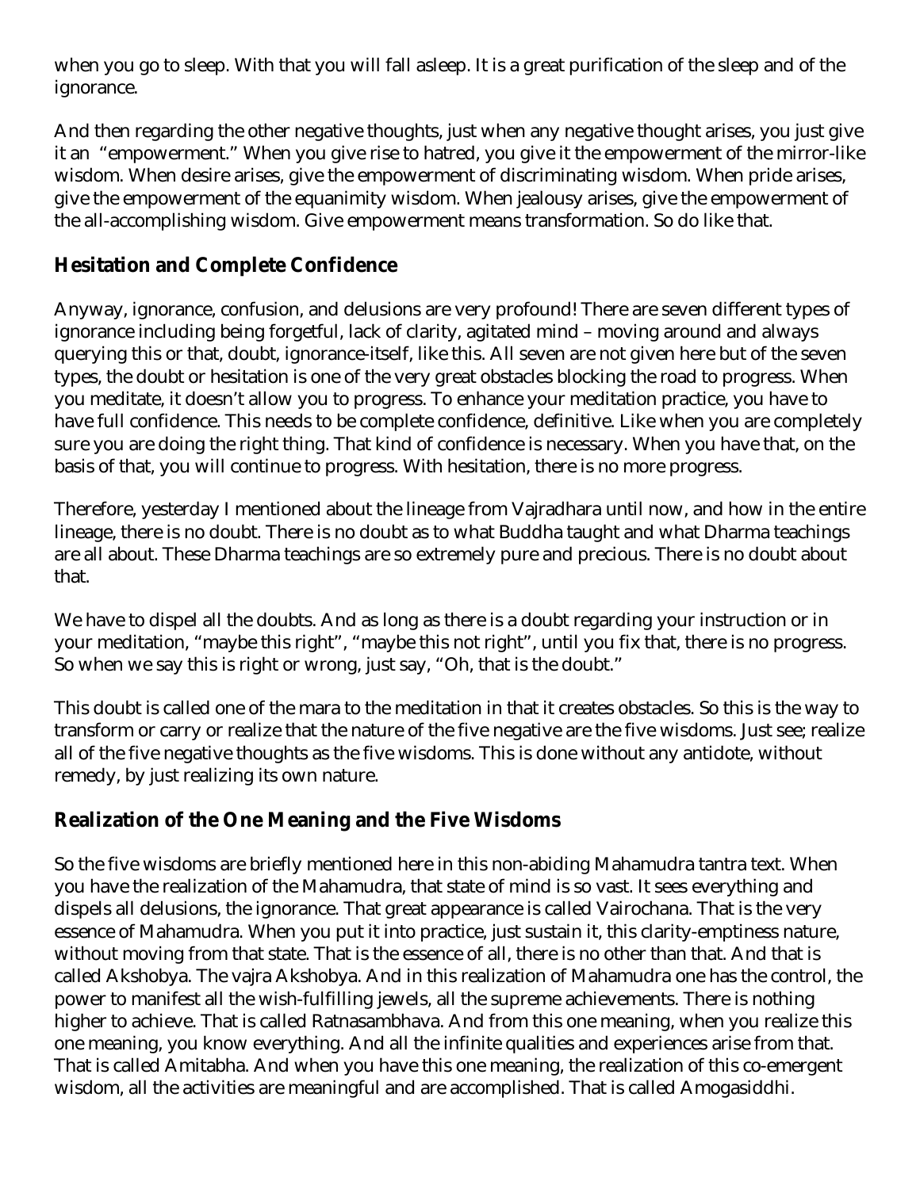when you go to sleep. With that you will fall asleep. It is a great purification of the sleep and of the ignorance.

And then regarding the other negative thoughts, just when any negative thought arises, you just give it an "empowerment." When you give rise to hatred, you give it the empowerment of the mirror-like wisdom. When desire arises, give the empowerment of discriminating wisdom. When pride arises, give the empowerment of the equanimity wisdom. When jealousy arises, give the empowerment of the all-accomplishing wisdom. Give empowerment means transformation. So do like that.

## Hesitation and Complete Confidence

Anyway, ignorance, confusion, and delusions are very profound! There are seven different types of ignorance including being forgetful, lack of clarity, agitated mind – moving around and always querying this or that, doubt, ignorance-itself, like this. All seven are not given here but of the seven types, the doubt or hesitation is one of the very great obstacles blocking the road to progress. When you meditate, it doesn't allow you to progress. To enhance your meditation practice, you have to have full confidence. This needs to be complete confidence, definitive. Like when you are completely sure you are doing the right thing. That kind of confidence is necessary. When you have that, on the basis of that, you will continue to progress. With hesitation, there is no more progress.

Therefore, yesterday I mentioned about the lineage from Vajradhara until now, and how in the entire lineage, there is no doubt. There is no doubt as to what Buddha taught and what Dharma teachings are all about. These Dharma teachings are so extremely pure and precious. There is no doubt about that.

We have to dispel all the doubts. And as long as there is a doubt regarding your instruction or in your meditation, "maybe this right", "maybe this not right", until you fix that, there is no progress. So when we say this is right or wrong, just say, "Oh, that is the doubt."

This doubt is called one of the mara to the meditation in that it creates obstacles. So this is the way to transform or carry or realize that the nature of the five negative are the five wisdoms. Just see; realize all of the five negative thoughts as the five wisdoms. This is done without any antidote, without remedy, by just realizing its own nature.

## Realization of the One Meaning and the Five Wisdoms

So the five wisdoms are briefly mentioned here in this non-abiding Mahamudra tantra text. When you have the realization of the Mahamudra, that state of mind is so vast. It sees everything and dispels all delusions, the ignorance. That great appearance is called Vairochana. That is the very essence of Mahamudra. When you put it into practice, just sustain it, this clarity-emptiness nature, without moving from that state. That is the essence of all, there is no other than that. And that is called Akshobya. The vajra Akshobya. And in this realization of Mahamudra one has the control, the power to manifest all the wish-fulfilling jewels, all the supreme achievements. There is nothing higher to achieve. That is called Ratnasambhava. And from this one meaning, when you realize this one meaning, you know everything. And all the infinite qualities and experiences arise from that. That is called Amitabha. And when you have this one meaning, the realization of this co-emergent wisdom, all the activities are meaningful and are accomplished. That is called Amogasiddhi.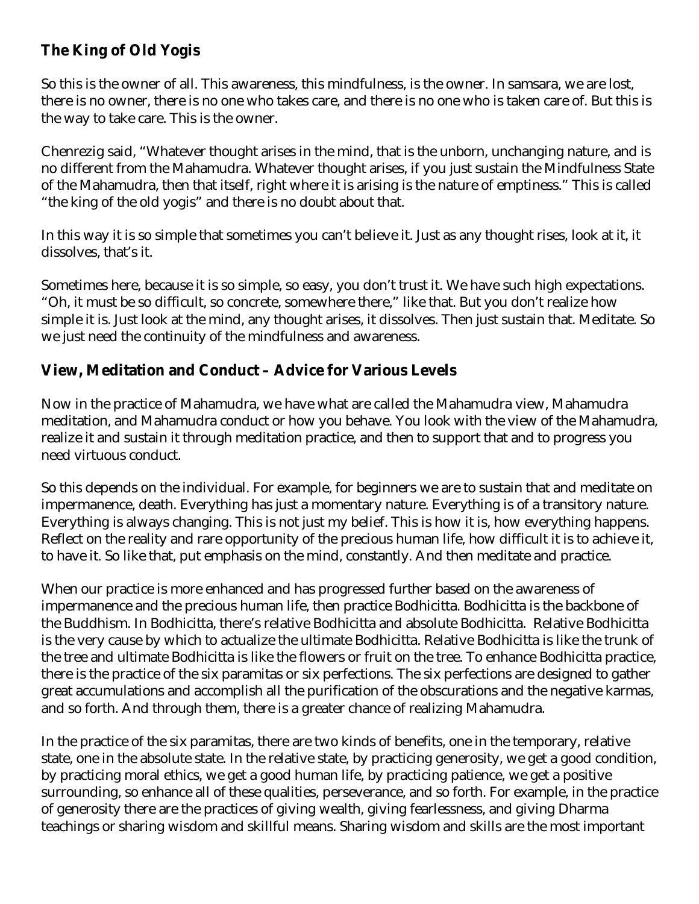## The King of Old Yogis

So this is the owner of all. This awareness, this mindfulness, is the owner. In samsara, we are lost, there is no owner, there is no one who takes care, and there is no one who is taken care of. But this is the way to take care. This is the owner.

Chenrezig said, "Whatever thought arises in the mind, that is the unborn, unchanging nature, and is no different from the Mahamudra. Whatever thought arises, if you just sustain the Mindfulness State of the Mahamudra, then that itself, right where it is arising is the nature of emptiness." This is called "the king of the old yogis" and there is no doubt about that.

In this way it is so simple that sometimes you can't believe it. Just as any thought rises, look at it, it dissolves, that's it.

Sometimes here, because it is so simple, so easy, you don't trust it. We have such high expectations. "Oh, it must be so difficult, so concrete, somewhere there," like that. But you don't realize how simple it is. Just look at the mind, any thought arises, it dissolves. Then just sustain that. Meditate. So we just need the continuity of the mindfulness and awareness.

## View, Meditation and Conduct – Advice for Various Levels

Now in the practice of Mahamudra, we have what are called the Mahamudra view, Mahamudra meditation, and Mahamudra conduct or how you behave. You look with the view of the Mahamudra, realize it and sustain it through meditation practice, and then to support that and to progress you need virtuous conduct.

So this depends on the individual. For example, for beginners we are to sustain that and meditate on impermanence, death. Everything has just a momentary nature. Everything is of a transitory nature. Everything is always changing. This is not just my belief. This is how it is, how everything happens. Reflect on the reality and rare opportunity of the precious human life, how difficult it is to achieve it, to have it. So like that, put emphasis on the mind, constantly. And then meditate and practice.

When our practice is more enhanced and has progressed further based on the awareness of impermanence and the precious human life, then practice Bodhicitta. Bodhicitta is the backbone of the Buddhism. In Bodhicitta, there's relative Bodhicitta and absolute Bodhicitta. Relative Bodhicitta is the very cause by which to actualize the ultimate Bodhicitta. Relative Bodhicitta is like the trunk of the tree and ultimate Bodhicitta is like the flowers or fruit on the tree. To enhance Bodhicitta practice, there is the practice of the six paramitas or six perfections. The six perfections are designed to gather great accumulations and accomplish all the purification of the obscurations and the negative karmas, and so forth. And through them, there is a greater chance of realizing Mahamudra.

In the practice of the six paramitas, there are two kinds of benefits, one in the temporary, relative state, one in the absolute state. In the relative state, by practicing generosity, we get a good condition, by practicing moral ethics, we get a good human life, by practicing patience, we get a positive surrounding, so enhance all of these qualities, perseverance, and so forth. For example, in the practice of generosity there are the practices of giving wealth, giving fearlessness, and giving Dharma teachings or sharing wisdom and skillful means. Sharing wisdom and skills are the most important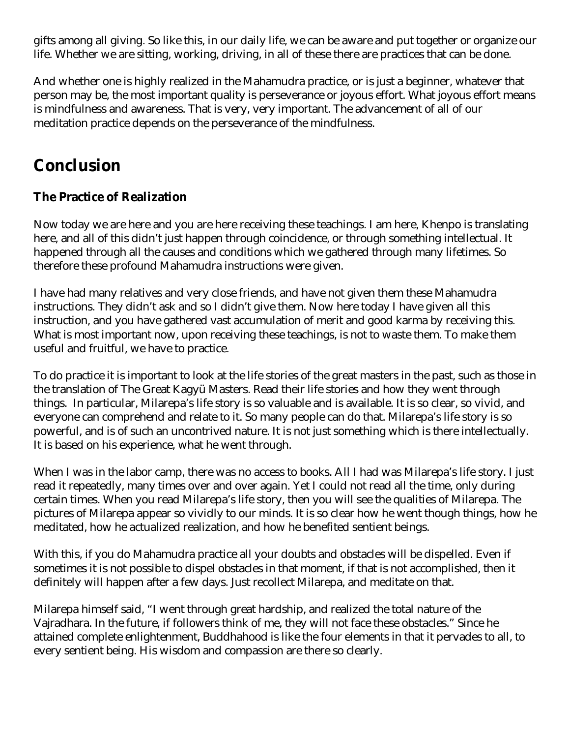gifts among all giving. So like this, in our daily life, we can be aware and put together or organize our life. Whether we are sitting, working, driving, in all of these there are practices that can be done.

And whether one is highly realized in the Mahamudra practice, or is just a beginner, whatever that person may be, the most important quality is perseverance or joyous effort. What joyous effort means is mindfulness and awareness. That is very, very important. The advancement of all of our meditation practice depends on the perseverance of the mindfulness.

# Conclusion

## The Practice of Realization

Now today we are here and you are here receiving these teachings. I am here, Khenpo is translating here, and all of this didn't just happen through coincidence, or through something intellectual. It happened through all the causes and conditions which we gathered through many lifetimes. So therefore these profound Mahamudra instructions were given.

I have had many relatives and very close friends, and have not given them these Mahamudra instructions. They didn't ask and so I didn't give them. Now here today I have given all this instruction, and you have gathered vast accumulation of merit and good karma by receiving this. What is most important now, upon receiving these teachings, is not to waste them. To make them useful and fruitful, we have to practice.

To do practice it is important to look at the life stories of the great masters in the past, such as those in the translation of The Great Kagyü Masters. Read their life stories and how they went through things. In particular, Milarepa's life story is so valuable and is available. It is so clear, so vivid, and everyone can comprehend and relate to it. So many people can do that. Milarepa's life story is so powerful, and is of such an uncontrived nature. It is not just something which is there intellectually. It is based on his experience, what he went through.

When I was in the labor camp, there was no access to books. All I had was Milarepa's life story. I just read it repeatedly, many times over and over again. Yet I could not read all the time, only during certain times. When you read Milarepa's life story, then you will see the qualities of Milarepa. The pictures of Milarepa appear so vividly to our minds. It is so clear how he went though things, how he meditated, how he actualized realization, and how he benefited sentient beings.

With this, if you do Mahamudra practice all your doubts and obstacles will be dispelled. Even if sometimes it is not possible to dispel obstacles in that moment, if that is not accomplished, then it definitely will happen after a few days. Just recollect Milarepa, and meditate on that.

Milarepa himself said, "I went through great hardship, and realized the total nature of the Vajradhara. In the future, if followers think of me, they will not face these obstacles." Since he attained complete enlightenment, Buddhahood is like the four elements in that it pervades to all, to every sentient being. His wisdom and compassion are there so clearly.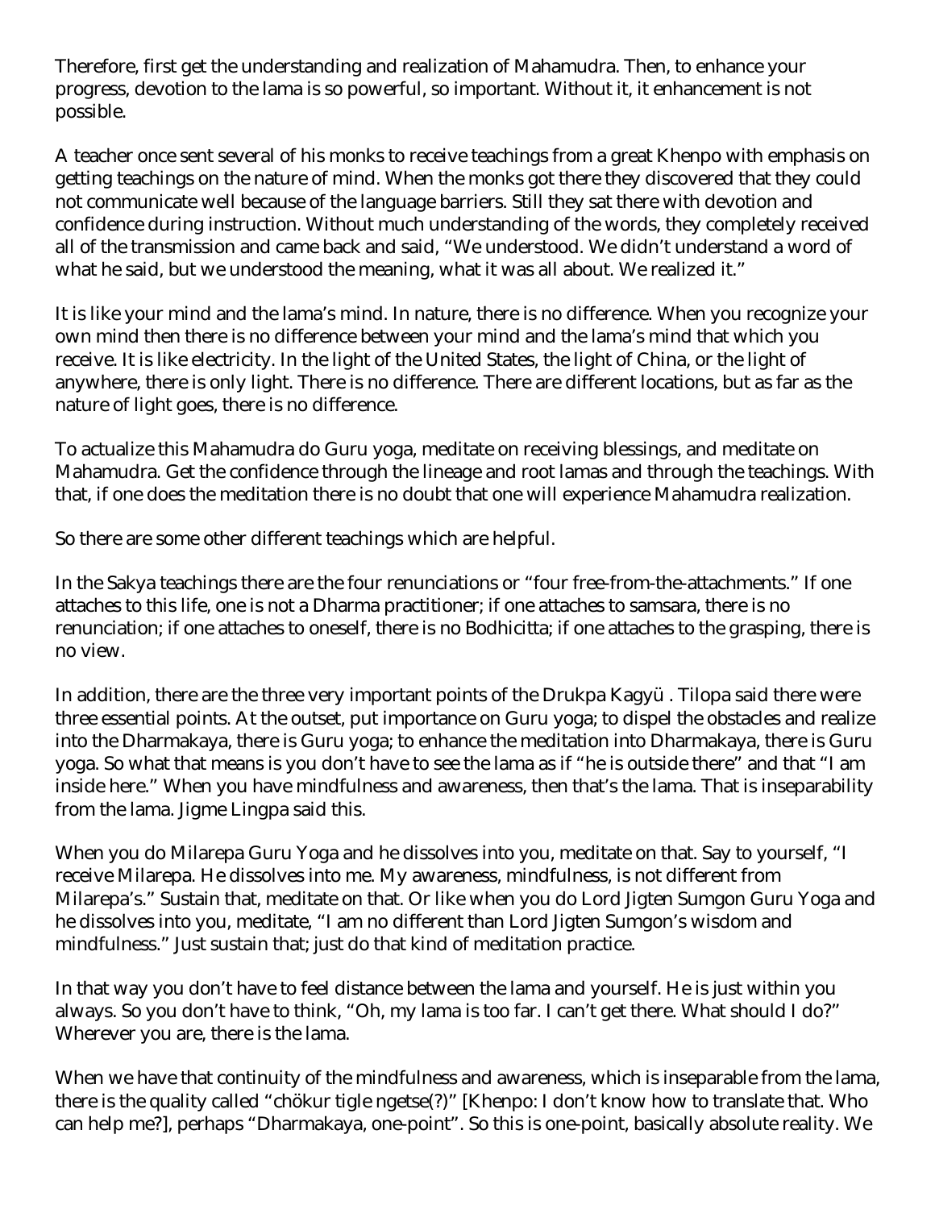Therefore, first get the understanding and realization of Mahamudra. Then, to enhance your progress, devotion to the lama is so powerful, so important. Without it, it enhancement is not possible.

A teacher once sent several of his monks to receive teachings from a great Khenpo with emphasis on getting teachings on the nature of mind. When the monks got there they discovered that they could not communicate well because of the language barriers. Still they sat there with devotion and confidence during instruction. Without much understanding of the words, they completely received all of the transmission and came back and said, "We understood. We didn't understand a word of what he said, but we understood the meaning, what it was all about. We realized it."

It is like your mind and the lama's mind. In nature, there is no difference. When you recognize your own mind then there is no difference between your mind and the lama's mind that which you receive. It is like electricity. In the light of the United States, the light of China, or the light of anywhere, there is only light. There is no difference. There are different locations, but as far as the nature of light goes, there is no difference.

To actualize this Mahamudra do Guru yoga, meditate on receiving blessings, and meditate on Mahamudra. Get the confidence through the lineage and root lamas and through the teachings. With that, if one does the meditation there is no doubt that one will experience Mahamudra realization.

So there are some other different teachings which are helpful.

In the Sakya teachings there are the four renunciations or "four free-from-the-attachments." If one attaches to this life, one is not a Dharma practitioner; if one attaches to samsara, there is no renunciation; if one attaches to oneself, there is no Bodhicitta; if one attaches to the grasping, there is no view.

In addition, there are the three very important points of the Drukpa Kagyü . Tilopa said there were three essential points. At the outset, put importance on Guru yoga; to dispel the obstacles and realize into the Dharmakaya, there is Guru yoga; to enhance the meditation into Dharmakaya, there is Guru yoga. So what that means is you don't have to see the lama as if "he is outside there" and that "I am inside here." When you have mindfulness and awareness, then that's the lama. That is inseparability from the lama. Jigme Lingpa said this.

When you do Milarepa Guru Yoga and he dissolves into you, meditate on that. Say to yourself, "I receive Milarepa. He dissolves into me. My awareness, mindfulness, is not different from Milarepa's." Sustain that, meditate on that. Or like when you do Lord Jigten Sumgon Guru Yoga and he dissolves into you, meditate, "I am no different than Lord Jigten Sumgon's wisdom and mindfulness." Just sustain that; just do that kind of meditation practice.

In that way you don't have to feel distance between the lama and yourself. He is just within you always. So you don't have to think, "Oh, my lama is too far. I can't get there. What should I do?" Wherever you are, there is the lama.

When we have that continuity of the mindfulness and awareness, which is inseparable from the lama, there is the quality called "chökur tigle ngetse(?)" [Khenpo: I don't know how to translate that. Who can help me?], perhaps "Dharmakaya, one-point". So this is one-point, basically absolute reality. We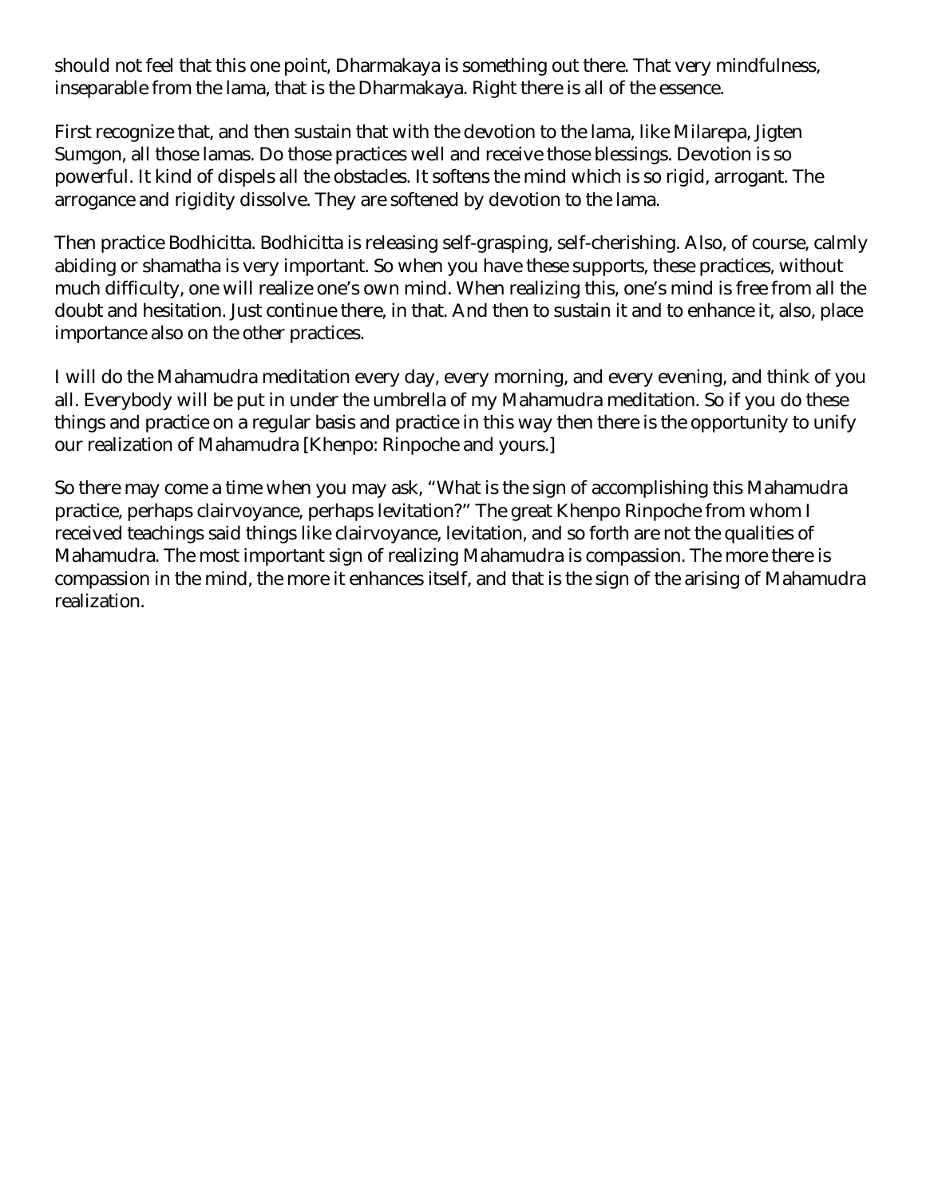should not feel that this one point, Dharmakaya is something out there. That very mindfulness, inseparable from the lama, that is the Dharmakaya. Right there is all of the essence.

First recognize that, and then sustain that with the devotion to the lama, like Milarepa, Jigten Sumgon, all those lamas. Do those practices well and receive those blessings. Devotion is so powerful. It kind of dispels all the obstacles. It softens the mind which is so rigid, arrogant. The arrogance and rigidity dissolve. They are softened by devotion to the lama.

Then practice Bodhicitta. Bodhicitta is releasing self-grasping, self-cherishing. Also, of course, calmly abiding or shamatha is very important. So when you have these supports, these practices, without much difficulty, one will realize one's own mind. When realizing this, one's mind is free from all the doubt and hesitation. Just continue there, in that. And then to sustain it and to enhance it, also, place importance also on the other practices.

I will do the Mahamudra meditation every day, every morning, and every evening, and think of you all. Everybody will be put in under the umbrella of my Mahamudra meditation. So if you do these things and practice on a regular basis and practice in this way then there is the opportunity to unify our realization of Mahamudra [Khenpo: Rinpoche and yours.]

So there may come a time when you may ask, "What is the sign of accomplishing this Mahamudra practice, perhaps clairvoyance, perhaps levitation?" The great Khenpo Rinpoche from whom I received teachings said things like clairvoyance, levitation, and so forth are not the qualities of Mahamudra. The most important sign of realizing Mahamudra is compassion. The more there is compassion in the mind, the more it enhances itself, and that is the sign of the arising of Mahamudra realization.